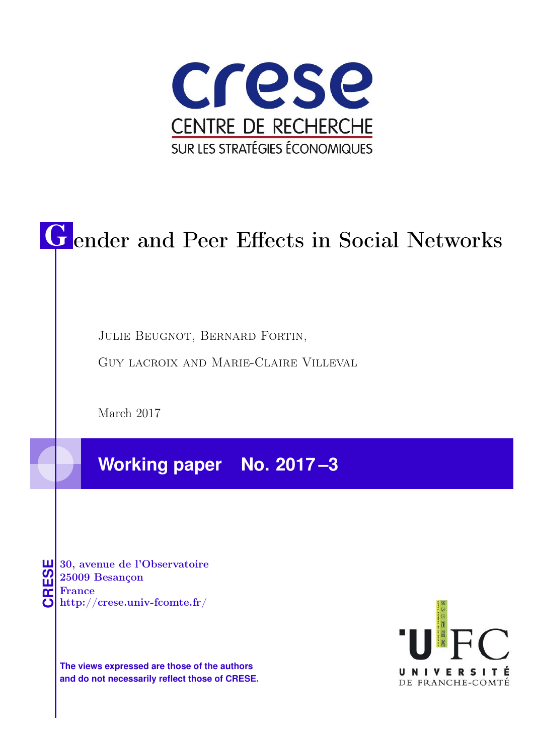crese

CENTRE DE RECHERCHE

SUR LES STRATÉGIES ÉCONOMIQUES

# Gender and Peer Effects in Social Networks

Julie Beugnot, Bernard Fortin,

Guy lacroix and Marie-Claire Villeval

March 2017

**Working paper No. 2017 –3**

**CRESE**

**30, avenue de l'Observatoire**
**25009 Besançon**
**France**
**http://crese.univ-fcomte.fr/**

**The views expressed are those of the authors and do not necessarily reflect those of CRESE.**

UFC
UNIVERSITÉ
DE FRANCHE-COMTÉ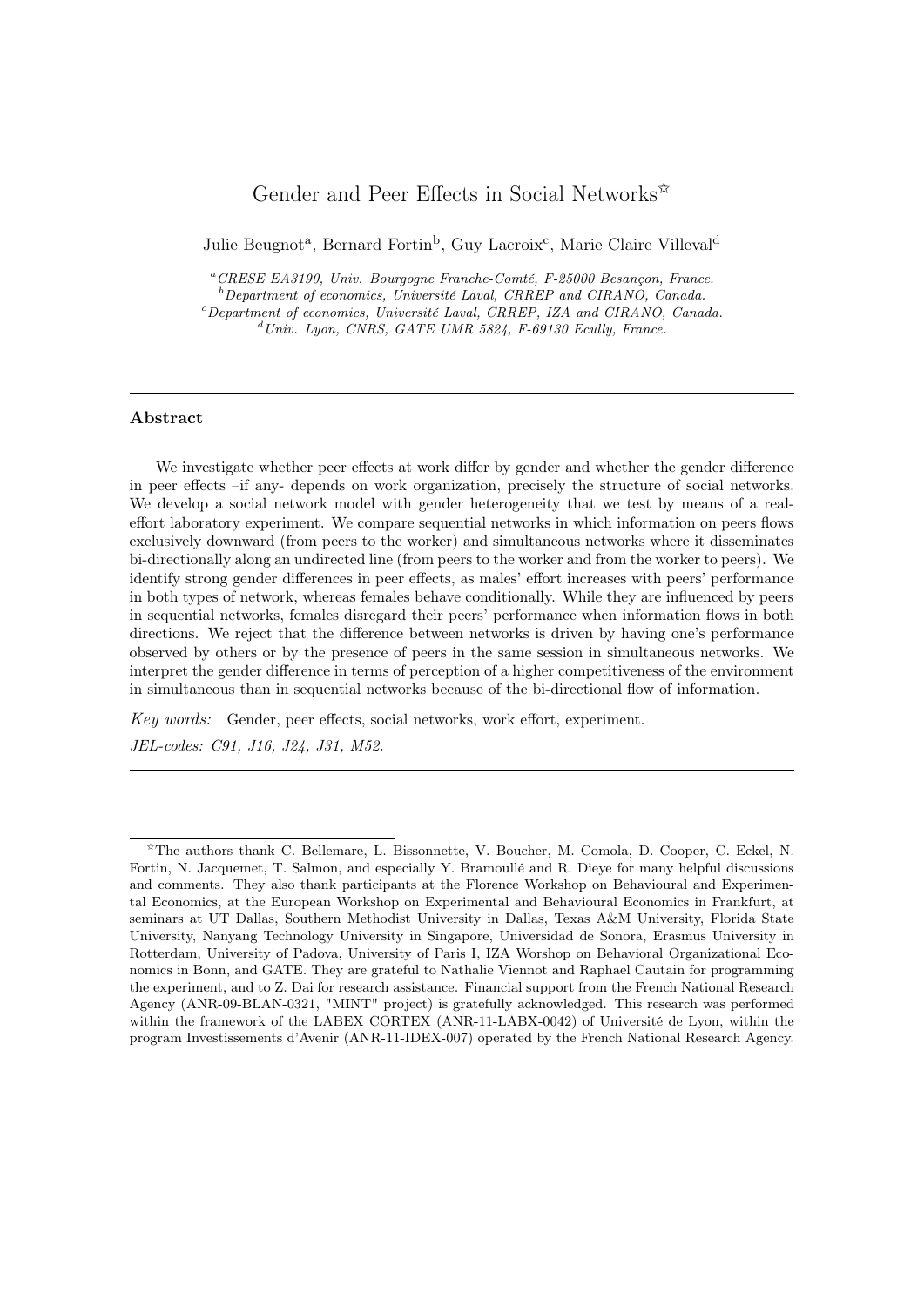# Gender and Peer Effects in Social Networks[☆]

Julie Beugnot[a], Bernard Fortin[b], Guy Lacroix[c], Marie Claire Villeval[d]

[a] *CRESE EA3190, Univ. Bourgogne Franche-Comté, F-25000 Besançon, France.*
[b] *Department of economics, Université Laval, CRREP and CIRANO, Canada.*
[c] *Department of economics, Université Laval, CRREP, IZA and CIRANO, Canada.*
[d] *Univ. Lyon, CNRS, GATE UMR 5824, F-69130 Ecully, France.*

---

### Abstract

We investigate whether peer effects at work differ by gender and whether the gender difference in peer effects –if any- depends on work organization, precisely the structure of social networks. We develop a social network model with gender heterogeneity that we test by means of a real-effort laboratory experiment. We compare sequential networks in which information on peers flows exclusively downward (from peers to the worker) and simultaneous networks where it disseminates bi-directionally along an undirected line (from peers to the worker and from the worker to peers). We identify strong gender differences in peer effects, as males' effort increases with peers' performance in both types of network, whereas females behave conditionally. While they are influenced by peers in sequential networks, females disregard their peers' performance when information flows in both directions. We reject that the difference between networks is driven by having one's performance observed by others or by the presence of peers in the same session in simultaneous networks. We interpret the gender difference in terms of perception of a higher competitiveness of the environment in simultaneous than in sequential networks because of the bi-directional flow of information.

*Key words:* Gender, peer effects, social networks, work effort, experiment.

*JEL-codes: C91, J16, J24, J31, M52.*

---

[☆]The authors thank C. Bellemare, L. Bissonnette, V. Boucher, M. Comola, D. Cooper, C. Eckel, N. Fortin, N. Jacquemet, T. Salmon, and especially Y. Bramoullé and R. Dieye for many helpful discussions and comments. They also thank participants at the Florence Workshop on Behavioural and Experimental Economics, at the European Workshop on Experimental and Behavioural Economics in Frankfurt, at seminars at UT Dallas, Southern Methodist University in Dallas, Texas A&M University, Florida State University, Nanyang Technology University in Singapore, Universidad de Sonora, Erasmus University in Rotterdam, University of Padova, University of Paris I, IZA Worshop on Behavioral Organizational Economics in Bonn, and GATE. They are grateful to Nathalie Viennot and Raphael Cautain for programming the experiment, and to Z. Dai for research assistance. Financial support from the French National Research Agency (ANR-09-BLAN-0321, "MINT" project) is gratefully acknowledged. This research was performed within the framework of the LABEX CORTEX (ANR-11-LABX-0042) of Université de Lyon, within the program Investissements d'Avenir (ANR-11-IDEX-007) operated by the French National Research Agency.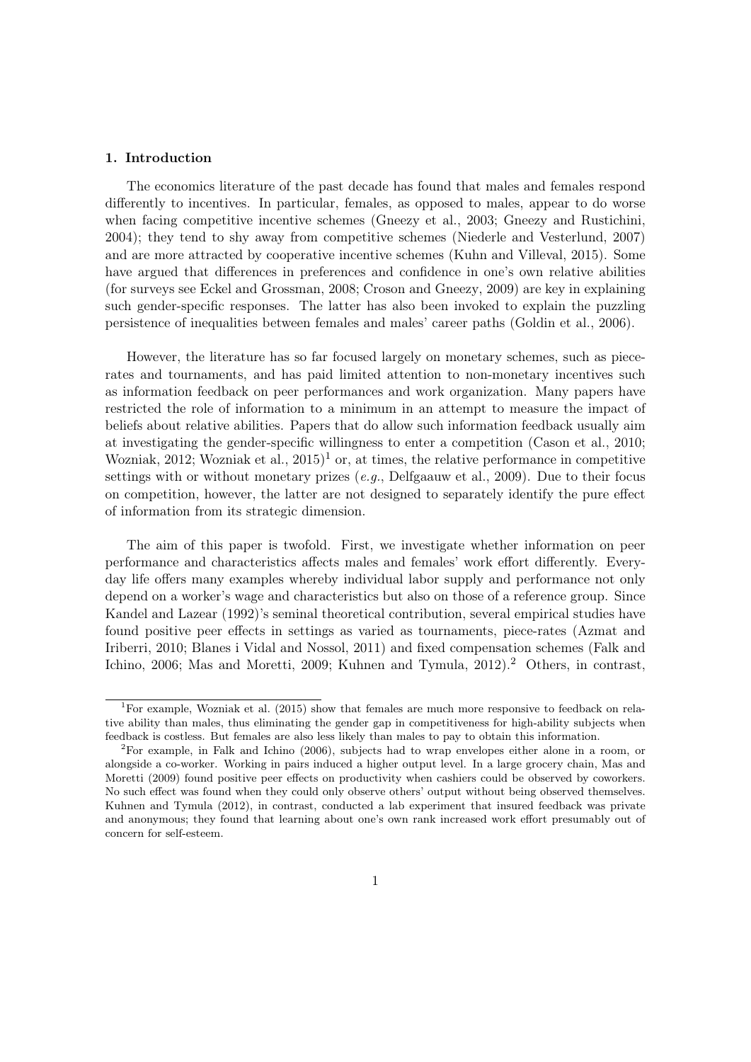## 1. Introduction

The economics literature of the past decade has found that males and females respond differently to incentives. In particular, females, as opposed to males, appear to do worse when facing competitive incentive schemes (Gneezy et al., 2003; Gneezy and Rustichini, 2004); they tend to shy away from competitive schemes (Niederle and Vesterlund, 2007) and are more attracted by cooperative incentive schemes (Kuhn and Villeval, 2015). Some have argued that differences in preferences and confidence in one's own relative abilities (for surveys see Eckel and Grossman, 2008; Croson and Gneezy, 2009) are key in explaining such gender-specific responses. The latter has also been invoked to explain the puzzling persistence of inequalities between females and males' career paths (Goldin et al., 2006).

However, the literature has so far focused largely on monetary schemes, such as piece-rates and tournaments, and has paid limited attention to non-monetary incentives such as information feedback on peer performances and work organization. Many papers have restricted the role of information to a minimum in an attempt to measure the impact of beliefs about relative abilities. Papers that do allow such information feedback usually aim at investigating the gender-specific willingness to enter a competition (Cason et al., 2010; Wozniak, 2012; Wozniak et al., 2015)[1] or, at times, the relative performance in competitive settings with or without monetary prizes (*e.g.*, Delfgaauw et al., 2009). Due to their focus on competition, however, the latter are not designed to separately identify the pure effect of information from its strategic dimension.

The aim of this paper is twofold. First, we investigate whether information on peer performance and characteristics affects males and females' work effort differently. Everyday life offers many examples whereby individual labor supply and performance not only depend on a worker's wage and characteristics but also on those of a reference group. Since Kandel and Lazear (1992)'s seminal theoretical contribution, several empirical studies have found positive peer effects in settings as varied as tournaments, piece-rates (Azmat and Iriberri, 2010; Blanes i Vidal and Nossol, 2011) and fixed compensation schemes (Falk and Ichino, 2006; Mas and Moretti, 2009; Kuhnen and Tymula, 2012).[2] Others, in contrast,

[1] For example, Wozniak et al. (2015) show that females are much more responsive to feedback on relative ability than males, thus eliminating the gender gap in competitiveness for high-ability subjects when feedback is costless. But females are also less likely than males to pay to obtain this information.

[2] For example, in Falk and Ichino (2006), subjects had to wrap envelopes either alone in a room, or alongside a co-worker. Working in pairs induced a higher output level. In a large grocery chain, Mas and Moretti (2009) found positive peer effects on productivity when cashiers could be observed by coworkers. No such effect was found when they could only observe others' output without being observed themselves. Kuhnen and Tymula (2012), in contrast, conducted a lab experiment that insured feedback was private and anonymous; they found that learning about one's own rank increased work effort presumably out of concern for self-esteem.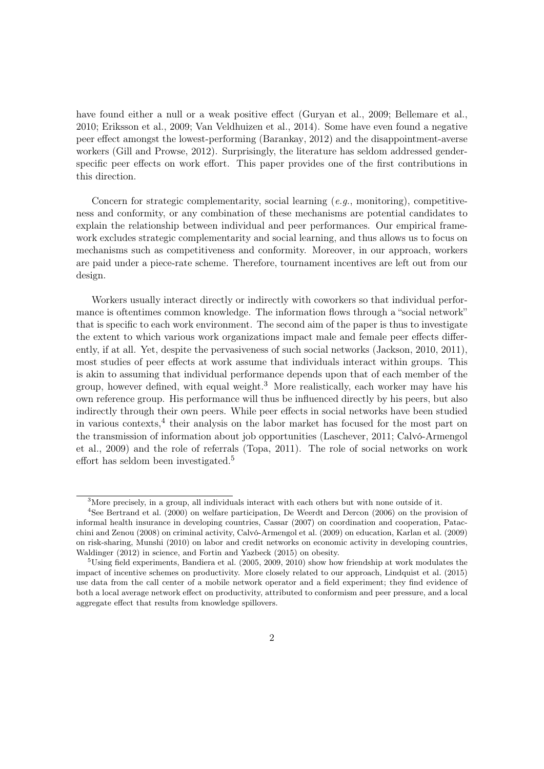have found either a null or a weak positive effect (Guryan et al., 2009; Bellemare et al., 2010; Eriksson et al., 2009; Van Veldhuizen et al., 2014). Some have even found a negative peer effect amongst the lowest-performing (Barankay, 2012) and the disappointment-averse workers (Gill and Prowse, 2012). Surprisingly, the literature has seldom addressed gender-specific peer effects on work effort. This paper provides one of the first contributions in this direction.

Concern for strategic complementarity, social learning (*e.g.*, monitoring), competitiveness and conformity, or any combination of these mechanisms are potential candidates to explain the relationship between individual and peer performances. Our empirical framework excludes strategic complementarity and social learning, and thus allows us to focus on mechanisms such as competitiveness and conformity. Moreover, in our approach, workers are paid under a piece-rate scheme. Therefore, tournament incentives are left out from our design.

Workers usually interact directly or indirectly with coworkers so that individual performance is oftentimes common knowledge. The information flows through a "social network" that is specific to each work environment. The second aim of the paper is thus to investigate the extent to which various work organizations impact male and female peer effects differently, if at all. Yet, despite the pervasiveness of such social networks (Jackson, 2010, 2011), most studies of peer effects at work assume that individuals interact within groups. This is akin to assuming that individual performance depends upon that of each member of the group, however defined, with equal weight.[3] More realistically, each worker may have his own reference group. His performance will thus be influenced directly by his peers, but also indirectly through their own peers. While peer effects in social networks have been studied in various contexts,[4] their analysis on the labor market has focused for the most part on the transmission of information about job opportunities (Laschever, 2011; Calvó-Armengol et al., 2009) and the role of referrals (Topa, 2011). The role of social networks on work effort has seldom been investigated.[5]

[3] More precisely, in a group, all individuals interact with each others but with none outside of it.

[4] See Bertrand et al. (2000) on welfare participation, De Weerdt and Dercon (2006) on the provision of informal health insurance in developing countries, Cassar (2007) on coordination and cooperation, Patacchini and Zenou (2008) on criminal activity, Calvó-Armengol et al. (2009) on education, Karlan et al. (2009) on risk-sharing, Munshi (2010) on labor and credit networks on economic activity in developing countries, Waldinger (2012) in science, and Fortin and Yazbeck (2015) on obesity.

[5] Using field experiments, Bandiera et al. (2005, 2009, 2010) show how friendship at work modulates the impact of incentive schemes on productivity. More closely related to our approach, Lindquist et al. (2015) use data from the call center of a mobile network operator and a field experiment; they find evidence of both a local average network effect on productivity, attributed to conformism and peer pressure, and a local aggregate effect that results from knowledge spillovers.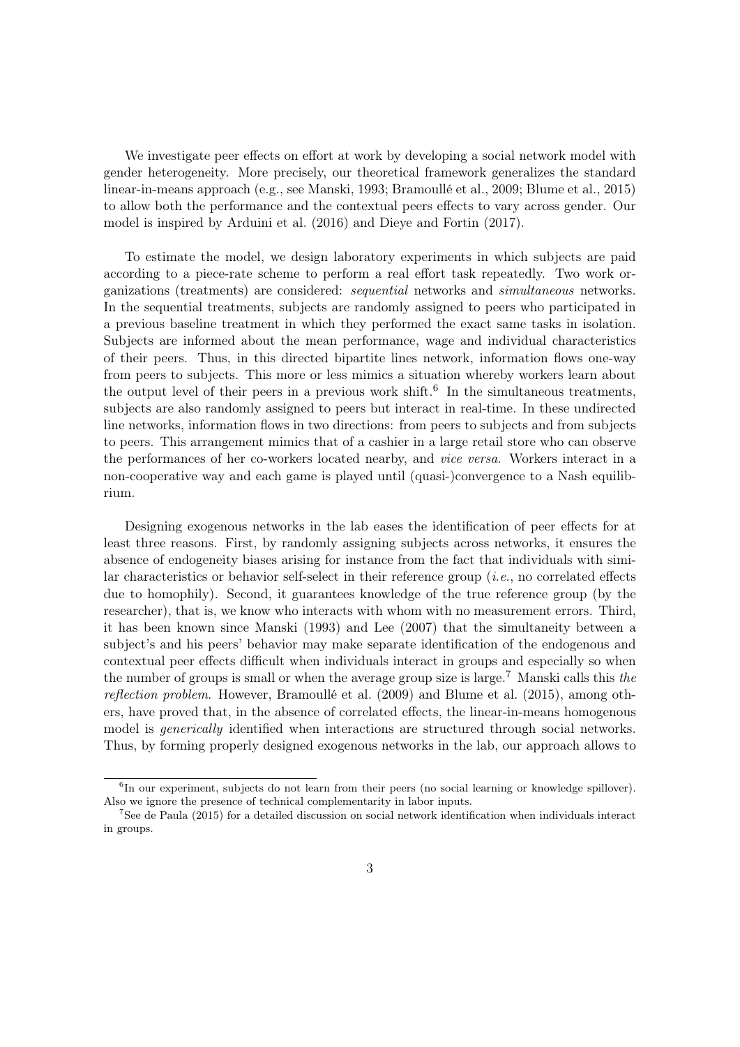We investigate peer effects on effort at work by developing a social network model with gender heterogeneity. More precisely, our theoretical framework generalizes the standard linear-in-means approach (e.g., see Manski, 1993; Bramoullé et al., 2009; Blume et al., 2015) to allow both the performance and the contextual peers effects to vary across gender. Our model is inspired by Arduini et al. (2016) and Dieye and Fortin (2017).

To estimate the model, we design laboratory experiments in which subjects are paid according to a piece-rate scheme to perform a real effort task repeatedly. Two work organizations (treatments) are considered: *sequential* networks and *simultaneous* networks. In the sequential treatments, subjects are randomly assigned to peers who participated in a previous baseline treatment in which they performed the exact same tasks in isolation. Subjects are informed about the mean performance, wage and individual characteristics of their peers. Thus, in this directed bipartite lines network, information flows one-way from peers to subjects. This more or less mimics a situation whereby workers learn about the output level of their peers in a previous work shift.[6] In the simultaneous treatments, subjects are also randomly assigned to peers but interact in real-time. In these undirected line networks, information flows in two directions: from peers to subjects and from subjects to peers. This arrangement mimics that of a cashier in a large retail store who can observe the performances of her co-workers located nearby, and *vice versa*. Workers interact in a non-cooperative way and each game is played until (quasi-)convergence to a Nash equilibrium.

Designing exogenous networks in the lab eases the identification of peer effects for at least three reasons. First, by randomly assigning subjects across networks, it ensures the absence of endogeneity biases arising for instance from the fact that individuals with similar characteristics or behavior self-select in their reference group (*i.e.*, no correlated effects due to homophily). Second, it guarantees knowledge of the true reference group (by the researcher), that is, we know who interacts with whom with no measurement errors. Third, it has been known since Manski (1993) and Lee (2007) that the simultaneity between a subject's and his peers' behavior may make separate identification of the endogenous and contextual peer effects difficult when individuals interact in groups and especially so when the number of groups is small or when the average group size is large.[7] Manski calls this *the reflection problem*. However, Bramoullé et al. (2009) and Blume et al. (2015), among others, have proved that, in the absence of correlated effects, the linear-in-means homogenous model is *generically* identified when interactions are structured through social networks. Thus, by forming properly designed exogenous networks in the lab, our approach allows to

[6] In our experiment, subjects do not learn from their peers (no social learning or knowledge spillover). Also we ignore the presence of technical complementarity in labor inputs.

[7] See de Paula (2015) for a detailed discussion on social network identification when individuals interact in groups.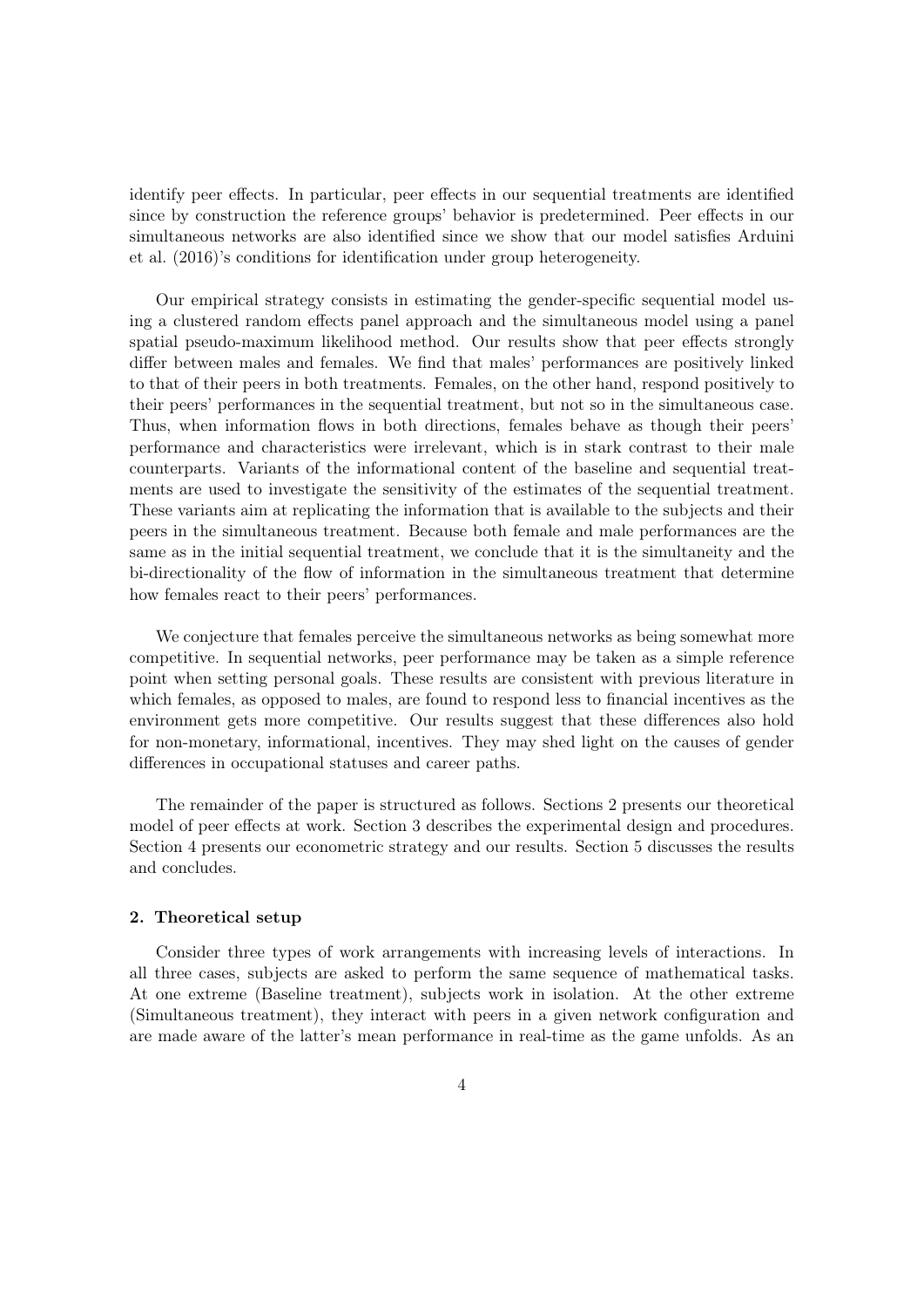identify peer effects. In particular, peer effects in our sequential treatments are identified since by construction the reference groups' behavior is predetermined. Peer effects in our simultaneous networks are also identified since we show that our model satisfies Arduini et al. (2016)'s conditions for identification under group heterogeneity.

Our empirical strategy consists in estimating the gender-specific sequential model using a clustered random effects panel approach and the simultaneous model using a panel spatial pseudo-maximum likelihood method. Our results show that peer effects strongly differ between males and females. We find that males' performances are positively linked to that of their peers in both treatments. Females, on the other hand, respond positively to their peers' performances in the sequential treatment, but not so in the simultaneous case. Thus, when information flows in both directions, females behave as though their peers' performance and characteristics were irrelevant, which is in stark contrast to their male counterparts. Variants of the informational content of the baseline and sequential treatments are used to investigate the sensitivity of the estimates of the sequential treatment. These variants aim at replicating the information that is available to the subjects and their peers in the simultaneous treatment. Because both female and male performances are the same as in the initial sequential treatment, we conclude that it is the simultaneity and the bi-directionality of the flow of information in the simultaneous treatment that determine how females react to their peers' performances.

We conjecture that females perceive the simultaneous networks as being somewhat more competitive. In sequential networks, peer performance may be taken as a simple reference point when setting personal goals. These results are consistent with previous literature in which females, as opposed to males, are found to respond less to financial incentives as the environment gets more competitive. Our results suggest that these differences also hold for non-monetary, informational, incentives. They may shed light on the causes of gender differences in occupational statuses and career paths.

The remainder of the paper is structured as follows. Sections 2 presents our theoretical model of peer effects at work. Section 3 describes the experimental design and procedures. Section 4 presents our econometric strategy and our results. Section 5 discusses the results and concludes.

## 2. Theoretical setup

Consider three types of work arrangements with increasing levels of interactions. In all three cases, subjects are asked to perform the same sequence of mathematical tasks. At one extreme (Baseline treatment), subjects work in isolation. At the other extreme (Simultaneous treatment), they interact with peers in a given network configuration and are made aware of the latter's mean performance in real-time as the game unfolds. As an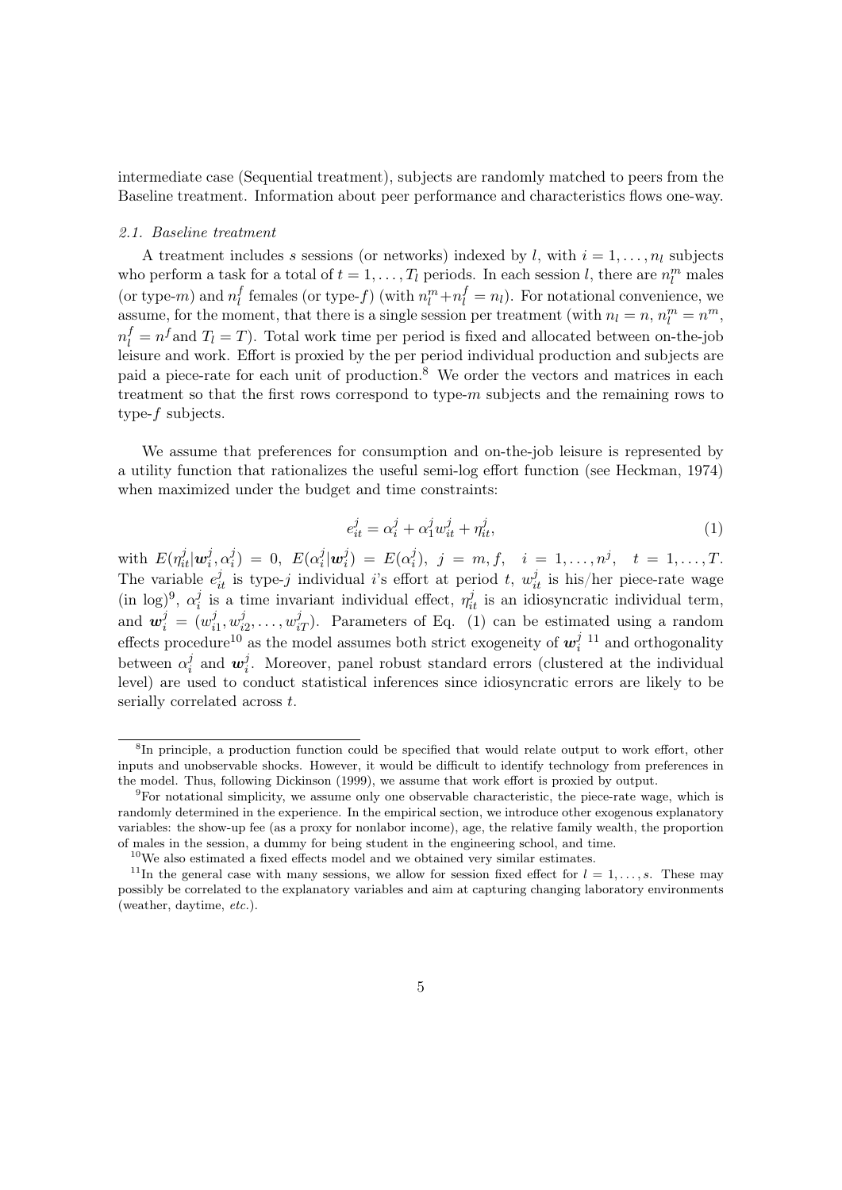intermediate case (Sequential treatment), subjects are randomly matched to peers from the Baseline treatment. Information about peer performance and characteristics flows one-way.

### *2.1. Baseline treatment*

A treatment includes $s$ sessions (or networks) indexed by $l$, with $i = 1, \ldots, n_l$ subjects who perform a task for a total of $t = 1, \ldots, T_l$ periods. In each session $l$, there are $n_l^m$ males (or type-$m$) and $n_l^f$ females (or type-$f$) (with $n_l^m + n_l^f = n_l$). For notational convenience, we assume, for the moment, that there is a single session per treatment (with $n_l = n$, $n_l^m = n^m$, $n_l^f = n^f$ and $T_l = T$). Total work time per period is fixed and allocated between on-the-job leisure and work. Effort is proxied by the per period individual production and subjects are paid a piece-rate for each unit of production.[8] We order the vectors and matrices in each treatment so that the first rows correspond to type-$m$ subjects and the remaining rows to type-$f$ subjects.

We assume that preferences for consumption and on-the-job leisure is represented by a utility function that rationalizes the useful semi-log effort function (see Heckman, 1974) when maximized under the budget and time constraints:

$$e_{it}^j = \alpha_i^j + \alpha_1^j w_{it}^j + \eta_{it}^j, \tag{1}$$

with $E(\eta_{it}^j | \boldsymbol{w}_i^j, \alpha_i^j) = 0$, $E(\alpha_i^j | \boldsymbol{w}_i^j) = E(\alpha_i^j)$, $j = m, f$, $i = 1, \ldots, n^j$, $t = 1, \ldots, T$. The variable $e_{it}^j$ is type-$j$ individual $i$'s effort at period $t$, $w_{it}^j$ is his/her piece-rate wage (in log)[9], $\alpha_i^j$ is a time invariant individual effect, $\eta_{it}^j$ is an idiosyncratic individual term, and $\boldsymbol{w}_i^j = (w_{i1}^j, w_{i2}^j, \ldots, w_{iT}^j)$. Parameters of Eq. (1) can be estimated using a random effects procedure[10] as the model assumes both strict exogeneity of $\boldsymbol{w}_i^j$ [11] and orthogonality between $\alpha_i^j$ and $\boldsymbol{w}_i^j$. Moreover, panel robust standard errors (clustered at the individual level) are used to conduct statistical inferences since idiosyncratic errors are likely to be serially correlated across $t$.

---

[8]In principle, a production function could be specified that would relate output to work effort, other inputs and unobservable shocks. However, it would be difficult to identify technology from preferences in the model. Thus, following Dickinson (1999), we assume that work effort is proxied by output.

[9]For notational simplicity, we assume only one observable characteristic, the piece-rate wage, which is randomly determined in the experience. In the empirical section, we introduce other exogenous explanatory variables: the show-up fee (as a proxy for nonlabor income), age, the relative family wealth, the proportion of males in the session, a dummy for being student in the engineering school, and time.

[10]We also estimated a fixed effects model and we obtained very similar estimates.

[11]In the general case with many sessions, we allow for session fixed effect for $l = 1, \ldots, s$. These may possibly be correlated to the explanatory variables and aim at capturing changing laboratory environments (weather, daytime, *etc.*).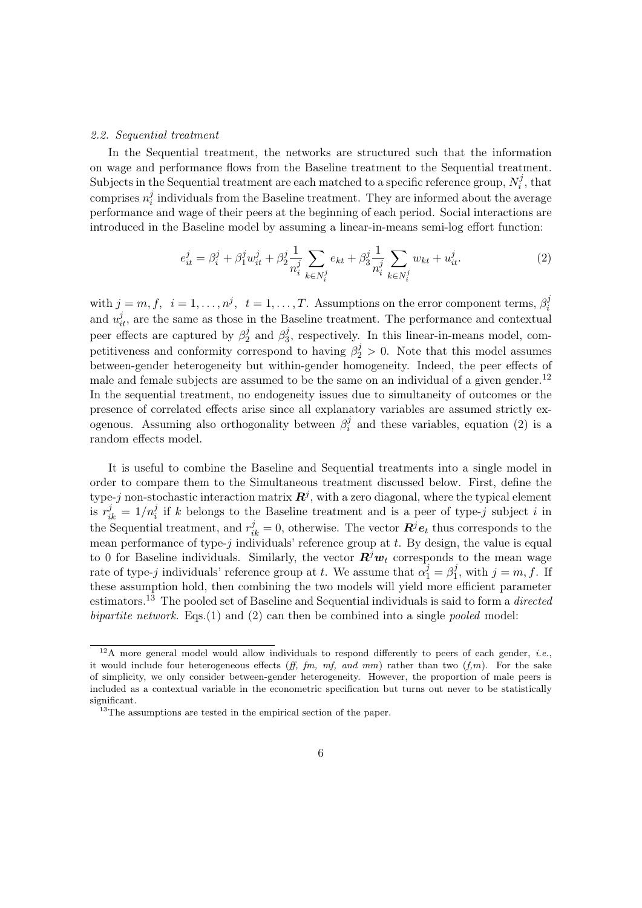### 2.2. Sequential treatment

In the Sequential treatment, the networks are structured such that the information on wage and performance flows from the Baseline treatment to the Sequential treatment. Subjects in the Sequential treatment are each matched to a specific reference group, $N_i^j$, that comprises $n_i^j$ individuals from the Baseline treatment. They are informed about the average performance and wage of their peers at the beginning of each period. Social interactions are introduced in the Baseline model by assuming a linear-in-means semi-log effort function:

$$e_{it}^j = \beta_i^j + \beta_1^j w_{it}^j + \beta_2^j \frac{1}{n_i^j} \sum_{k \in N_i^j} e_{kt} + \beta_3^j \frac{1}{n_i^j} \sum_{k \in N_i^j} w_{kt} + u_{it}^j. \tag{2}$$

with $j = m, f$, $i = 1, \dots, n^j$, $t = 1, \dots, T$. Assumptions on the error component terms, $\beta_i^j$ and $u_{it}^j$, are the same as those in the Baseline treatment. The performance and contextual peer effects are captured by $\beta_2^j$ and $\beta_3^j$, respectively. In this linear-in-means model, competitiveness and conformity correspond to having $\beta_2^j > 0$. Note that this model assumes between-gender heterogeneity but within-gender homogeneity. Indeed, the peer effects of male and female subjects are assumed to be the same on an individual of a given gender.[12] In the sequential treatment, no endogeneity issues due to simultaneity of outcomes or the presence of correlated effects arise since all explanatory variables are assumed strictly exogenous. Assuming also orthogonality between $\beta_i^j$ and these variables, equation (2) is a random effects model.

It is useful to combine the Baseline and Sequential treatments into a single model in order to compare them to the Simultaneous treatment discussed below. First, define the type-$j$ non-stochastic interaction matrix $\boldsymbol{R}^j$, with a zero diagonal, where the typical element is $r_{ik}^j = 1/n_i^j$ if $k$ belongs to the Baseline treatment and is a peer of type-$j$ subject $i$ in the Sequential treatment, and $r_{ik}^j = 0$, otherwise. The vector $\boldsymbol{R}^j \boldsymbol{e}_t$ thus corresponds to the mean performance of type-$j$ individuals' reference group at $t$. By design, the value is equal to 0 for Baseline individuals. Similarly, the vector $\boldsymbol{R}^j \boldsymbol{w}_t$ corresponds to the mean wage rate of type-$j$ individuals' reference group at $t$. We assume that $\alpha_1^j = \beta_1^j$, with $j = m, f$. If these assumption hold, then combining the two models will yield more efficient parameter estimators.[13] The pooled set of Baseline and Sequential individuals is said to form a *directed bipartite network*. Eqs.(1) and (2) can then be combined into a single *pooled* model:

---

[12] A more general model would allow individuals to respond differently to peers of each gender, *i.e.*, it would include four heterogeneous effects (*ff, fm, mf, and mm*) rather than two (*f,m*). For the sake of simplicity, we only consider between-gender heterogeneity. However, the proportion of male peers is included as a contextual variable in the econometric specification but turns out never to be statistically significant.

[13] The assumptions are tested in the empirical section of the paper.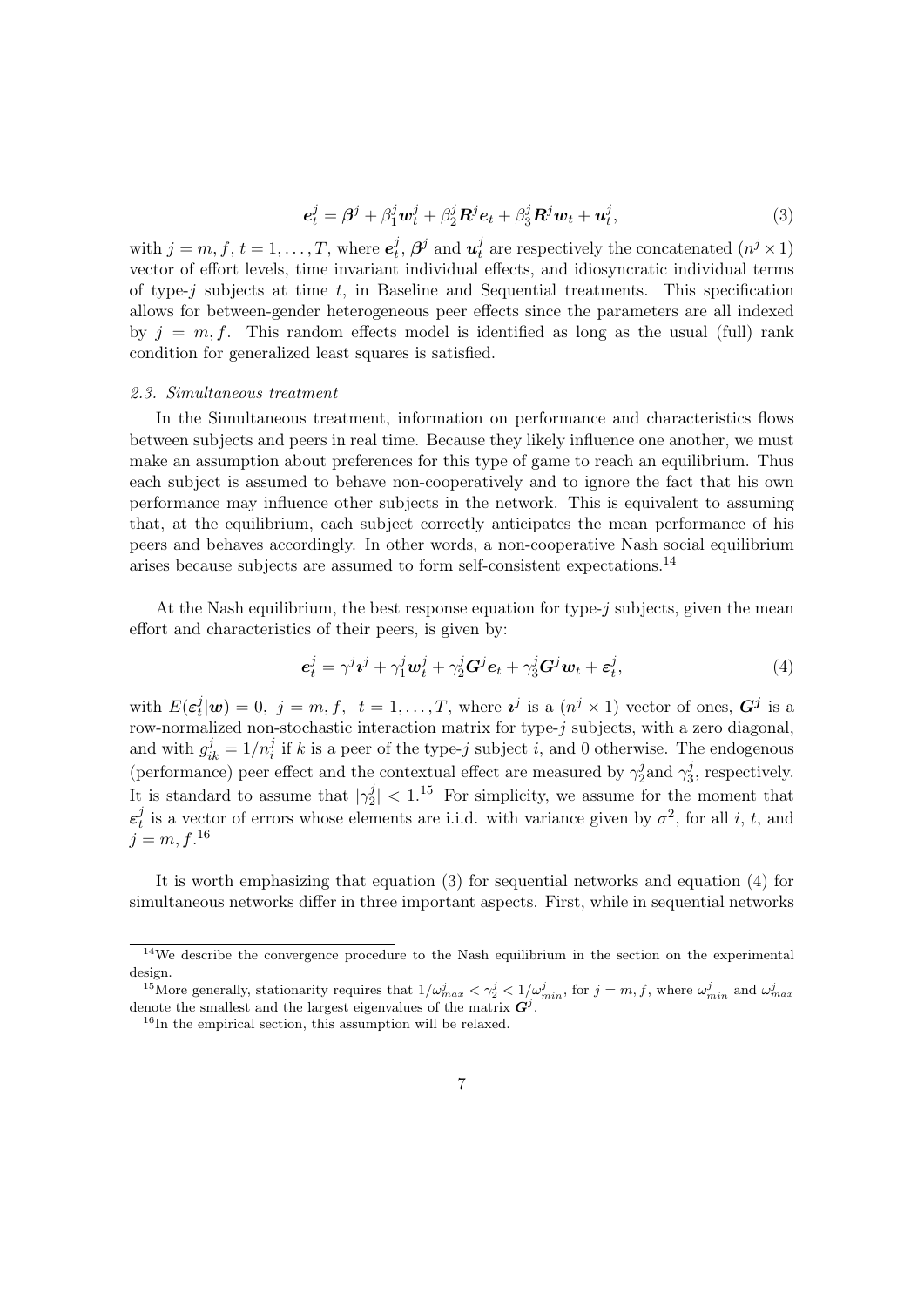$$\boldsymbol{e}_t^j = \boldsymbol{\beta}^j + \beta_1^j \boldsymbol{w}_t^j + \beta_2^j \boldsymbol{R}^j \boldsymbol{e}_t + \beta_3^j \boldsymbol{R}^j \boldsymbol{w}_t + \boldsymbol{u}_t^j, \tag{3}$$

with $j = m, f$, $t = 1, \ldots, T$, where $\boldsymbol{e}_t^j$, $\boldsymbol{\beta}^j$ and $\boldsymbol{u}_t^j$ are respectively the concatenated $(n^j \times 1)$ vector of effort levels, time invariant individual effects, and idiosyncratic individual terms of type-$j$ subjects at time $t$, in Baseline and Sequential treatments. This specification allows for between-gender heterogeneous peer effects since the parameters are all indexed by $j = m, f$. This random effects model is identified as long as the usual (full) rank condition for generalized least squares is satisfied.

### *2.3. Simultaneous treatment*

In the Simultaneous treatment, information on performance and characteristics flows between subjects and peers in real time. Because they likely influence one another, we must make an assumption about preferences for this type of game to reach an equilibrium. Thus each subject is assumed to behave non-cooperatively and to ignore the fact that his own performance may influence other subjects in the network. This is equivalent to assuming that, at the equilibrium, each subject correctly anticipates the mean performance of his peers and behaves accordingly. In other words, a non-cooperative Nash social equilibrium arises because subjects are assumed to form self-consistent expectations.[14]

At the Nash equilibrium, the best response equation for type-$j$ subjects, given the mean effort and characteristics of their peers, is given by:

$$\boldsymbol{e}_t^j = \gamma^j \boldsymbol{\imath}^j + \gamma_1^j \boldsymbol{w}_t^j + \gamma_2^j \boldsymbol{G}^j \boldsymbol{e}_t + \gamma_3^j \boldsymbol{G}^j \boldsymbol{w}_t + \boldsymbol{\varepsilon}_t^j, \tag{4}$$

with $E(\boldsymbol{\varepsilon}_t^j | \boldsymbol{w}) = 0$, $j = m, f$, $t = 1, \ldots, T$, where $\boldsymbol{\imath}^j$ is a $(n^j \times 1)$ vector of ones, $\boldsymbol{G^j}$ is a row-normalized non-stochastic interaction matrix for type-$j$ subjects, with a zero diagonal, and with $g_{ik}^j = 1/n_i^j$ if $k$ is a peer of the type-$j$ subject $i$, and 0 otherwise. The endogenous (performance) peer effect and the contextual effect are measured by $\gamma_2^j$ and $\gamma_3^j$, respectively. It is standard to assume that $|\gamma_2^j| < 1$.[15] For simplicity, we assume for the moment that $\boldsymbol{\varepsilon}_t^j$ is a vector of errors whose elements are i.i.d. with variance given by $\sigma^2$, for all $i$, $t$, and $j = m, f$.[16]

It is worth emphasizing that equation (3) for sequential networks and equation (4) for simultaneous networks differ in three important aspects. First, while in sequential networks

---

[14] We describe the convergence procedure to the Nash equilibrium in the section on the experimental design.

[15] More generally, stationarity requires that $1/\omega_{max}^j < \gamma_2^j < 1/\omega_{min}^j$, for $j = m, f$, where $\omega_{min}^j$ and $\omega_{max}^j$ denote the smallest and the largest eigenvalues of the matrix $\boldsymbol{G}^j$.

[16] In the empirical section, this assumption will be relaxed.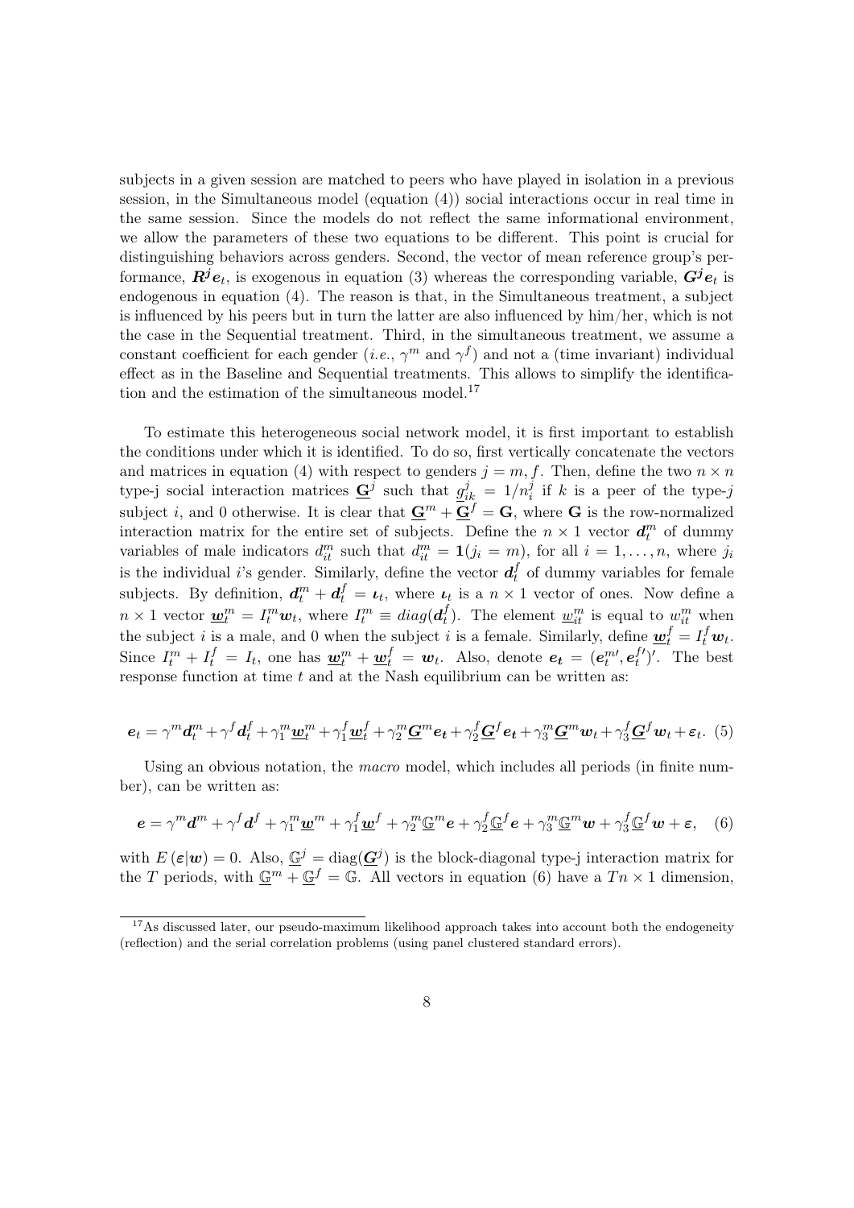subjects in a given session are matched to peers who have played in isolation in a previous session, in the Simultaneous model (equation (4)) social interactions occur in real time in the same session. Since the models do not reflect the same informational environment, we allow the parameters of these two equations to be different. This point is crucial for distinguishing behaviors across genders. Second, the vector of mean reference group's performance, $\boldsymbol{R^j e}_t$, is exogenous in equation (3) whereas the corresponding variable, $\boldsymbol{G^j e}_t$ is endogenous in equation (4). The reason is that, in the Simultaneous treatment, a subject is influenced by his peers but in turn the latter are also influenced by him/her, which is not the case in the Sequential treatment. Third, in the simultaneous treatment, we assume a constant coefficient for each gender (*i.e.*, $\gamma^m$ and $\gamma^f$) and not a (time invariant) individual effect as in the Baseline and Sequential treatments. This allows to simplify the identification and the estimation of the simultaneous model.[17]

To estimate this heterogeneous social network model, it is first important to establish the conditions under which it is identified. To do so, first vertically concatenate the vectors and matrices in equation (4) with respect to genders $j = m, f$. Then, define the two $n \times n$ type-j social interaction matrices $\underline{\mathbf{G}}^j$ such that $\underline{g}^j_{ik} = 1/n^j_i$ if $k$ is a peer of the type-$j$ subject $i$, and 0 otherwise. It is clear that $\underline{\mathbf{G}}^m + \underline{\mathbf{G}}^f = \mathbf{G}$, where $\mathbf{G}$ is the row-normalized interaction matrix for the entire set of subjects. Define the $n \times 1$ vector $\boldsymbol{d}^m_t$ of dummy variables of male indicators $d^m_{it}$ such that $d^m_{it} = \mathbf{1}(j_i = m)$, for all $i = 1, \ldots, n$, where $j_i$ is the individual $i$'s gender. Similarly, define the vector $\boldsymbol{d}^f_t$ of dummy variables for female subjects. By definition, $\boldsymbol{d}^m_t + \boldsymbol{d}^f_t = \boldsymbol{\iota}_t$, where $\boldsymbol{\iota}_t$ is a $n \times 1$ vector of ones. Now define a $n \times 1$ vector $\underline{\boldsymbol{w}}^m_t = I^m_t \boldsymbol{w}_t$, where $I^m_t \equiv diag(\boldsymbol{d}^f_t)$. The element $\underline{w}^m_{it}$ is equal to $w^m_{it}$ when the subject $i$ is a male, and 0 when the subject $i$ is a female. Similarly, define $\underline{\boldsymbol{w}}^f_t = I^f_t \boldsymbol{w}_t$. Since $I^m_t + I^f_t = I_t$, one has $\underline{\boldsymbol{w}}^m_t + \underline{\boldsymbol{w}}^f_t = \boldsymbol{w}_t$. Also, denote $\boldsymbol{e_t} = (\boldsymbol{e}^{m\prime}_t, \boldsymbol{e}^{f\prime}_t)'$. The best response function at time $t$ and at the Nash equilibrium can be written as:

$$\boldsymbol{e}_t = \gamma^m \boldsymbol{d}^m_t + \gamma^f \boldsymbol{d}^f_t + \gamma^m_1 \underline{\boldsymbol{w}}^m_t + \gamma^f_1 \underline{\boldsymbol{w}}^f_t + \gamma^m_2 \underline{\boldsymbol{G}}^m \boldsymbol{e_t} + \gamma^f_2 \underline{\boldsymbol{G}}^f \boldsymbol{e_t} + \gamma^m_3 \underline{\boldsymbol{G}}^m \boldsymbol{w}_t + \gamma^f_3 \underline{\boldsymbol{G}}^f \boldsymbol{w}_t + \boldsymbol{\varepsilon}_t. \quad (5)$$

Using an obvious notation, the *macro* model, which includes all periods (in finite number), can be written as:

$$\boldsymbol{e} = \gamma^m \boldsymbol{d}^m + \gamma^f \boldsymbol{d}^f + \gamma^m_1 \underline{\boldsymbol{w}}^m + \gamma^f_1 \underline{\boldsymbol{w}}^f + \gamma^m_2 \underline{\mathbb{G}}^m \boldsymbol{e} + \gamma^f_2 \underline{\mathbb{G}}^f \boldsymbol{e} + \gamma^m_3 \underline{\mathbb{G}}^m \boldsymbol{w} + \gamma^f_3 \underline{\mathbb{G}}^f \boldsymbol{w} + \boldsymbol{\varepsilon}, \quad (6)$$

with $E(\boldsymbol{\varepsilon}|\boldsymbol{w}) = 0$. Also, $\underline{\mathbb{G}}^j = \text{diag}(\underline{\boldsymbol{G}}^j)$ is the block-diagonal type-j interaction matrix for the $T$ periods, with $\underline{\mathbb{G}}^m + \underline{\mathbb{G}}^f = \mathbb{G}$. All vectors in equation (6) have a $Tn \times 1$ dimension,

[17] As discussed later, our pseudo-maximum likelihood approach takes into account both the endogeneity (reflection) and the serial correlation problems (using panel clustered standard errors).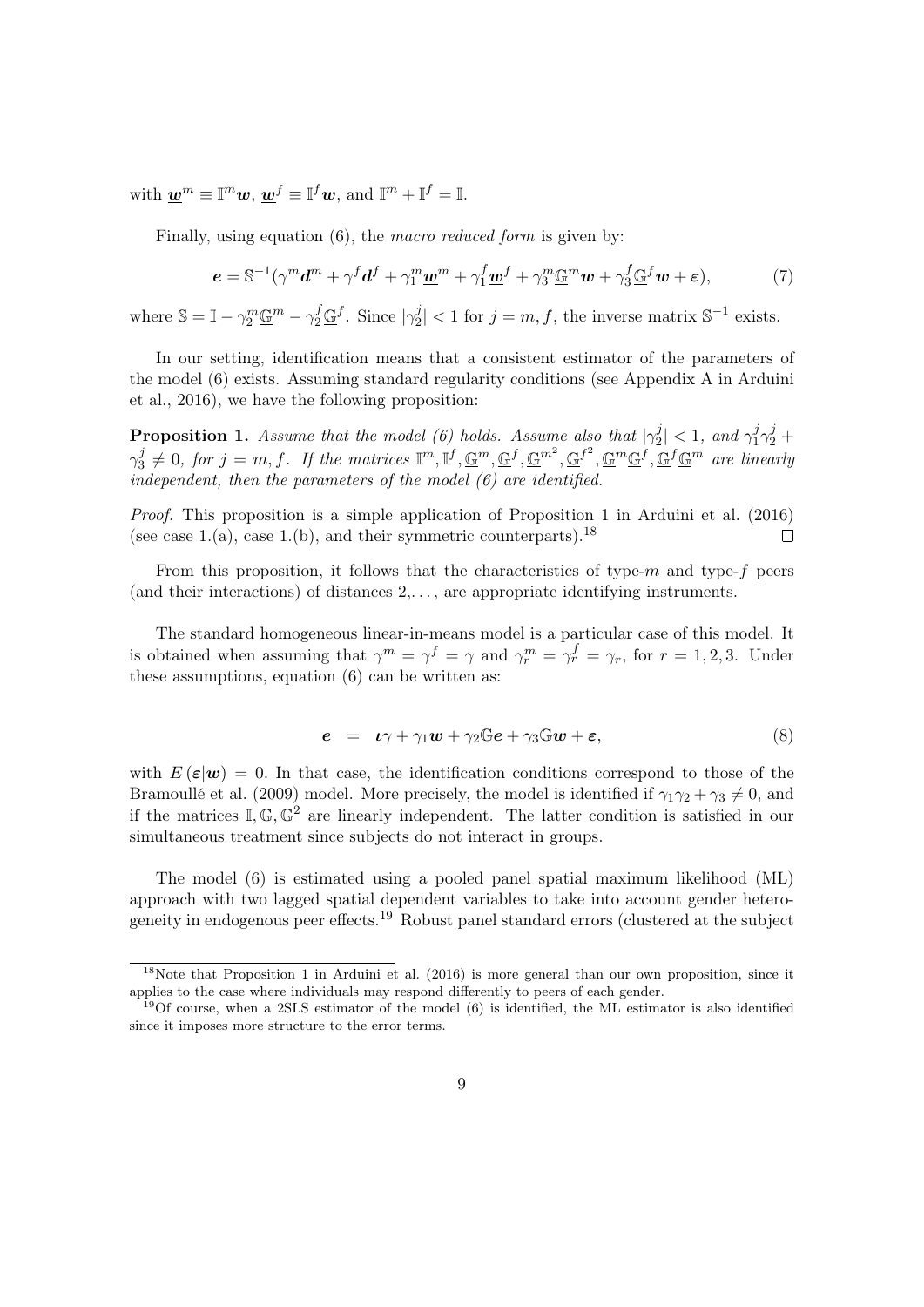with $\underline{\boldsymbol{w}}^m \equiv \mathbb{I}^m \boldsymbol{w}$, $\underline{\boldsymbol{w}}^f \equiv \mathbb{I}^f \boldsymbol{w}$, and $\mathbb{I}^m + \mathbb{I}^f = \mathbb{I}$.

Finally, using equation (6), the *macro reduced form* is given by:

$$\boldsymbol{e} = \mathbb{S}^{-1}(\gamma^m \boldsymbol{d}^m + \gamma^f \boldsymbol{d}^f + \gamma_1^m \underline{\boldsymbol{w}}^m + \gamma_1^f \underline{\boldsymbol{w}}^f + \gamma_3^m \underline{\mathbb{G}}^m \boldsymbol{w} + \gamma_3^f \underline{\mathbb{G}}^f \boldsymbol{w} + \boldsymbol{\varepsilon}), \tag{7}$$

where $\mathbb{S} = \mathbb{I} - \gamma_2^m \underline{\mathbb{G}}^m - \gamma_2^f \underline{\mathbb{G}}^f$. Since $|\gamma_2^j| < 1$ for $j = m, f$, the inverse matrix $\mathbb{S}^{-1}$ exists.

In our setting, identification means that a consistent estimator of the parameters of the model (6) exists. Assuming standard regularity conditions (see Appendix A in Arduini et al., 2016), we have the following proposition:

**Proposition 1.** *Assume that the model (6) holds. Assume also that $|\gamma_2^j| < 1$, and $\gamma_1^j \gamma_2^j + \gamma_3^j \neq 0$, for $j = m, f$. If the matrices $\mathbb{I}^m, \mathbb{I}^f, \underline{\mathbb{G}}^m, \underline{\mathbb{G}}^f, \underline{\mathbb{G}}^{m^2}, \underline{\mathbb{G}}^{f^2}, \underline{\mathbb{G}}^m \underline{\mathbb{G}}^f, \underline{\mathbb{G}}^f \underline{\mathbb{G}}^m$ are linearly independent, then the parameters of the model (6) are identified.*

*Proof.* This proposition is a simple application of Proposition 1 in Arduini et al. (2016) (see case 1.(a), case 1.(b), and their symmetric counterparts).[18] □

From this proposition, it follows that the characteristics of type-$m$ and type-$f$ peers (and their interactions) of distances 2,. . . , are appropriate identifying instruments.

The standard homogeneous linear-in-means model is a particular case of this model. It is obtained when assuming that $\gamma^m = \gamma^f = \gamma$ and $\gamma_r^m = \gamma_r^f = \gamma_r$, for $r = 1, 2, 3$. Under these assumptions, equation (6) can be written as:

$$\boldsymbol{e} \;\; = \;\; \boldsymbol{\iota}\gamma + \gamma_1 \boldsymbol{w} + \gamma_2 \mathbb{G}\boldsymbol{e} + \gamma_3 \mathbb{G}\boldsymbol{w} + \boldsymbol{\varepsilon}, \tag{8}$$

with $E(\boldsymbol{\varepsilon}|\boldsymbol{w}) = 0$. In that case, the identification conditions correspond to those of the Bramoullé et al. (2009) model. More precisely, the model is identified if $\gamma_1\gamma_2 + \gamma_3 \neq 0$, and if the matrices $\mathbb{I}, \mathbb{G}, \mathbb{G}^2$ are linearly independent. The latter condition is satisfied in our simultaneous treatment since subjects do not interact in groups.

The model (6) is estimated using a pooled panel spatial maximum likelihood (ML) approach with two lagged spatial dependent variables to take into account gender heterogeneity in endogenous peer effects.[19] Robust panel standard errors (clustered at the subject

[18] Note that Proposition 1 in Arduini et al. (2016) is more general than our own proposition, since it applies to the case where individuals may respond differently to peers of each gender.

[19] Of course, when a 2SLS estimator of the model (6) is identified, the ML estimator is also identified since it imposes more structure to the error terms.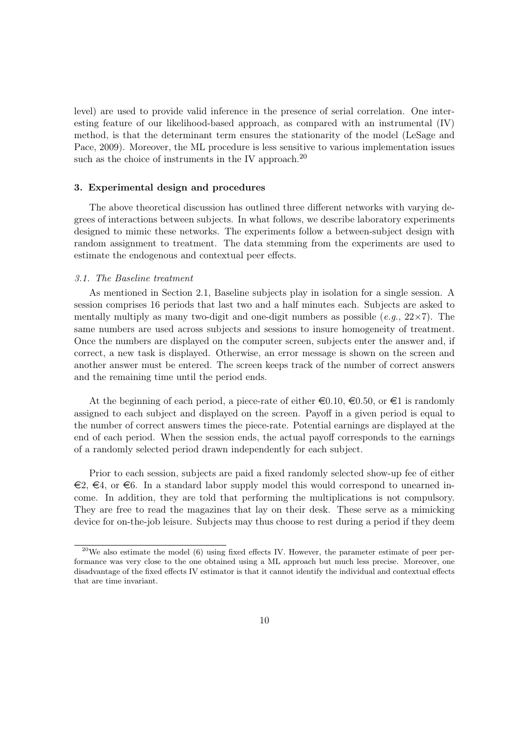level) are used to provide valid inference in the presence of serial correlation. One interesting feature of our likelihood-based approach, as compared with an instrumental (IV) method, is that the determinant term ensures the stationarity of the model (LeSage and Pace, 2009). Moreover, the ML procedure is less sensitive to various implementation issues such as the choice of instruments in the IV approach.[20]

## 3. Experimental design and procedures

The above theoretical discussion has outlined three different networks with varying degrees of interactions between subjects. In what follows, we describe laboratory experiments designed to mimic these networks. The experiments follow a between-subject design with random assignment to treatment. The data stemming from the experiments are used to estimate the endogenous and contextual peer effects.

### *3.1. The Baseline treatment*

As mentioned in Section 2.1, Baseline subjects play in isolation for a single session. A session comprises 16 periods that last two and a half minutes each. Subjects are asked to mentally multiply as many two-digit and one-digit numbers as possible (*e.g.*, $22 \times 7$). The same numbers are used across subjects and sessions to insure homogeneity of treatment. Once the numbers are displayed on the computer screen, subjects enter the answer and, if correct, a new task is displayed. Otherwise, an error message is shown on the screen and another answer must be entered. The screen keeps track of the number of correct answers and the remaining time until the period ends.

At the beginning of each period, a piece-rate of either €0.10, €0.50, or €1 is randomly assigned to each subject and displayed on the screen. Payoff in a given period is equal to the number of correct answers times the piece-rate. Potential earnings are displayed at the end of each period. When the session ends, the actual payoff corresponds to the earnings of a randomly selected period drawn independently for each subject.

Prior to each session, subjects are paid a fixed randomly selected show-up fee of either €2, €4, or €6. In a standard labor supply model this would correspond to unearned income. In addition, they are told that performing the multiplications is not compulsory. They are free to read the magazines that lay on their desk. These serve as a mimicking device for on-the-job leisure. Subjects may thus choose to rest during a period if they deem

[20]We also estimate the model (6) using fixed effects IV. However, the parameter estimate of peer performance was very close to the one obtained using a ML approach but much less precise. Moreover, one disadvantage of the fixed effects IV estimator is that it cannot identify the individual and contextual effects that are time invariant.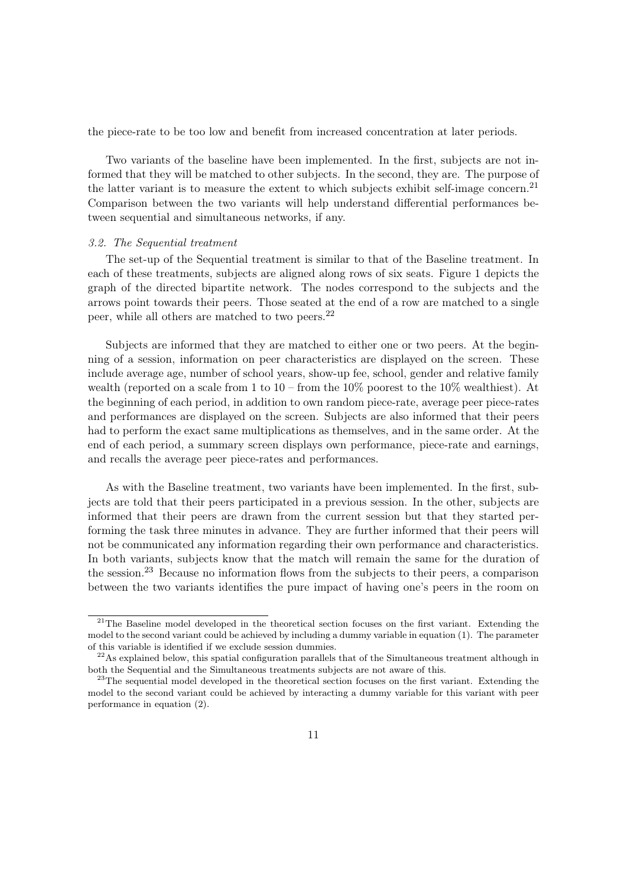the piece-rate to be too low and benefit from increased concentration at later periods.

Two variants of the baseline have been implemented. In the first, subjects are not informed that they will be matched to other subjects. In the second, they are. The purpose of the latter variant is to measure the extent to which subjects exhibit self-image concern.[21] Comparison between the two variants will help understand differential performances between sequential and simultaneous networks, if any.

### *3.2. The Sequential treatment*

The set-up of the Sequential treatment is similar to that of the Baseline treatment. In each of these treatments, subjects are aligned along rows of six seats. Figure 1 depicts the graph of the directed bipartite network. The nodes correspond to the subjects and the arrows point towards their peers. Those seated at the end of a row are matched to a single peer, while all others are matched to two peers.[22]

Subjects are informed that they are matched to either one or two peers. At the beginning of a session, information on peer characteristics are displayed on the screen. These include average age, number of school years, show-up fee, school, gender and relative family wealth (reported on a scale from 1 to 10 – from the 10% poorest to the 10% wealthiest). At the beginning of each period, in addition to own random piece-rate, average peer piece-rates and performances are displayed on the screen. Subjects are also informed that their peers had to perform the exact same multiplications as themselves, and in the same order. At the end of each period, a summary screen displays own performance, piece-rate and earnings, and recalls the average peer piece-rates and performances.

As with the Baseline treatment, two variants have been implemented. In the first, subjects are told that their peers participated in a previous session. In the other, subjects are informed that their peers are drawn from the current session but that they started performing the task three minutes in advance. They are further informed that their peers will not be communicated any information regarding their own performance and characteristics. In both variants, subjects know that the match will remain the same for the duration of the session.[23] Because no information flows from the subjects to their peers, a comparison between the two variants identifies the pure impact of having one's peers in the room on

---

[21] The Baseline model developed in the theoretical section focuses on the first variant. Extending the model to the second variant could be achieved by including a dummy variable in equation (1). The parameter of this variable is identified if we exclude session dummies.

[22] As explained below, this spatial configuration parallels that of the Simultaneous treatment although in both the Sequential and the Simultaneous treatments subjects are not aware of this.

[23] The sequential model developed in the theoretical section focuses on the first variant. Extending the model to the second variant could be achieved by interacting a dummy variable for this variant with peer performance in equation (2).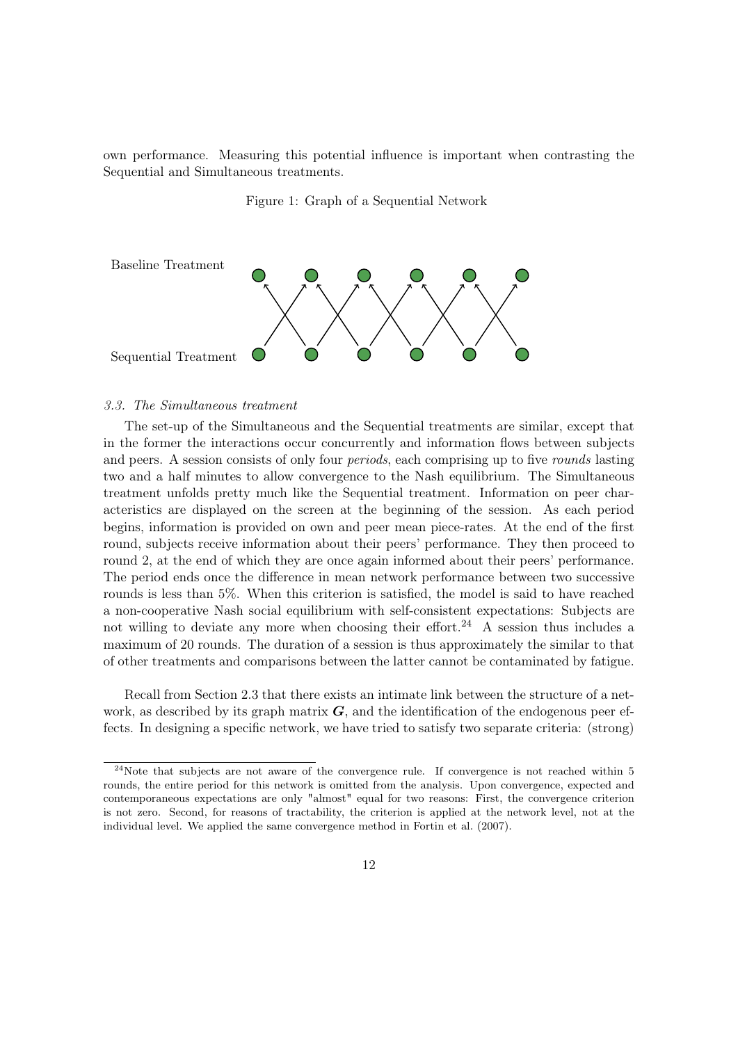own performance. Measuring this potential influence is important when contrasting the Sequential and Simultaneous treatments.

Figure 1: Graph of a Sequential Network

Baseline Treatment

Sequential Treatment

### 3.3. The Simultaneous treatment

The set-up of the Simultaneous and the Sequential treatments are similar, except that in the former the interactions occur concurrently and information flows between subjects and peers. A session consists of only four *periods*, each comprising up to five *rounds* lasting two and a half minutes to allow convergence to the Nash equilibrium. The Simultaneous treatment unfolds pretty much like the Sequential treatment. Information on peer characteristics are displayed on the screen at the beginning of the session. As each period begins, information is provided on own and peer mean piece-rates. At the end of the first round, subjects receive information about their peers' performance. They then proceed to round 2, at the end of which they are once again informed about their peers' performance. The period ends once the difference in mean network performance between two successive rounds is less than 5%. When this criterion is satisfied, the model is said to have reached a non-cooperative Nash social equilibrium with self-consistent expectations: Subjects are not willing to deviate any more when choosing their effort.[24] A session thus includes a maximum of 20 rounds. The duration of a session is thus approximately the similar to that of other treatments and comparisons between the latter cannot be contaminated by fatigue.

Recall from Section 2.3 that there exists an intimate link between the structure of a network, as described by its graph matrix $\boldsymbol{G}$, and the identification of the endogenous peer effects. In designing a specific network, we have tried to satisfy two separate criteria: (strong)

[24]Note that subjects are not aware of the convergence rule. If convergence is not reached within 5 rounds, the entire period for this network is omitted from the analysis. Upon convergence, expected and contemporaneous expectations are only "almost" equal for two reasons: First, the convergence criterion is not zero. Second, for reasons of tractability, the criterion is applied at the network level, not at the individual level. We applied the same convergence method in Fortin et al. (2007).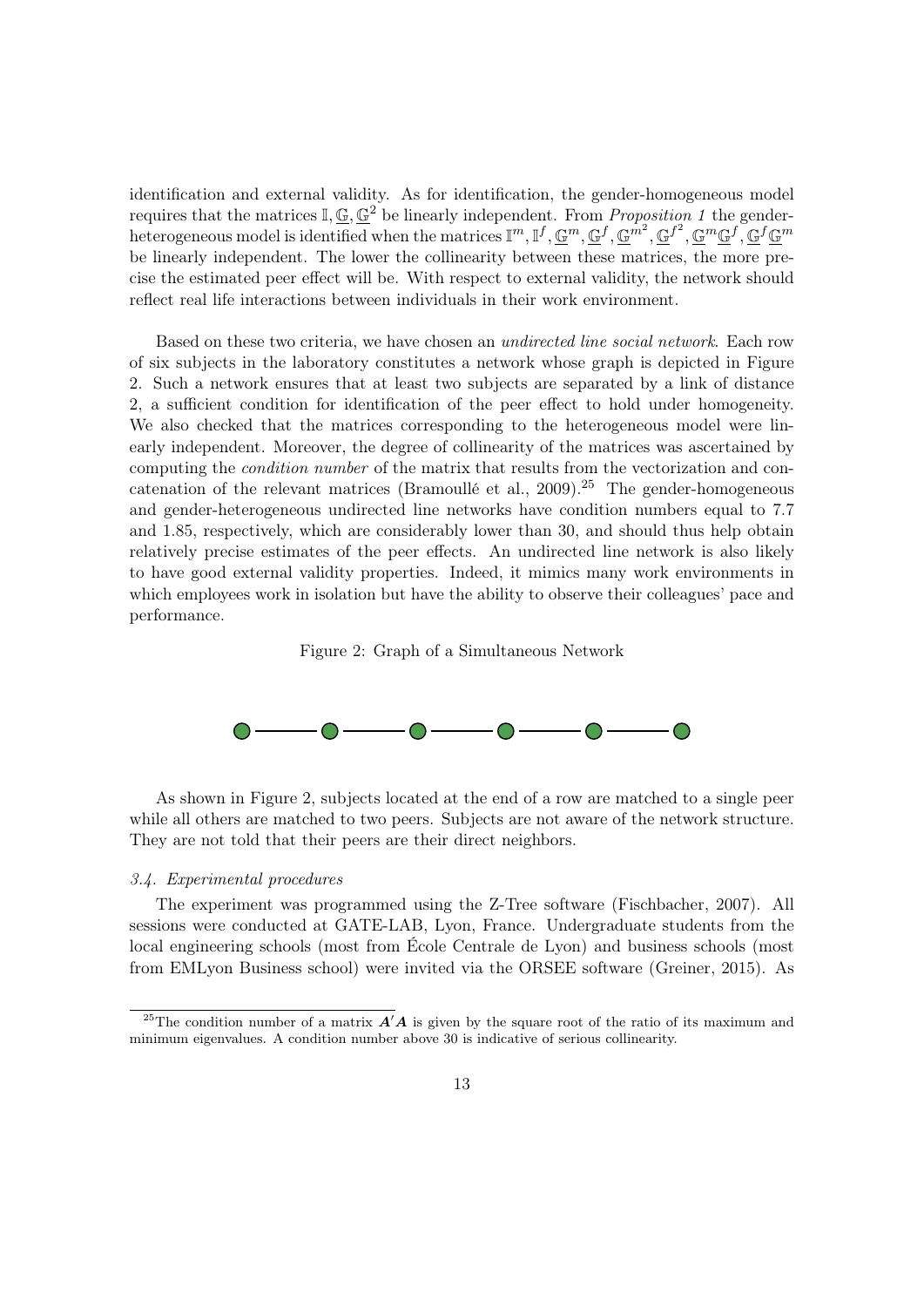identification and external validity. As for identification, the gender-homogeneous model requires that the matrices $\mathbb{I}, \underline{\mathbb{G}}, \underline{\mathbb{G}}^2$ be linearly independent. From *Proposition 1* the gender-heterogeneous model is identified when the matrices $\mathbb{I}^m, \mathbb{I}^f, \underline{\mathbb{G}}^m, \underline{\mathbb{G}}^f, \underline{\mathbb{G}}^{m^2}, \underline{\mathbb{G}}^{f^2}, \underline{\mathbb{G}}^m\underline{\mathbb{G}}^f, \underline{\mathbb{G}}^f\underline{\mathbb{G}}^m$ be linearly independent. The lower the collinearity between these matrices, the more precise the estimated peer effect will be. With respect to external validity, the network should reflect real life interactions between individuals in their work environment.

Based on these two criteria, we have chosen an *undirected line social network*. Each row of six subjects in the laboratory constitutes a network whose graph is depicted in Figure 2. Such a network ensures that at least two subjects are separated by a link of distance 2, a sufficient condition for identification of the peer effect to hold under homogeneity. We also checked that the matrices corresponding to the heterogeneous model were linearly independent. Moreover, the degree of collinearity of the matrices was ascertained by computing the *condition number* of the matrix that results from the vectorization and concatenation of the relevant matrices (Bramoullé et al., 2009).[25] The gender-homogeneous and gender-heterogeneous undirected line networks have condition numbers equal to 7.7 and 1.85, respectively, which are considerably lower than 30, and should thus help obtain relatively precise estimates of the peer effects. An undirected line network is also likely to have good external validity properties. Indeed, it mimics many work environments in which employees work in isolation but have the ability to observe their colleagues' pace and performance.

Figure 2: Graph of a Simultaneous Network

As shown in Figure 2, subjects located at the end of a row are matched to a single peer while all others are matched to two peers. Subjects are not aware of the network structure. They are not told that their peers are their direct neighbors.

### 3.4. Experimental procedures

The experiment was programmed using the Z-Tree software (Fischbacher, 2007). All sessions were conducted at GATE-LAB, Lyon, France. Undergraduate students from the local engineering schools (most from École Centrale de Lyon) and business schools (most from EMLyon Business school) were invited via the ORSEE software (Greiner, 2015). As

[25] The condition number of a matrix $\boldsymbol{A}'\boldsymbol{A}$ is given by the square root of the ratio of its maximum and minimum eigenvalues. A condition number above 30 is indicative of serious collinearity.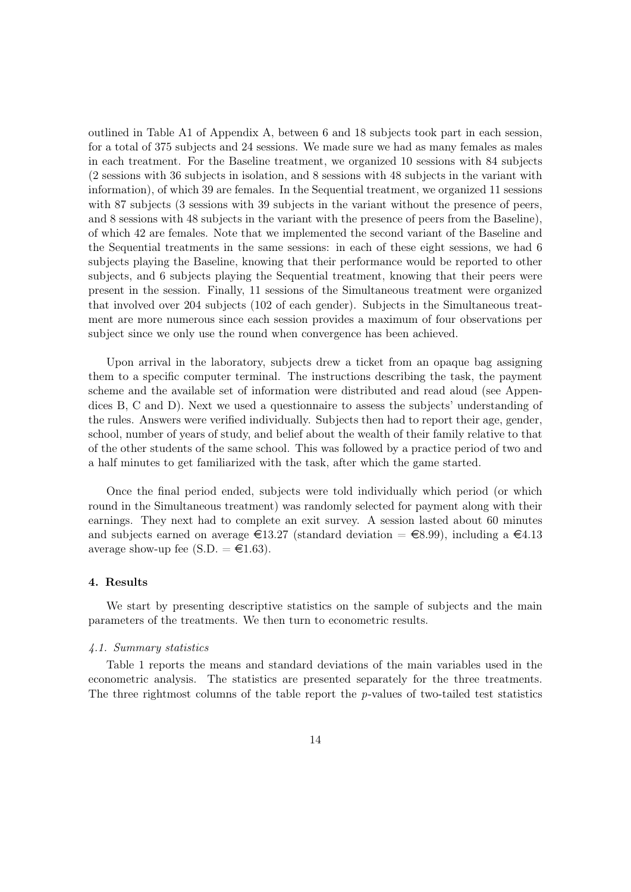outlined in Table A1 of Appendix A, between 6 and 18 subjects took part in each session, for a total of 375 subjects and 24 sessions. We made sure we had as many females as males in each treatment. For the Baseline treatment, we organized 10 sessions with 84 subjects (2 sessions with 36 subjects in isolation, and 8 sessions with 48 subjects in the variant with information), of which 39 are females. In the Sequential treatment, we organized 11 sessions with 87 subjects (3 sessions with 39 subjects in the variant without the presence of peers, and 8 sessions with 48 subjects in the variant with the presence of peers from the Baseline), of which 42 are females. Note that we implemented the second variant of the Baseline and the Sequential treatments in the same sessions: in each of these eight sessions, we had 6 subjects playing the Baseline, knowing that their performance would be reported to other subjects, and 6 subjects playing the Sequential treatment, knowing that their peers were present in the session. Finally, 11 sessions of the Simultaneous treatment were organized that involved over 204 subjects (102 of each gender). Subjects in the Simultaneous treatment are more numerous since each session provides a maximum of four observations per subject since we only use the round when convergence has been achieved.

Upon arrival in the laboratory, subjects drew a ticket from an opaque bag assigning them to a specific computer terminal. The instructions describing the task, the payment scheme and the available set of information were distributed and read aloud (see Appendices B, C and D). Next we used a questionnaire to assess the subjects' understanding of the rules. Answers were verified individually. Subjects then had to report their age, gender, school, number of years of study, and belief about the wealth of their family relative to that of the other students of the same school. This was followed by a practice period of two and a half minutes to get familiarized with the task, after which the game started.

Once the final period ended, subjects were told individually which period (or which round in the Simultaneous treatment) was randomly selected for payment along with their earnings. They next had to complete an exit survey. A session lasted about 60 minutes and subjects earned on average €13.27 (standard deviation = €8.99), including a €4.13 average show-up fee (S.D. = €1.63).

## 4. Results

We start by presenting descriptive statistics on the sample of subjects and the main parameters of the treatments. We then turn to econometric results.

### *4.1. Summary statistics*

Table 1 reports the means and standard deviations of the main variables used in the econometric analysis. The statistics are presented separately for the three treatments. The three rightmost columns of the table report the $p$-values of two-tailed test statistics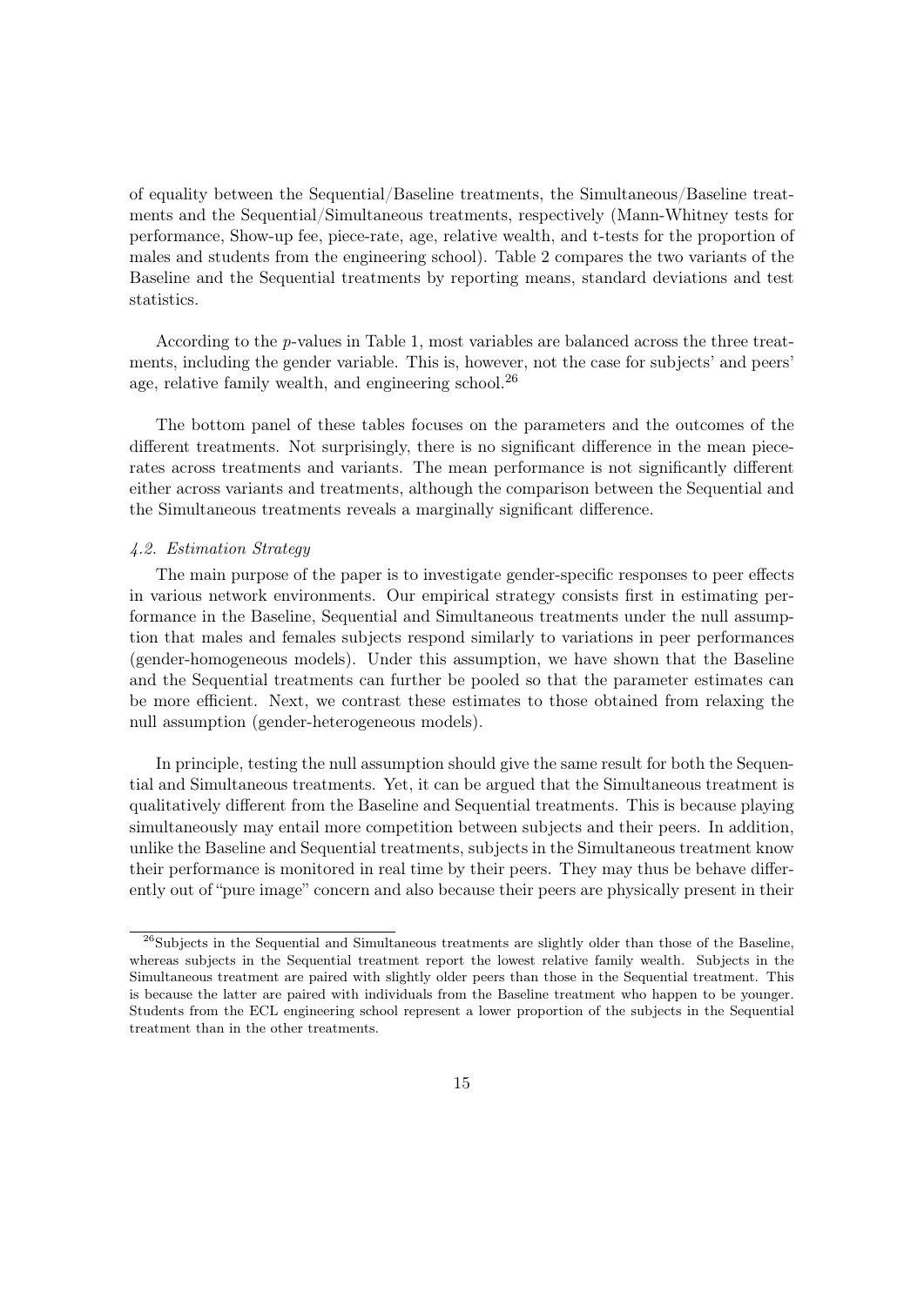of equality between the Sequential/Baseline treatments, the Simultaneous/Baseline treatments and the Sequential/Simultaneous treatments, respectively (Mann-Whitney tests for performance, Show-up fee, piece-rate, age, relative wealth, and t-tests for the proportion of males and students from the engineering school). Table 2 compares the two variants of the Baseline and the Sequential treatments by reporting means, standard deviations and test statistics.

According to the $p$-values in Table 1, most variables are balanced across the three treatments, including the gender variable. This is, however, not the case for subjects' and peers' age, relative family wealth, and engineering school.[26]

The bottom panel of these tables focuses on the parameters and the outcomes of the different treatments. Not surprisingly, there is no significant difference in the mean piece-rates across treatments and variants. The mean performance is not significantly different either across variants and treatments, although the comparison between the Sequential and the Simultaneous treatments reveals a marginally significant difference.

### *4.2. Estimation Strategy*

The main purpose of the paper is to investigate gender-specific responses to peer effects in various network environments. Our empirical strategy consists first in estimating performance in the Baseline, Sequential and Simultaneous treatments under the null assumption that males and females subjects respond similarly to variations in peer performances (gender-homogeneous models). Under this assumption, we have shown that the Baseline and the Sequential treatments can further be pooled so that the parameter estimates can be more efficient. Next, we contrast these estimates to those obtained from relaxing the null assumption (gender-heterogeneous models).

In principle, testing the null assumption should give the same result for both the Sequential and Simultaneous treatments. Yet, it can be argued that the Simultaneous treatment is qualitatively different from the Baseline and Sequential treatments. This is because playing simultaneously may entail more competition between subjects and their peers. In addition, unlike the Baseline and Sequential treatments, subjects in the Simultaneous treatment know their performance is monitored in real time by their peers. They may thus be behave differently out of "pure image" concern and also because their peers are physically present in their

---

[26] Subjects in the Sequential and Simultaneous treatments are slightly older than those of the Baseline, whereas subjects in the Sequential treatment report the lowest relative family wealth. Subjects in the Simultaneous treatment are paired with slightly older peers than those in the Sequential treatment. This is because the latter are paired with individuals from the Baseline treatment who happen to be younger. Students from the ECL engineering school represent a lower proportion of the subjects in the Sequential treatment than in the other treatments.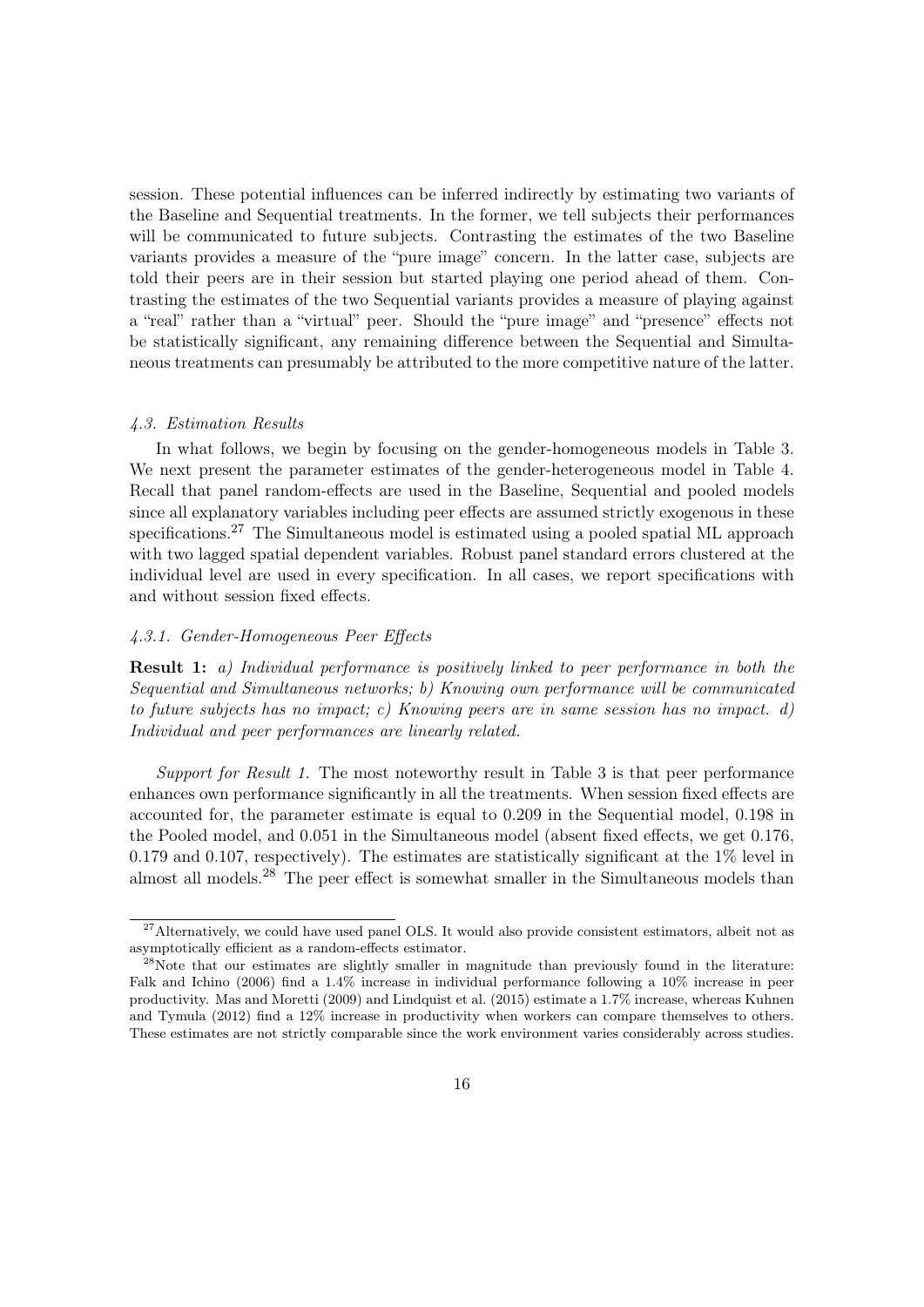session. These potential influences can be inferred indirectly by estimating two variants of the Baseline and Sequential treatments. In the former, we tell subjects their performances will be communicated to future subjects. Contrasting the estimates of the two Baseline variants provides a measure of the "pure image" concern. In the latter case, subjects are told their peers are in their session but started playing one period ahead of them. Contrasting the estimates of the two Sequential variants provides a measure of playing against a "real" rather than a "virtual" peer. Should the "pure image" and "presence" effects not be statistically significant, any remaining difference between the Sequential and Simultaneous treatments can presumably be attributed to the more competitive nature of the latter.

#### *4.3. Estimation Results*

In what follows, we begin by focusing on the gender-homogeneous models in Table 3. We next present the parameter estimates of the gender-heterogeneous model in Table 4. Recall that panel random-effects are used in the Baseline, Sequential and pooled models since all explanatory variables including peer effects are assumed strictly exogenous in these specifications.[27] The Simultaneous model is estimated using a pooled spatial ML approach with two lagged spatial dependent variables. Robust panel standard errors clustered at the individual level are used in every specification. In all cases, we report specifications with and without session fixed effects.

#### *4.3.1. Gender-Homogeneous Peer Effects*

**Result 1:** *a) Individual performance is positively linked to peer performance in both the Sequential and Simultaneous networks; b) Knowing own performance will be communicated to future subjects has no impact; c) Knowing peers are in same session has no impact. d) Individual and peer performances are linearly related.*

*Support for Result 1.* The most noteworthy result in Table 3 is that peer performance enhances own performance significantly in all the treatments. When session fixed effects are accounted for, the parameter estimate is equal to 0.209 in the Sequential model, 0.198 in the Pooled model, and 0.051 in the Simultaneous model (absent fixed effects, we get 0.176, 0.179 and 0.107, respectively). The estimates are statistically significant at the 1% level in almost all models.[28] The peer effect is somewhat smaller in the Simultaneous models than

---

[27] Alternatively, we could have used panel OLS. It would also provide consistent estimators, albeit not as asymptotically efficient as a random-effects estimator.

[28] Note that our estimates are slightly smaller in magnitude than previously found in the literature: Falk and Ichino (2006) find a 1.4% increase in individual performance following a 10% increase in peer productivity. Mas and Moretti (2009) and Lindquist et al. (2015) estimate a 1.7% increase, whereas Kuhnen and Tymula (2012) find a 12% increase in productivity when workers can compare themselves to others. These estimates are not strictly comparable since the work environment varies considerably across studies.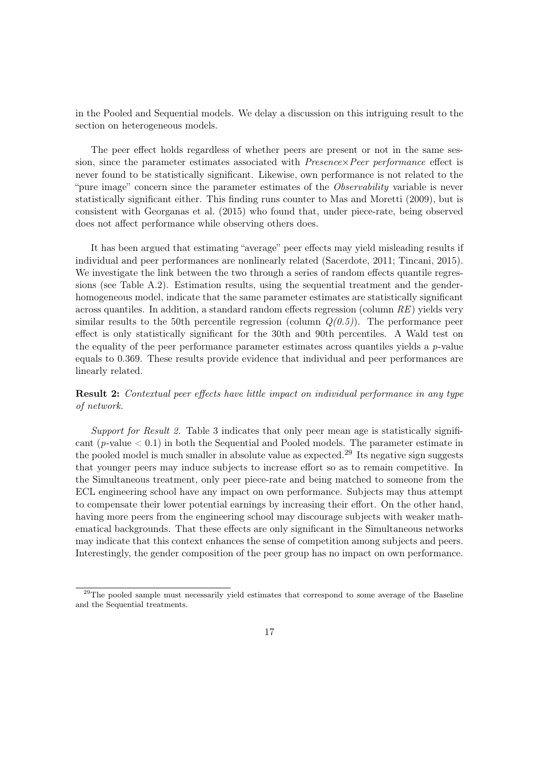in the Pooled and Sequential models. We delay a discussion on this intriguing result to the section on heterogeneous models.

The peer effect holds regardless of whether peers are present or not in the same session, since the parameter estimates associated with *Presence×Peer performance* effect is never found to be statistically significant. Likewise, own performance is not related to the "pure image" concern since the parameter estimates of the *Observability* variable is never statistically significant either. This finding runs counter to Mas and Moretti (2009), but is consistent with Georganas et al. (2015) who found that, under piece-rate, being observed does not affect performance while observing others does.

It has been argued that estimating "average" peer effects may yield misleading results if individual and peer performances are nonlinearly related (Sacerdote, 2011; Tincani, 2015). We investigate the link between the two through a series of random effects quantile regressions (see Table A.2). Estimation results, using the sequential treatment and the gender-homogeneous model, indicate that the same parameter estimates are statistically significant across quantiles. In addition, a standard random effects regression (column *RE*) yields very similar results to the 50th percentile regression (column *Q(0.5)*). The performance peer effect is only statistically significant for the 30th and 90th percentiles. A Wald test on the equality of the peer performance parameter estimates across quantiles yields a $p$-value equals to 0.369. These results provide evidence that individual and peer performances are linearly related.

**Result 2:** *Contextual peer effects have little impact on individual performance in any type of network.*

*Support for Result 2.* Table 3 indicates that only peer mean age is statistically significant ($p$-value $< 0.1$) in both the Sequential and Pooled models. The parameter estimate in the pooled model is much smaller in absolute value as expected.[29] Its negative sign suggests that younger peers may induce subjects to increase effort so as to remain competitive. In the Simultaneous treatment, only peer piece-rate and being matched to someone from the ECL engineering school have any impact on own performance. Subjects may thus attempt to compensate their lower potential earnings by increasing their effort. On the other hand, having more peers from the engineering school may discourage subjects with weaker mathematical backgrounds. That these effects are only significant in the Simultaneous networks may indicate that this context enhances the sense of competition among subjects and peers. Interestingly, the gender composition of the peer group has no impact on own performance.

[29] The pooled sample must necessarily yield estimates that correspond to some average of the Baseline and the Sequential treatments.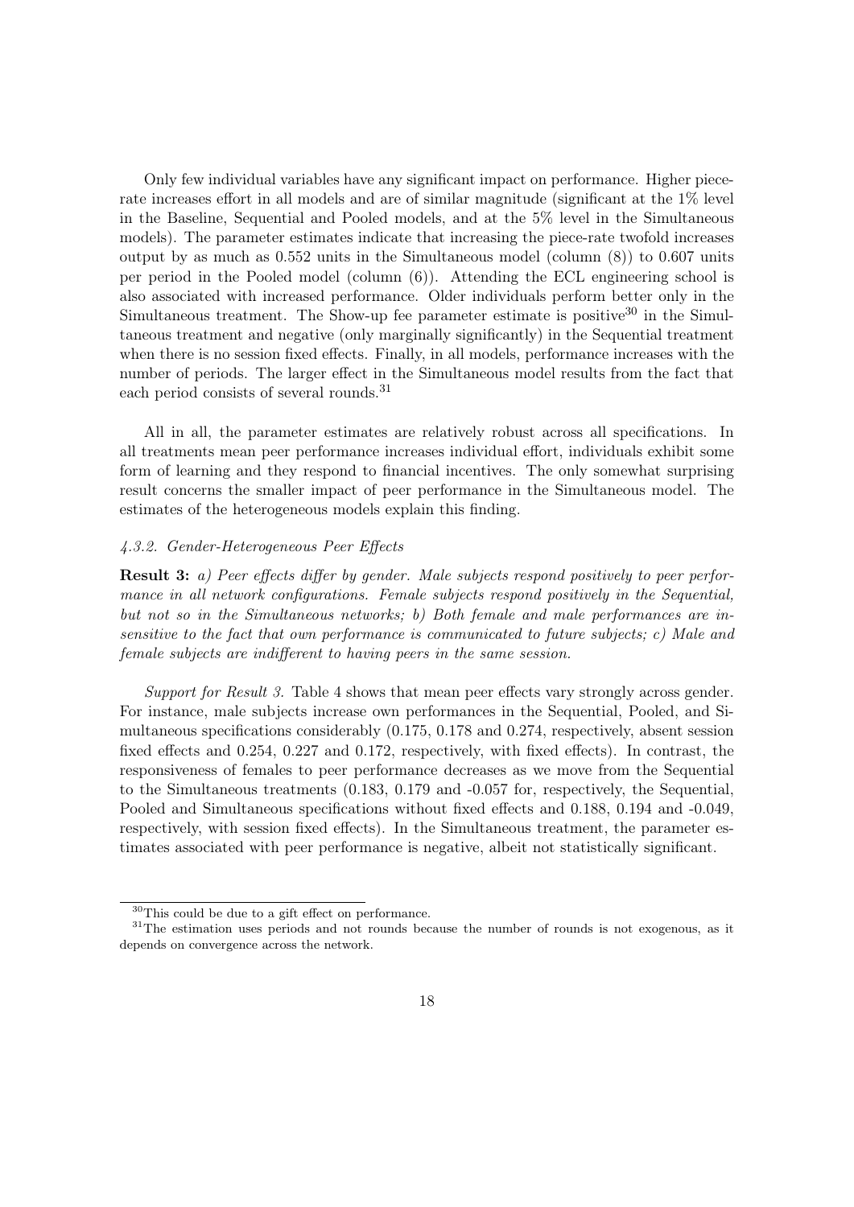Only few individual variables have any significant impact on performance. Higher piece-rate increases effort in all models and are of similar magnitude (significant at the 1% level in the Baseline, Sequential and Pooled models, and at the 5% level in the Simultaneous models). The parameter estimates indicate that increasing the piece-rate twofold increases output by as much as 0.552 units in the Simultaneous model (column (8)) to 0.607 units per period in the Pooled model (column (6)). Attending the ECL engineering school is also associated with increased performance. Older individuals perform better only in the Simultaneous treatment. The Show-up fee parameter estimate is positive[30] in the Simultaneous treatment and negative (only marginally significantly) in the Sequential treatment when there is no session fixed effects. Finally, in all models, performance increases with the number of periods. The larger effect in the Simultaneous model results from the fact that each period consists of several rounds.[31]

All in all, the parameter estimates are relatively robust across all specifications. In all treatments mean peer performance increases individual effort, individuals exhibit some form of learning and they respond to financial incentives. The only somewhat surprising result concerns the smaller impact of peer performance in the Simultaneous model. The estimates of the heterogeneous models explain this finding.

#### *4.3.2. Gender-Heterogeneous Peer Effects*

**Result 3:** *a) Peer effects differ by gender. Male subjects respond positively to peer performance in all network configurations. Female subjects respond positively in the Sequential, but not so in the Simultaneous networks; b) Both female and male performances are insensitive to the fact that own performance is communicated to future subjects; c) Male and female subjects are indifferent to having peers in the same session.*

*Support for Result 3.* Table 4 shows that mean peer effects vary strongly across gender. For instance, male subjects increase own performances in the Sequential, Pooled, and Simultaneous specifications considerably (0.175, 0.178 and 0.274, respectively, absent session fixed effects and 0.254, 0.227 and 0.172, respectively, with fixed effects). In contrast, the responsiveness of females to peer performance decreases as we move from the Sequential to the Simultaneous treatments (0.183, 0.179 and -0.057 for, respectively, the Sequential, Pooled and Simultaneous specifications without fixed effects and 0.188, 0.194 and -0.049, respectively, with session fixed effects). In the Simultaneous treatment, the parameter estimates associated with peer performance is negative, albeit not statistically significant.

[30] This could be due to a gift effect on performance.

[31] The estimation uses periods and not rounds because the number of rounds is not exogenous, as it depends on convergence across the network.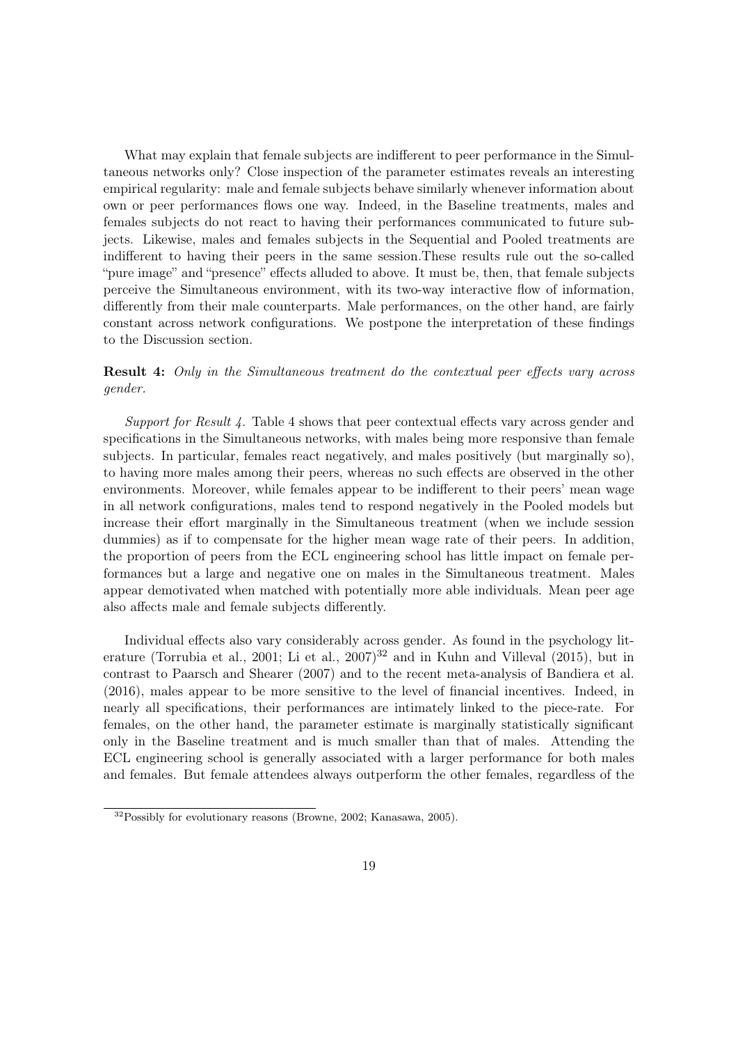What may explain that female subjects are indifferent to peer performance in the Simultaneous networks only? Close inspection of the parameter estimates reveals an interesting empirical regularity: male and female subjects behave similarly whenever information about own or peer performances flows one way. Indeed, in the Baseline treatments, males and females subjects do not react to having their performances communicated to future subjects. Likewise, males and females subjects in the Sequential and Pooled treatments are indifferent to having their peers in the same session.These results rule out the so-called "pure image" and "presence" effects alluded to above. It must be, then, that female subjects perceive the Simultaneous environment, with its two-way interactive flow of information, differently from their male counterparts. Male performances, on the other hand, are fairly constant across network configurations. We postpone the interpretation of these findings to the Discussion section.

**Result 4:** *Only in the Simultaneous treatment do the contextual peer effects vary across gender.*

*Support for Result 4.* Table 4 shows that peer contextual effects vary across gender and specifications in the Simultaneous networks, with males being more responsive than female subjects. In particular, females react negatively, and males positively (but marginally so), to having more males among their peers, whereas no such effects are observed in the other environments. Moreover, while females appear to be indifferent to their peers' mean wage in all network configurations, males tend to respond negatively in the Pooled models but increase their effort marginally in the Simultaneous treatment (when we include session dummies) as if to compensate for the higher mean wage rate of their peers. In addition, the proportion of peers from the ECL engineering school has little impact on female performances but a large and negative one on males in the Simultaneous treatment. Males appear demotivated when matched with potentially more able individuals. Mean peer age also affects male and female subjects differently.

Individual effects also vary considerably across gender. As found in the psychology literature (Torrubia et al., 2001; Li et al., 2007)[32] and in Kuhn and Villeval (2015), but in contrast to Paarsch and Shearer (2007) and to the recent meta-analysis of Bandiera et al. (2016), males appear to be more sensitive to the level of financial incentives. Indeed, in nearly all specifications, their performances are intimately linked to the piece-rate. For females, on the other hand, the parameter estimate is marginally statistically significant only in the Baseline treatment and is much smaller than that of males. Attending the ECL engineering school is generally associated with a larger performance for both males and females. But female attendees always outperform the other females, regardless of the

[32] Possibly for evolutionary reasons (Browne, 2002; Kanasawa, 2005).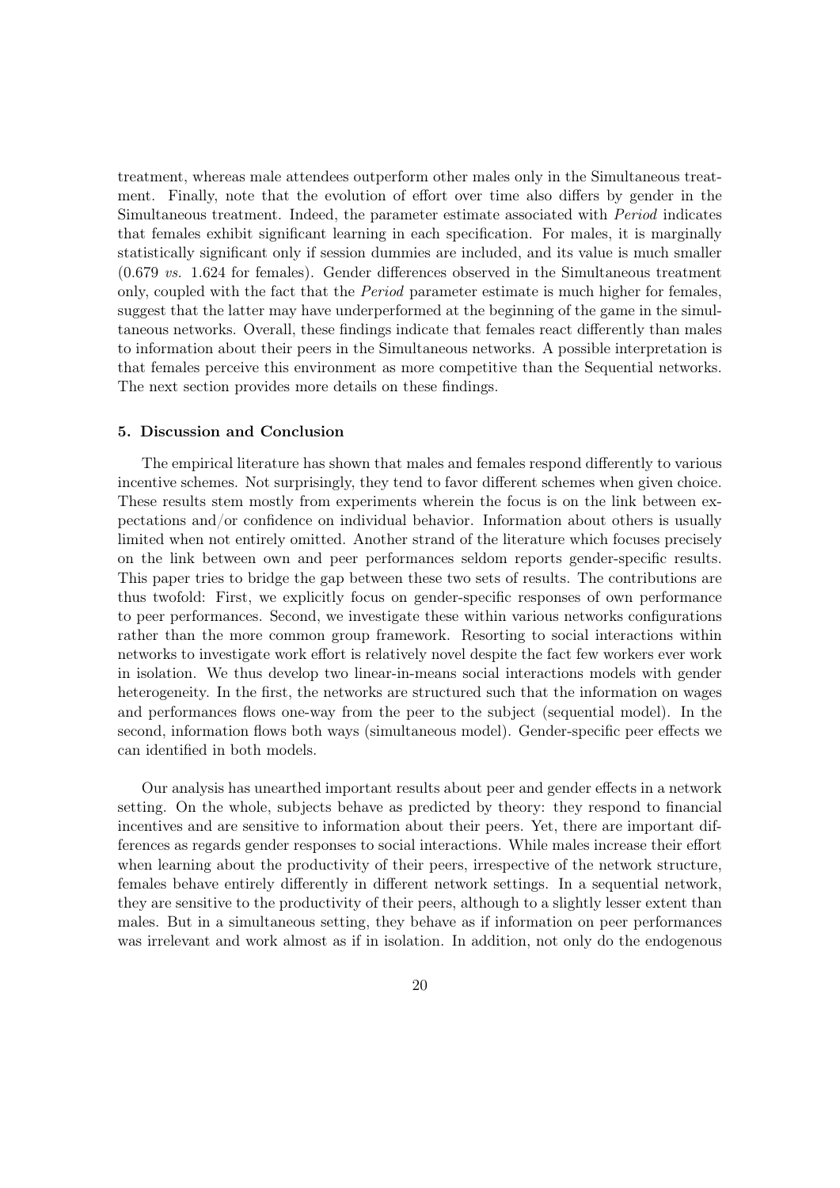treatment, whereas male attendees outperform other males only in the Simultaneous treatment. Finally, note that the evolution of effort over time also differs by gender in the Simultaneous treatment. Indeed, the parameter estimate associated with *Period* indicates that females exhibit significant learning in each specification. For males, it is marginally statistically significant only if session dummies are included, and its value is much smaller (0.679 *vs.* 1.624 for females). Gender differences observed in the Simultaneous treatment only, coupled with the fact that the *Period* parameter estimate is much higher for females, suggest that the latter may have underperformed at the beginning of the game in the simultaneous networks. Overall, these findings indicate that females react differently than males to information about their peers in the Simultaneous networks. A possible interpretation is that females perceive this environment as more competitive than the Sequential networks. The next section provides more details on these findings.

## 5. Discussion and Conclusion

The empirical literature has shown that males and females respond differently to various incentive schemes. Not surprisingly, they tend to favor different schemes when given choice. These results stem mostly from experiments wherein the focus is on the link between expectations and/or confidence on individual behavior. Information about others is usually limited when not entirely omitted. Another strand of the literature which focuses precisely on the link between own and peer performances seldom reports gender-specific results. This paper tries to bridge the gap between these two sets of results. The contributions are thus twofold: First, we explicitly focus on gender-specific responses of own performance to peer performances. Second, we investigate these within various networks configurations rather than the more common group framework. Resorting to social interactions within networks to investigate work effort is relatively novel despite the fact few workers ever work in isolation. We thus develop two linear-in-means social interactions models with gender heterogeneity. In the first, the networks are structured such that the information on wages and performances flows one-way from the peer to the subject (sequential model). In the second, information flows both ways (simultaneous model). Gender-specific peer effects we can identified in both models.

Our analysis has unearthed important results about peer and gender effects in a network setting. On the whole, subjects behave as predicted by theory: they respond to financial incentives and are sensitive to information about their peers. Yet, there are important differences as regards gender responses to social interactions. While males increase their effort when learning about the productivity of their peers, irrespective of the network structure, females behave entirely differently in different network settings. In a sequential network, they are sensitive to the productivity of their peers, although to a slightly lesser extent than males. But in a simultaneous setting, they behave as if information on peer performances was irrelevant and work almost as if in isolation. In addition, not only do the endogenous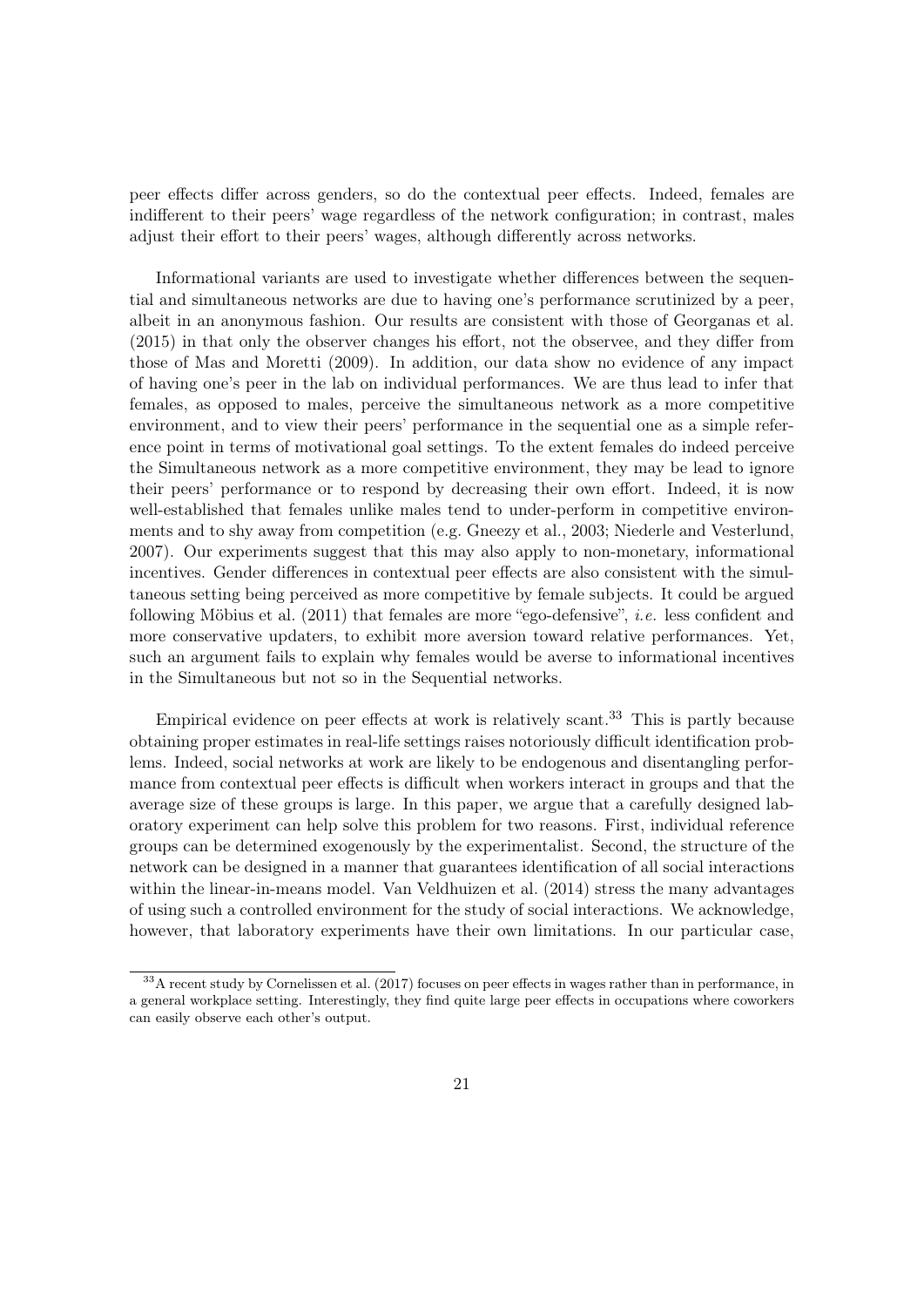peer effects differ across genders, so do the contextual peer effects. Indeed, females are indifferent to their peers' wage regardless of the network configuration; in contrast, males adjust their effort to their peers' wages, although differently across networks.

Informational variants are used to investigate whether differences between the sequential and simultaneous networks are due to having one's performance scrutinized by a peer, albeit in an anonymous fashion. Our results are consistent with those of Georganas et al. (2015) in that only the observer changes his effort, not the observee, and they differ from those of Mas and Moretti (2009). In addition, our data show no evidence of any impact of having one's peer in the lab on individual performances. We are thus lead to infer that females, as opposed to males, perceive the simultaneous network as a more competitive environment, and to view their peers' performance in the sequential one as a simple reference point in terms of motivational goal settings. To the extent females do indeed perceive the Simultaneous network as a more competitive environment, they may be lead to ignore their peers' performance or to respond by decreasing their own effort. Indeed, it is now well-established that females unlike males tend to under-perform in competitive environments and to shy away from competition (e.g. Gneezy et al., 2003; Niederle and Vesterlund, 2007). Our experiments suggest that this may also apply to non-monetary, informational incentives. Gender differences in contextual peer effects are also consistent with the simultaneous setting being perceived as more competitive by female subjects. It could be argued following Möbius et al. (2011) that females are more "ego-defensive", *i.e.* less confident and more conservative updaters, to exhibit more aversion toward relative performances. Yet, such an argument fails to explain why females would be averse to informational incentives in the Simultaneous but not so in the Sequential networks.

Empirical evidence on peer effects at work is relatively scant.[33] This is partly because obtaining proper estimates in real-life settings raises notoriously difficult identification problems. Indeed, social networks at work are likely to be endogenous and disentangling performance from contextual peer effects is difficult when workers interact in groups and that the average size of these groups is large. In this paper, we argue that a carefully designed laboratory experiment can help solve this problem for two reasons. First, individual reference groups can be determined exogenously by the experimentalist. Second, the structure of the network can be designed in a manner that guarantees identification of all social interactions within the linear-in-means model. Van Veldhuizen et al. (2014) stress the many advantages of using such a controlled environment for the study of social interactions. We acknowledge, however, that laboratory experiments have their own limitations. In our particular case,

[33] A recent study by Cornelissen et al. (2017) focuses on peer effects in wages rather than in performance, in a general workplace setting. Interestingly, they find quite large peer effects in occupations where coworkers can easily observe each other's output.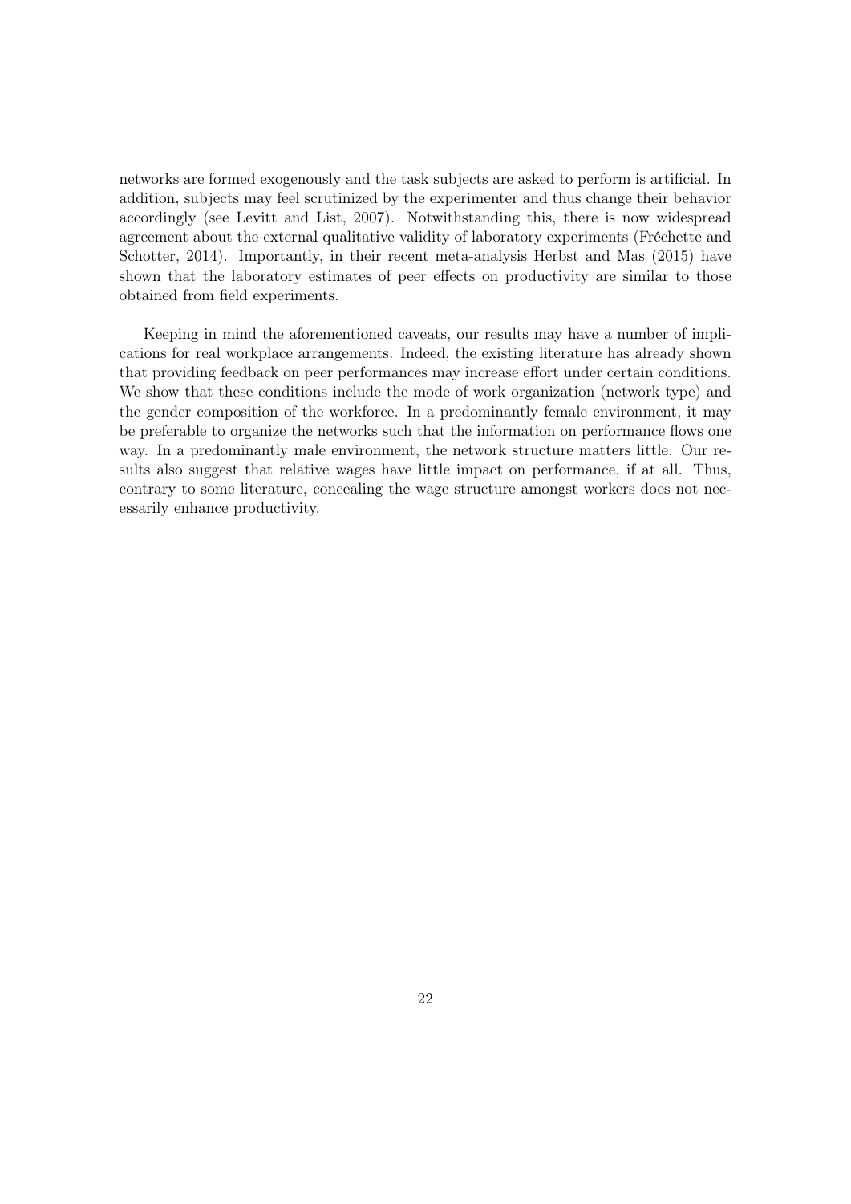networks are formed exogenously and the task subjects are asked to perform is artificial. In addition, subjects may feel scrutinized by the experimenter and thus change their behavior accordingly (see Levitt and List, 2007). Notwithstanding this, there is now widespread agreement about the external qualitative validity of laboratory experiments (Fréchette and Schotter, 2014). Importantly, in their recent meta-analysis Herbst and Mas (2015) have shown that the laboratory estimates of peer effects on productivity are similar to those obtained from field experiments.

Keeping in mind the aforementioned caveats, our results may have a number of implications for real workplace arrangements. Indeed, the existing literature has already shown that providing feedback on peer performances may increase effort under certain conditions. We show that these conditions include the mode of work organization (network type) and the gender composition of the workforce. In a predominantly female environment, it may be preferable to organize the networks such that the information on performance flows one way. In a predominantly male environment, the network structure matters little. Our results also suggest that relative wages have little impact on performance, if at all. Thus, contrary to some literature, concealing the wage structure amongst workers does not necessarily enhance productivity.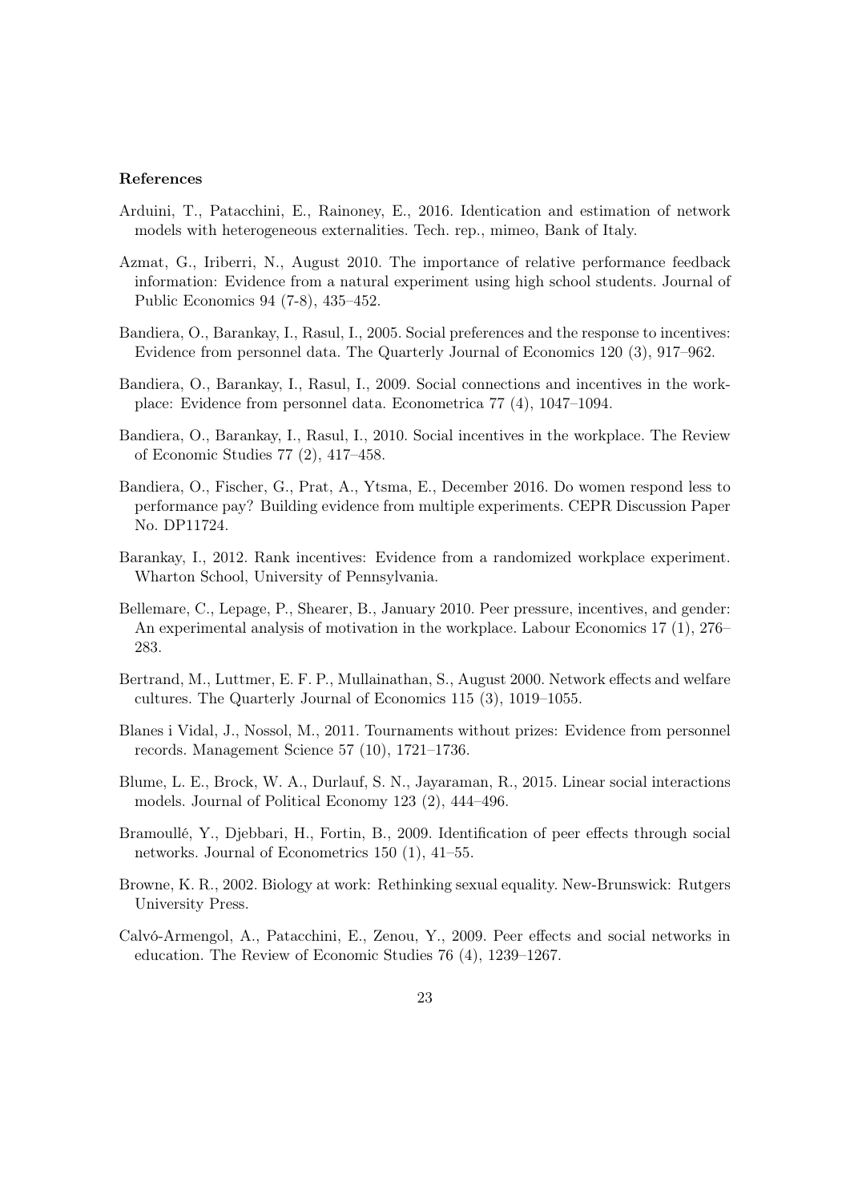#### References

Arduini, T., Patacchini, E., Rainoney, E., 2016. Identication and estimation of network models with heterogeneous externalities. Tech. rep., mimeo, Bank of Italy.

Azmat, G., Iriberri, N., August 2010. The importance of relative performance feedback information: Evidence from a natural experiment using high school students. Journal of Public Economics 94 (7-8), 435–452.

Bandiera, O., Barankay, I., Rasul, I., 2005. Social preferences and the response to incentives: Evidence from personnel data. The Quarterly Journal of Economics 120 (3), 917–962.

Bandiera, O., Barankay, I., Rasul, I., 2009. Social connections and incentives in the workplace: Evidence from personnel data. Econometrica 77 (4), 1047–1094.

Bandiera, O., Barankay, I., Rasul, I., 2010. Social incentives in the workplace. The Review of Economic Studies 77 (2), 417–458.

Bandiera, O., Fischer, G., Prat, A., Ytsma, E., December 2016. Do women respond less to performance pay? Building evidence from multiple experiments. CEPR Discussion Paper No. DP11724.

Barankay, I., 2012. Rank incentives: Evidence from a randomized workplace experiment. Wharton School, University of Pennsylvania.

Bellemare, C., Lepage, P., Shearer, B., January 2010. Peer pressure, incentives, and gender: An experimental analysis of motivation in the workplace. Labour Economics 17 (1), 276–283.

Bertrand, M., Luttmer, E. F. P., Mullainathan, S., August 2000. Network effects and welfare cultures. The Quarterly Journal of Economics 115 (3), 1019–1055.

Blanes i Vidal, J., Nossol, M., 2011. Tournaments without prizes: Evidence from personnel records. Management Science 57 (10), 1721–1736.

Blume, L. E., Brock, W. A., Durlauf, S. N., Jayaraman, R., 2015. Linear social interactions models. Journal of Political Economy 123 (2), 444–496.

Bramoullé, Y., Djebbari, H., Fortin, B., 2009. Identification of peer effects through social networks. Journal of Econometrics 150 (1), 41–55.

Browne, K. R., 2002. Biology at work: Rethinking sexual equality. New-Brunswick: Rutgers University Press.

Calvó-Armengol, A., Patacchini, E., Zenou, Y., 2009. Peer effects and social networks in education. The Review of Economic Studies 76 (4), 1239–1267.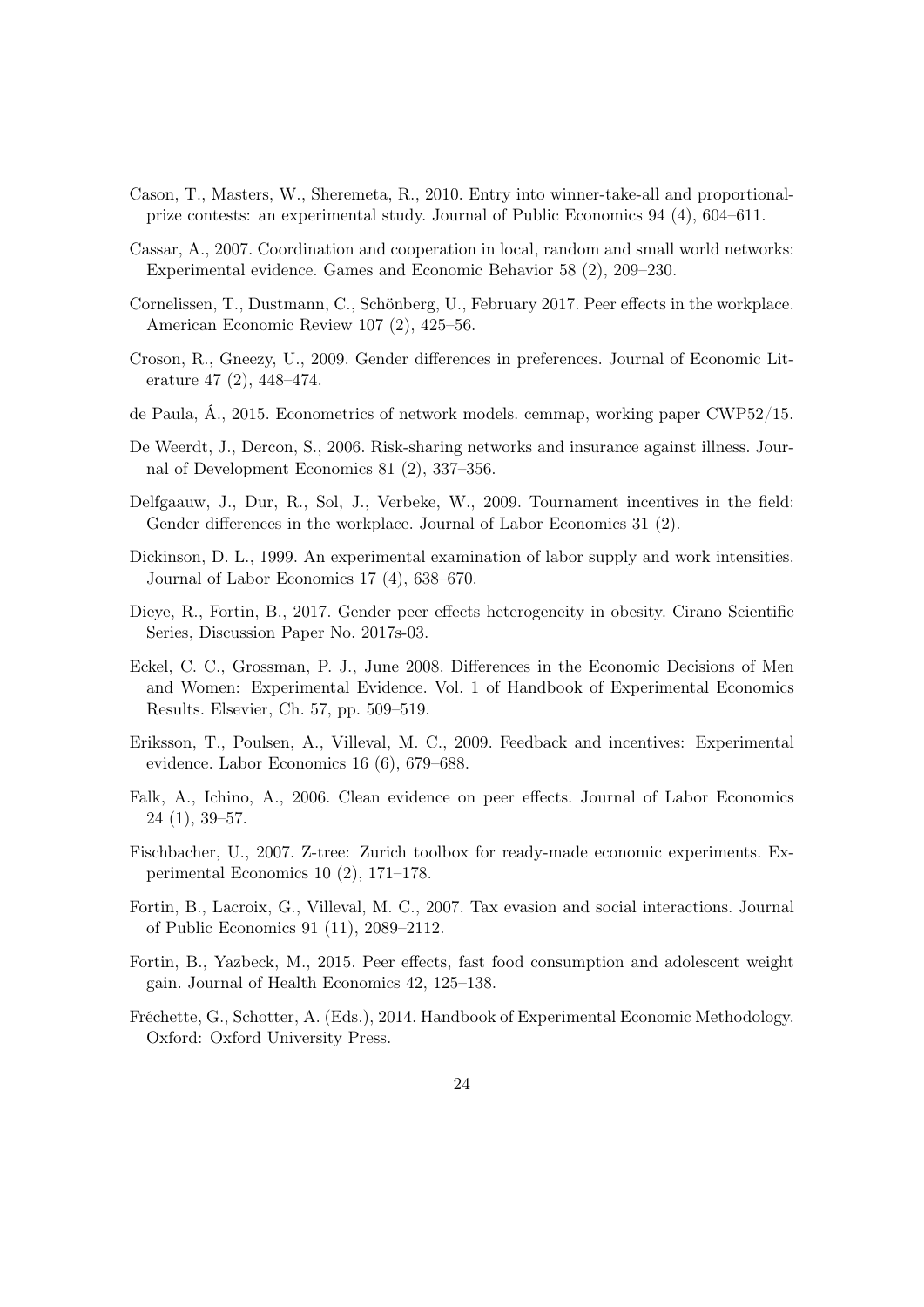Cason, T., Masters, W., Sheremeta, R., 2010. Entry into winner-take-all and proportional-prize contests: an experimental study. Journal of Public Economics 94 (4), 604–611.

Cassar, A., 2007. Coordination and cooperation in local, random and small world networks: Experimental evidence. Games and Economic Behavior 58 (2), 209–230.

Cornelissen, T., Dustmann, C., Schönberg, U., February 2017. Peer effects in the workplace. American Economic Review 107 (2), 425–56.

Croson, R., Gneezy, U., 2009. Gender differences in preferences. Journal of Economic Literature 47 (2), 448–474.

de Paula, Á., 2015. Econometrics of network models. cemmap, working paper CWP52/15.

De Weerdt, J., Dercon, S., 2006. Risk-sharing networks and insurance against illness. Journal of Development Economics 81 (2), 337–356.

Delfgaauw, J., Dur, R., Sol, J., Verbeke, W., 2009. Tournament incentives in the field: Gender differences in the workplace. Journal of Labor Economics 31 (2).

Dickinson, D. L., 1999. An experimental examination of labor supply and work intensities. Journal of Labor Economics 17 (4), 638–670.

Dieye, R., Fortin, B., 2017. Gender peer effects heterogeneity in obesity. Cirano Scientific Series, Discussion Paper No. 2017s-03.

Eckel, C. C., Grossman, P. J., June 2008. Differences in the Economic Decisions of Men and Women: Experimental Evidence. Vol. 1 of Handbook of Experimental Economics Results. Elsevier, Ch. 57, pp. 509–519.

Eriksson, T., Poulsen, A., Villeval, M. C., 2009. Feedback and incentives: Experimental evidence. Labor Economics 16 (6), 679–688.

Falk, A., Ichino, A., 2006. Clean evidence on peer effects. Journal of Labor Economics 24 (1), 39–57.

Fischbacher, U., 2007. Z-tree: Zurich toolbox for ready-made economic experiments. Experimental Economics 10 (2), 171–178.

Fortin, B., Lacroix, G., Villeval, M. C., 2007. Tax evasion and social interactions. Journal of Public Economics 91 (11), 2089–2112.

Fortin, B., Yazbeck, M., 2015. Peer effects, fast food consumption and adolescent weight gain. Journal of Health Economics 42, 125–138.

Fréchette, G., Schotter, A. (Eds.), 2014. Handbook of Experimental Economic Methodology. Oxford: Oxford University Press.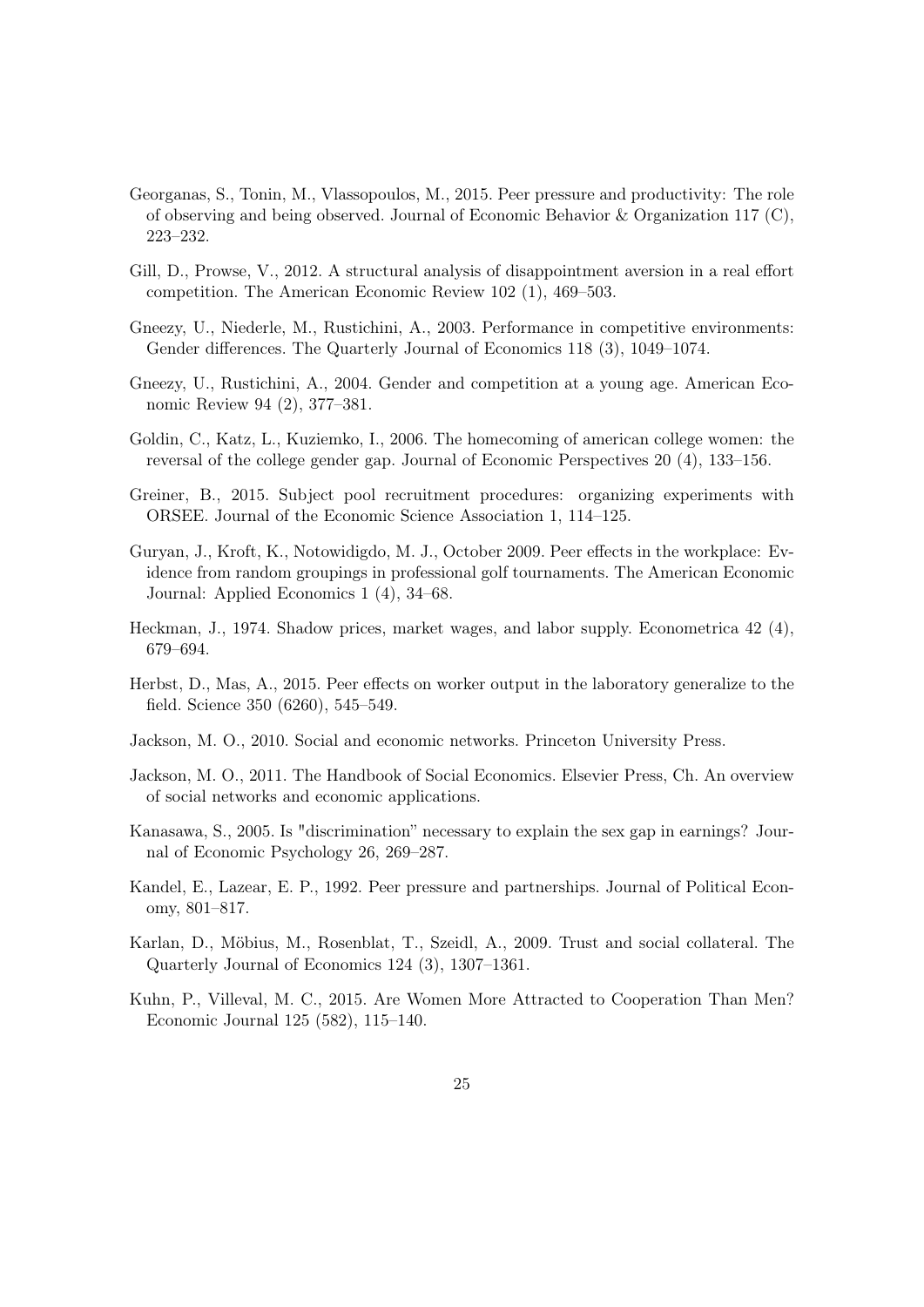Georganas, S., Tonin, M., Vlassopoulos, M., 2015. Peer pressure and productivity: The role of observing and being observed. Journal of Economic Behavior & Organization 117 (C), 223–232.

Gill, D., Prowse, V., 2012. A structural analysis of disappointment aversion in a real effort competition. The American Economic Review 102 (1), 469–503.

Gneezy, U., Niederle, M., Rustichini, A., 2003. Performance in competitive environments: Gender differences. The Quarterly Journal of Economics 118 (3), 1049–1074.

Gneezy, U., Rustichini, A., 2004. Gender and competition at a young age. American Economic Review 94 (2), 377–381.

Goldin, C., Katz, L., Kuziemko, I., 2006. The homecoming of american college women: the reversal of the college gender gap. Journal of Economic Perspectives 20 (4), 133–156.

Greiner, B., 2015. Subject pool recruitment procedures: organizing experiments with ORSEE. Journal of the Economic Science Association 1, 114–125.

Guryan, J., Kroft, K., Notowidigdo, M. J., October 2009. Peer effects in the workplace: Evidence from random groupings in professional golf tournaments. The American Economic Journal: Applied Economics 1 (4), 34–68.

Heckman, J., 1974. Shadow prices, market wages, and labor supply. Econometrica 42 (4), 679–694.

Herbst, D., Mas, A., 2015. Peer effects on worker output in the laboratory generalize to the field. Science 350 (6260), 545–549.

Jackson, M. O., 2010. Social and economic networks. Princeton University Press.

Jackson, M. O., 2011. The Handbook of Social Economics. Elsevier Press, Ch. An overview of social networks and economic applications.

Kanasawa, S., 2005. Is "discrimination" necessary to explain the sex gap in earnings? Journal of Economic Psychology 26, 269–287.

Kandel, E., Lazear, E. P., 1992. Peer pressure and partnerships. Journal of Political Economy, 801–817.

Karlan, D., Möbius, M., Rosenblat, T., Szeidl, A., 2009. Trust and social collateral. The Quarterly Journal of Economics 124 (3), 1307–1361.

Kuhn, P., Villeval, M. C., 2015. Are Women More Attracted to Cooperation Than Men? Economic Journal 125 (582), 115–140.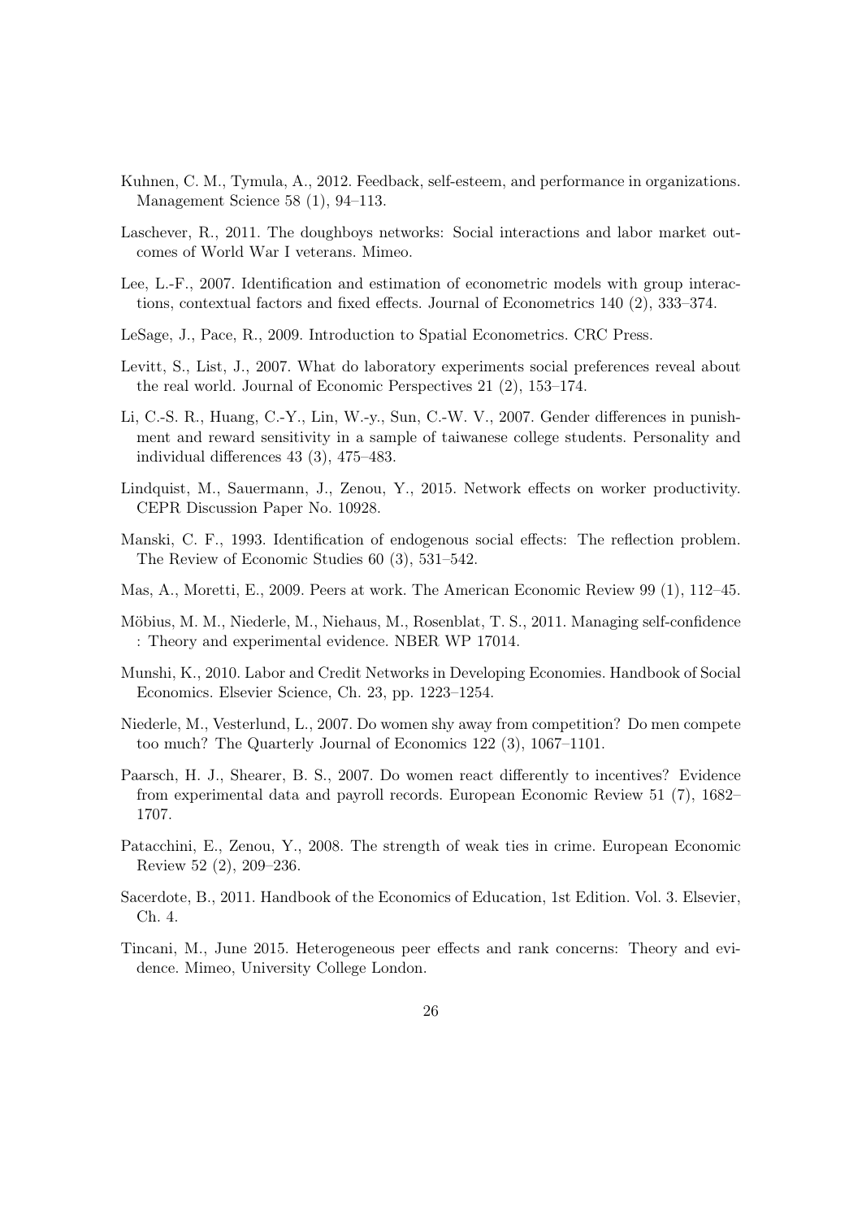Kuhnen, C. M., Tymula, A., 2012. Feedback, self-esteem, and performance in organizations. Management Science 58 (1), 94–113.

Laschever, R., 2011. The doughboys networks: Social interactions and labor market outcomes of World War I veterans. Mimeo.

Lee, L.-F., 2007. Identification and estimation of econometric models with group interactions, contextual factors and fixed effects. Journal of Econometrics 140 (2), 333–374.

LeSage, J., Pace, R., 2009. Introduction to Spatial Econometrics. CRC Press.

Levitt, S., List, J., 2007. What do laboratory experiments social preferences reveal about the real world. Journal of Economic Perspectives 21 (2), 153–174.

Li, C.-S. R., Huang, C.-Y., Lin, W.-y., Sun, C.-W. V., 2007. Gender differences in punishment and reward sensitivity in a sample of taiwanese college students. Personality and individual differences 43 (3), 475–483.

Lindquist, M., Sauermann, J., Zenou, Y., 2015. Network effects on worker productivity. CEPR Discussion Paper No. 10928.

Manski, C. F., 1993. Identification of endogenous social effects: The reflection problem. The Review of Economic Studies 60 (3), 531–542.

Mas, A., Moretti, E., 2009. Peers at work. The American Economic Review 99 (1), 112–45.

Möbius, M. M., Niederle, M., Niehaus, M., Rosenblat, T. S., 2011. Managing self-confidence : Theory and experimental evidence. NBER WP 17014.

Munshi, K., 2010. Labor and Credit Networks in Developing Economies. Handbook of Social Economics. Elsevier Science, Ch. 23, pp. 1223–1254.

Niederle, M., Vesterlund, L., 2007. Do women shy away from competition? Do men compete too much? The Quarterly Journal of Economics 122 (3), 1067–1101.

Paarsch, H. J., Shearer, B. S., 2007. Do women react differently to incentives? Evidence from experimental data and payroll records. European Economic Review 51 (7), 1682–1707.

Patacchini, E., Zenou, Y., 2008. The strength of weak ties in crime. European Economic Review 52 (2), 209–236.

Sacerdote, B., 2011. Handbook of the Economics of Education, 1st Edition. Vol. 3. Elsevier, Ch. 4.

Tincani, M., June 2015. Heterogeneous peer effects and rank concerns: Theory and evidence. Mimeo, University College London.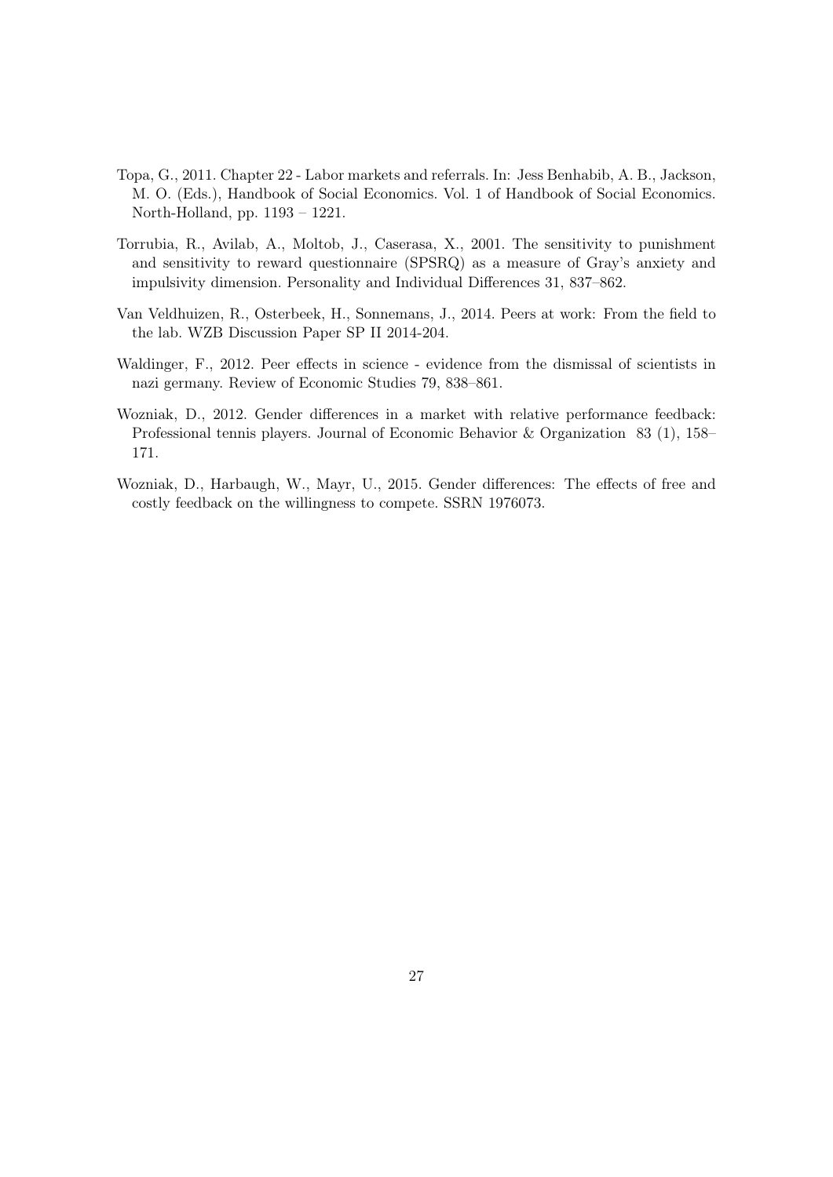Topa, G., 2011. Chapter 22 - Labor markets and referrals. In: Jess Benhabib, A. B., Jackson, M. O. (Eds.), Handbook of Social Economics. Vol. 1 of Handbook of Social Economics. North-Holland, pp. 1193 – 1221.

Torrubia, R., Avilab, A., Moltob, J., Caserasa, X., 2001. The sensitivity to punishment and sensitivity to reward questionnaire (SPSRQ) as a measure of Gray's anxiety and impulsivity dimension. Personality and Individual Differences 31, 837–862.

Van Veldhuizen, R., Osterbeek, H., Sonnemans, J., 2014. Peers at work: From the field to the lab. WZB Discussion Paper SP II 2014-204.

Waldinger, F., 2012. Peer effects in science - evidence from the dismissal of scientists in nazi germany. Review of Economic Studies 79, 838–861.

Wozniak, D., 2012. Gender differences in a market with relative performance feedback: Professional tennis players. Journal of Economic Behavior & Organization 83 (1), 158–171.

Wozniak, D., Harbaugh, W., Mayr, U., 2015. Gender differences: The effects of free and costly feedback on the willingness to compete. SSRN 1976073.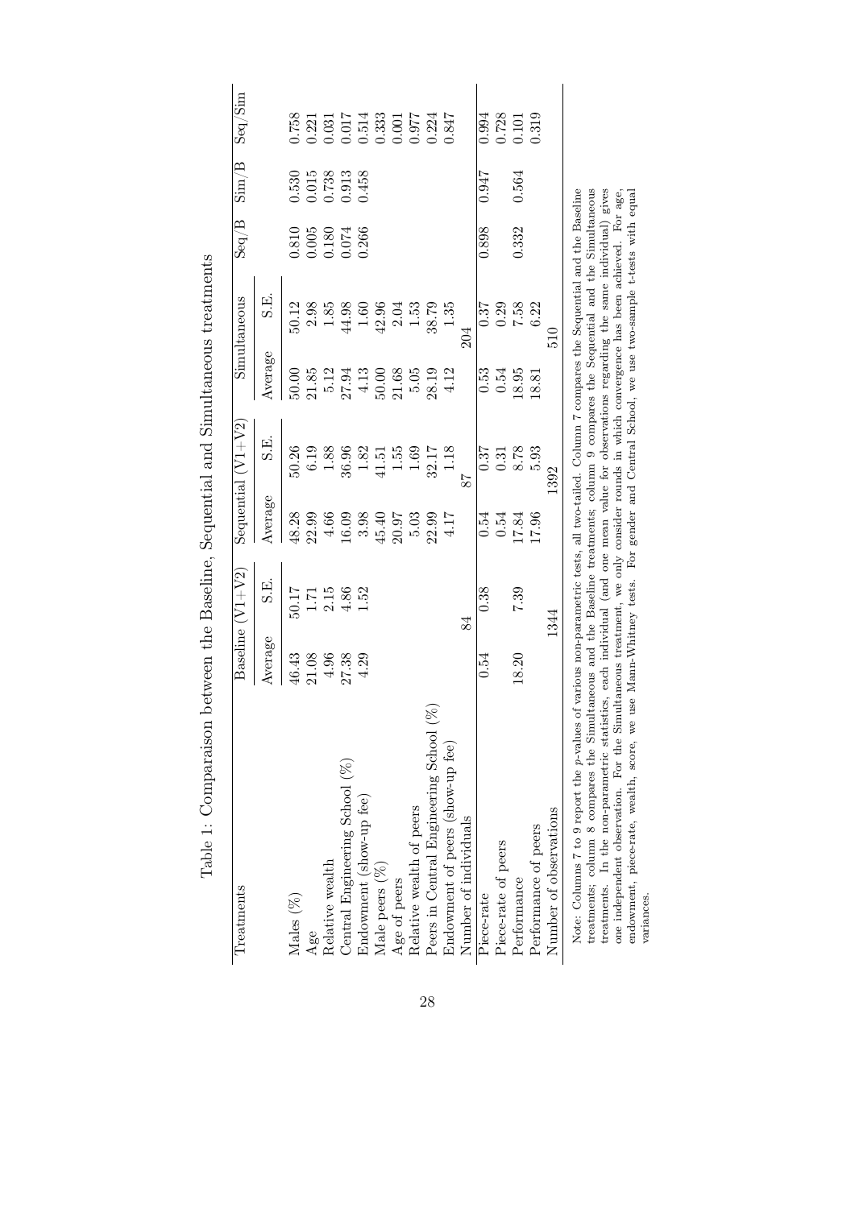Table 1: Comparaison between the Baseline, Sequential and Simultaneous treatments

| Treatments | Baseline (V1+V2) | | Sequential (V1+V2) | | Simultaneous | | Seq/B | Sim/B | Seq/Sim |
|---|---|---|---|---|---|---|---|---|---|
| | Average | S.E. | Average | S.E. | Average | S.E. | | | |
| Males (%) | 46.43 | 50.17 | 48.28 | 50.26 | 50.00 | 50.12 | 0.810 | 0.530 | 0.758 |
| Age | 21.08 | 1.71 | 22.99 | 6.19 | 21.85 | 2.98 | 0.005 | 0.015 | 0.221 |
| Relative wealth | 4.96 | 2.15 | 4.66 | 1.88 | 5.12 | 1.85 | 0.180 | 0.738 | 0.031 |
| Central Engineering School (%) | 27.38 | 4.86 | 16.09 | 36.96 | 27.94 | 44.98 | 0.074 | 0.913 | 0.017 |
| Endowment (show-up fee) | 4.29 | 1.52 | 3.98 | 1.82 | 4.13 | 1.60 | 0.266 | 0.458 | 0.514 |
| Male peers (%) | | | 45.40 | 41.51 | 50.00 | 42.96 | | | 0.333 |
| Age of peers | | | 20.97 | 1.55 | 21.68 | 2.04 | | | 0.001 |
| Relative wealth of peers | | | 5.03 | 1.69 | 5.05 | 1.53 | | | 0.977 |
| Peers in Central Engineering School (%) | | | 22.99 | 32.17 | 28.19 | 38.79 | | | 0.224 |
| Endowment of peers (show-up fee) | | | 4.17 | 1.18 | 4.12 | 1.35 | | | 0.847 |
| Number of individuals | 84 | | 87 | | 204 | | | | |
| Piece-rate | 0.54 | 0.38 | 0.54 | 0.37 | 0.53 | 0.37 | 0.898 | 0.947 | 0.994 |
| Piece-rate of peers | | | 0.54 | 0.31 | 0.54 | 0.29 | | | 0.728 |
| Performance | 18.20 | 7.39 | 17.84 | 8.78 | 18.95 | 7.58 | 0.332 | 0.564 | 0.101 |
| Performance of peers | | | 17.96 | 5.93 | 18.81 | 6.22 | | | 0.319 |
| Number of observations | 1344 | | 1392 | | 510 | | | | |

Note: Columns 7 to 9 report the $p$-values of various non-parametric tests, all two-tailed. Column 7 compares the Sequential and the Baseline treatments; column 8 compares the Simultaneous and the Baseline treatments; column 9 compares the Sequential and the Simultaneous treatments. In the non-parametric statistics, each individual (and one mean value for observations regarding the same individual) gives one independent observation. For the Simultaneous treatment, we only consider rounds in which convergence has been achieved. For age, endowment, piece-rate, wealth, score, we use Mann-Whitney tests. For gender and Central School, we use two-sample t-tests with equal variances.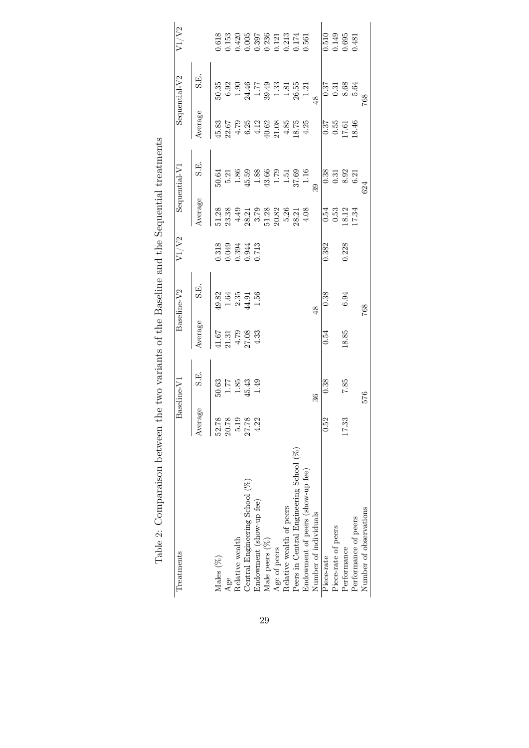Table 2: Comparaison between the two variants of the Baseline and the Sequential treatments

| Treatments | Baseline-V1 | | Baseline-V2 | | V1/V2 | Sequential-V1 | | Sequential-V2 | | V1/V2 |
|---|---|---|---|---|---|---|---|---|---|---|
| | Average | S.E. | Average | S.E. | | Average | S.E. | Average | S.E. | |
| Males (%) | 52.78 | 50.63 | 41.67 | 49.82 | 0.318 | 51.28 | 50.64 | 45.83 | 50.35 | 0.618 |
| Age | 20.78 | 1.77 | 21.31 | 1.64 | 0.049 | 23.38 | 5.21 | 22.67 | 6.92 | 0.153 |
| Relative wealth | 5.19 | 1.85 | 4.79 | 2.35 | 0.394 | 4.49 | 1.86 | 4.79 | 1.90 | 0.420 |
| Central Engineering School (%) | 27.78 | 45.43 | 27.08 | 44.91 | 0.944 | 28.21 | 45.59 | 6.25 | 24.46 | 0.005 |
| Endowment (show-up fee) | 4.22 | 1.49 | 4.33 | 1.56 | 0.713 | 3.79 | 1.88 | 4.12 | 1.77 | 0.397 |
| Male peers (%) | | | | | | 51.28 | 43.66 | 40.62 | 39.49 | 0.236 |
| Age of peers | | | | | | 20.82 | 1.79 | 21.08 | 1.33 | 0.121 |
| Relative wealth of peers | | | | | | 5.26 | 1.51 | 4.85 | 1.81 | 0.213 |
| Peers in Central Engineering School (%) | | | | | | 28.21 | 37.69 | 18.75 | 26.55 | 0.174 |
| Endowment of peers (show-up fee) | | | | | | 4.08 | 1.16 | 4.25 | 1.21 | 0.561 |
| Number of individuals | 36 | | 48 | | | 39 | | 48 | | |
| Piece-rate | 0.52 | 0.38 | 0.54 | 0.38 | 0.382 | 0.54 | 0.38 | 0.37 | 0.37 | 0.510 |
| Piece-rate of peers | | | | | | 0.53 | 0.31 | 0.55 | 0.31 | 0.149 |
| Performance | 17.33 | 7.85 | 18.85 | 6.94 | 0.228 | 18.12 | 8.92 | 17.61 | 8.68 | 0.695 |
| Performance of peers | | | | | | 17.34 | 6.21 | 18.46 | 5.64 | 0.481 |
| Number of observations | 576 | | 768 | | | 624 | | 768 | | |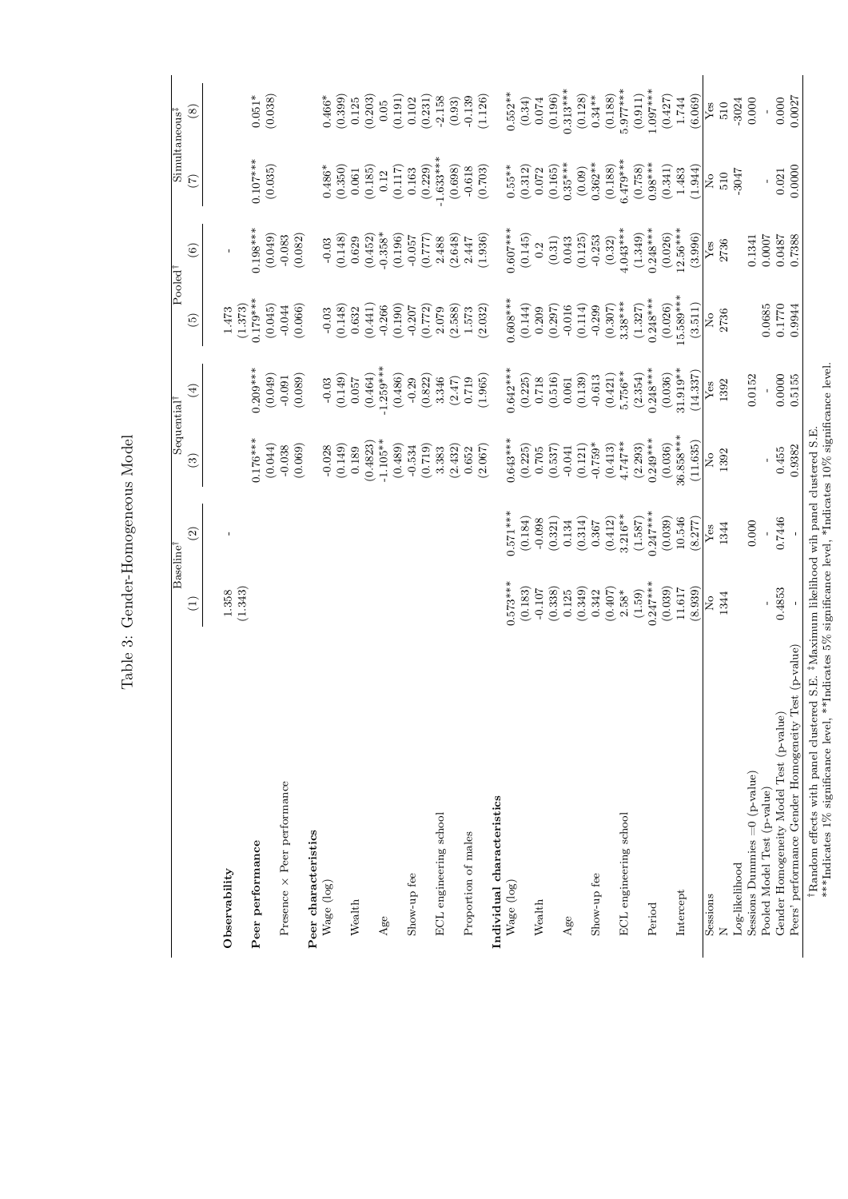Table 3: Gender-Homogeneous Model

| | Baseline† | | Sequential† | | Pooled† | | Simultaneous‡ | |
|---|---|---|---|---|---|---|---|---|
| | (1) | (2) | (3) | (4) | (5) | (6) | (7) | (8) |
| **Observability** | 1.358 | - | | | 1.473 | - | | |
| | (1.343) | | | | (1.373) | | | |
| **Peer performance** | | | 0.176*** | 0.209*** | 0.179*** | 0.198*** | 0.107*** | 0.051* |
| | | | (0.044) | (0.049) | (0.045) | (0.049) | (0.035) | (0.038) |
| Presence × Peer performance | | | -0.038 | -0.091 | -0.044 | -0.083 | | |
| | | | (0.069) | (0.089) | (0.066) | (0.082) | | |
| **Peer characteristics** | | | | | | | | |
| Wage (log) | | | -0.028 | -0.03 | -0.03 | -0.03 | 0.486* | 0.466* |
| | | | (0.149) | (0.149) | (0.148) | (0.148) | (0.350) | (0.399) |
| Wealth | | | 0.189 | 0.057 | 0.632 | 0.629 | 0.061 | 0.125 |
| | | | (0.4823) | (0.464) | (0.441) | (0.452) | (0.185) | (0.203) |
| Age | | | -1.105** | -1.259*** | -0.266 | -0.358* | 0.12 | 0.05 |
| | | | (0.489) | (0.486) | (0.190) | (0.196) | (0.117) | (0.191) |
| Show-up fee | | | -0.534 | -0.29 | -0.207 | -0.057 | 0.163 | 0.102 |
| | | | (0.719) | (0.822) | (0.772) | (0.777) | (0.229) | (0.231) |
| ECL engineering school | | | 3.383 | 3.346 | 2.079 | 2.488 | -1.633*** | -2.158 |
| | | | (2.432) | (2.47) | (2.588) | (2.648) | (0.698) | (0.93) |
| Proportion of males | | | 0.652 | 0.719 | 1.573 | 2.447 | -0.618 | -0.139 |
| | | | (2.067) | (1.965) | (2.032) | (1.936) | (0.703) | (1.126) |
| **Individual characteristics** | | | | | | | | |
| Wage (log) | 0.573*** | 0.571*** | 0.643*** | 0.642*** | 0.608*** | 0.607*** | 0.55** | 0.552** |
| | (0.183) | (0.184) | (0.225) | (0.225) | (0.144) | (0.145) | (0.312) | (0.34) |
| Wealth | -0.107 | -0.098 | 0.705 | 0.718 | 0.209 | 0.2 | 0.072 | 0.074 |
| | (0.338) | (0.321) | (0.537) | (0.516) | (0.297) | (0.31) | (0.165) | (0.196) |
| Age | 0.125 | 0.134 | -0.041 | 0.061 | -0.016 | 0.043 | 0.35*** | 0.313*** |
| | (0.349) | (0.314) | (0.121) | (0.139) | (0.114) | (0.125) | (0.09) | (0.128) |
| Show-up fee | 0.342 | 0.367 | -0.759* | -0.613 | -0.299 | -0.253 | 0.362** | 0.34** |
| | (0.407) | (0.412) | (0.413) | (0.421) | (0.307) | (0.32) | (0.188) | (0.188) |
| ECL engineering school | 2.58* | 3.216** | 4.747** | 5.756** | 3.38*** | 4.043*** | 6.479*** | 5.977*** |
| | (1.59) | (1.587) | (2.293) | (2.354) | (1.327) | (1.349) | (0.758) | (0.911) |
| Period | 0.247*** | 0.247*** | 0.249*** | 0.248*** | 0.248*** | 0.248*** | 0.98*** | 1.097*** |
| | (0.039) | (0.039) | (0.036) | (0.036) | (0.026) | (0.026) | (0.341) | (0.427) |
| Intercept | 11.617 | 10.546 | 36.858*** | 31.919** | 15.589*** | 12.56*** | 1.483 | 1.744 |
| | (8.939) | (8.277) | (11.635) | (14.337) | (3.511) | (3.996) | (1.944) | (6.069) |
| Sessions | No | Yes | No | Yes | No | Yes | No | Yes |
| N | 1344 | 1344 | 1392 | 1392 | 2736 | 2736 | 510 | 510 |
| Log-likelihood | | | | | | | -3047 | -3024 |
| Sessions Dummies =0 (p-value) | | 0.000 | | 0.0152 | | 0.1341 | | 0.000 |
| Pooled Model Test (p-value) | - | - | - | - | 0.0685 | 0.0007 | - | - |
| Gender Homogeneity Model Test (p-value) | 0.4853 | 0.7446 | 0.455 | 0.0000 | 0.1770 | 0.0487 | 0.021 | 0.000 |
| Peers' performance Gender Homogeneity Test (p-value) | - | - | 0.9382 | 0.5155 | 0.9944 | 0.7388 | 0.0000 | 0.0027 |

†Random effects with panel clustered S.E. ‡Maximum likelihood wih panel clustered S.E.
***Indicates 1% significance level, **Indicates 5% significance level, *Indicates 10% significance level.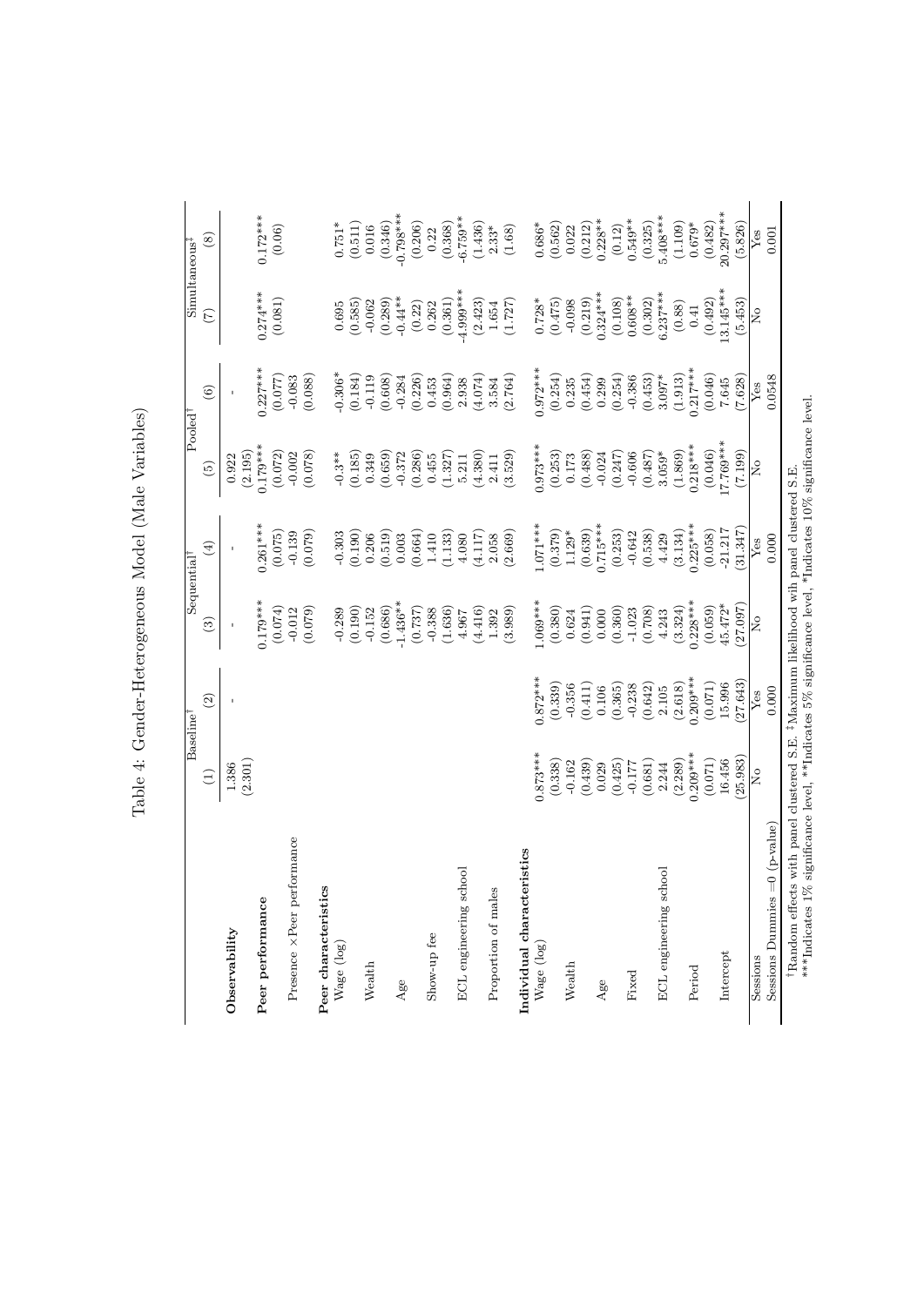# Table 4: Gender-Heterogeneous Model (Male Variables)

| | Baseline† | | Sequential† | | Pooled† | | Simultaneous‡ | |
|---|---|---|---|---|---|---|---|---|
| | (1) | (2) | (3) | (4) | (5) | (6) | (7) | (8) |
| **Observability** | 1.386 | - | - | - | 0.922 | - | | |
| | (2.301) | | | | (2.195) | | | |
| **Peer performance** | | | 0.179*** | 0.261*** | 0.179*** | 0.227*** | 0.274*** | 0.172*** |
| | | | (0.074) | (0.075) | (0.072) | (0.077) | (0.081) | (0.06) |
| Presence ×Peer performance | | | -0.012 | -0.139 | -0.002 | -0.083 | | |
| | | | (0.079) | (0.079) | (0.078) | (0.088) | | |
| **Peer characteristics** | | | | | | | | |
| Wage (log) | | | -0.289 | -0.303 | -0.3** | -0.306* | 0.695 | 0.751* |
| | | | (0.190) | (0.190) | (0.185) | (0.184) | (0.585) | (0.511) |
| Wealth | | | -0.152 | 0.206 | 0.349 | -0.119 | -0.062 | 0.016 |
| | | | (0.686) | (0.519) | (0.659) | (0.608) | (0.289) | (0.346) |
| Age | | | -1.436** | 0.003 | -0.372 | -0.284 | -0.44** | -0.798*** |
| | | | (0.737) | (0.664) | (0.286) | (0.226) | (0.22) | (0.206) |
| Show-up fee | | | -0.388 | 1.410 | 0.455 | 0.453 | 0.262 | 0.22 |
| | | | (1.636) | (1.133) | (1.327) | (0.964) | (0.361) | (0.368) |
| ECL engineering school | | | 4.967 | 4.080 | 5.211 | 2.938 | -4.999*** | -6.759** |
| | | | (4.416) | (4.117) | (4.380) | (4.074) | (2.423) | (1.436) |
| Proportion of males | | | 1.392 | 2.058 | 2.411 | 3.584 | 1.654 | 2.33* |
| | | | (3.989) | (2.669) | (3.529) | (2.764) | (1.727) | (1.68) |
| **Individual characteristics** | | | | | | | | |
| Wage (log) | 0.873*** | 0.872*** | 1.069*** | 1.071*** | 0.973*** | 0.972*** | 0.728* | 0.686* |
| | (0.338) | (0.339) | (0.380) | (0.379) | (0.253) | (0.254) | (0.475) | (0.562) |
| Wealth | -0.162 | -0.356 | 0.624 | 1.129* | 0.173 | 0.235 | -0.098 | 0.022 |
| | (0.439) | (0.411) | (0.941) | (0.639) | (0.488) | (0.454) | (0.219) | (0.212) |
| Age | 0.029 | 0.106 | 0.000 | 0.715*** | -0.024 | 0.299 | 0.324*** | 0.228** |
| | (0.425) | (0.365) | (0.360) | (0.253) | (0.247) | (0.254) | (0.108) | (0.12) |
| Fixed | -0.177 | -0.238 | -1.023 | -0.642 | -0.606 | -0.386 | 0.608** | 0.549** |
| | (0.681) | (0.642) | (0.708) | (0.538) | (0.487) | (0.453) | (0.302) | (0.325) |
| ECL engineering school | 2.244 | 2.105 | 4.243 | 4.429 | 3.059* | 3.097* | 6.237*** | 5.408*** |
| | (2.289) | (2.618) | (3.324) | (3.134) | (1.869) | (1.913) | (0.88) | (1.109) |
| Period | 0.209*** | 0.209*** | 0.228*** | 0.225*** | 0.218*** | 0.217*** | 0.41 | 0.679* |
| | (0.071) | (0.071) | (0.059) | (0.058) | (0.046) | (0.046) | (0.492) | (0.482) |
| Intercept | 16.456 | 15.996 | 45.472* | -21.217 | 17.769*** | 7.645 | 13.145*** | 20.297*** |
| | (25.983) | (27.643) | (27.097) | (31.347) | (7.199) | (7.628) | (5.453) | (5.826) |
| Sessions | No | Yes | No | Yes | No | Yes | No | Yes |
| Sessions Dummies =0 (p-value) | | 0.000 | | 0.000 | | 0.0548 | | 0.001 |

†Random effects with panel clustered S.E. ‡Maximum likelihood with panel clustered S.E.
***Indicates 1% significance level, **Indicates 5% significance level, *Indicates 10% significance level.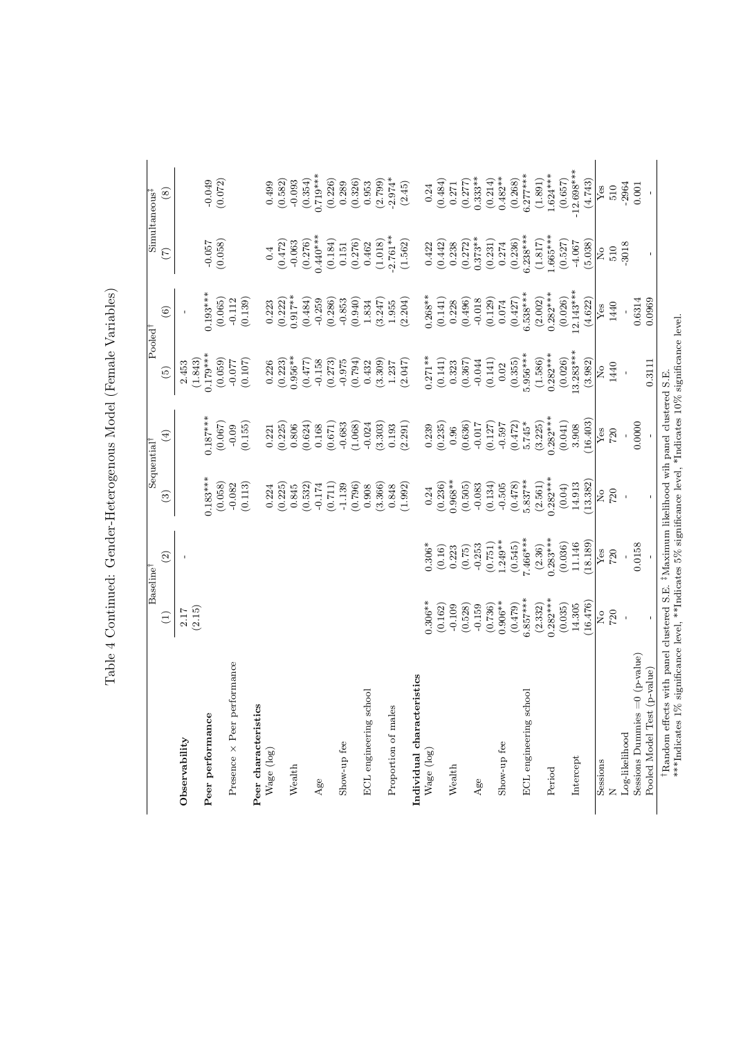# Table 4 Continued: Gender-Heterogenous Model (Female Variables)

| | Baseline† | | Sequential† | | Pooled† | | Simultaneous‡ | |
|---|---|---|---|---|---|---|---|---|
| | (1) | (2) | (3) | (4) | (5) | (6) | (7) | (8) |
| **Observability** | 2.17 | - | | | 2.453 | - | | |
| | (2.15) | | | | (1.843) | | | |
| **Peer performance** | | | 0.183*** | 0.187*** | 0.179*** | 0.193*** | -0.057 | -0.049 |
| | | | (0.058) | (0.067) | (0.059) | (0.065) | (0.058) | (0.072) |
| Presence × Peer performance | | | -0.082 | -0.09 | -0.077 | -0.112 | | |
| | | | (0.113) | (0.155) | (0.107) | (0.139) | | |
| **Peer characteristics** | | | | | | | | |
| Wage (log) | | | 0.224 | 0.221 | 0.226 | 0.223 | 0.4 | 0.499 |
| | | | (0.225) | (0.225) | (0.223) | (0.222) | (0.472) | (0.582) |
| Wealth | | | 0.845 | 0.806 | 0.956** | 0.917** | -0.063 | -0.093 |
| | | | (0.532) | (0.624) | (0.477) | (0.484) | (0.276) | (0.354) |
| Age | | | -0.174 | 0.168 | -0.158 | -0.259 | 0.440*** | 0.719*** |
| | | | (0.711) | (0.671) | (0.273) | (0.286) | (0.184) | (0.226) |
| Show-up fee | | | -1.139 | -0.683 | -0.975 | -0.853 | 0.151 | 0.289 |
| | | | (0.796) | (1.068) | (0.794) | (0.940) | (0.276) | (0.326) |
| ECL engineering school | | | 0.908 | -0.024 | 0.432 | 1.834 | 0.462 | 0.953 |
| | | | (3.366) | (3.303) | (3.309) | (3.247) | (1.018) | (2.799) |
| Proportion of males | | | 0.848 | 0.193 | 1.237 | 1.955 | -2.761** | -2.974* |
| | | | (1.992) | (2.291) | (2.047) | (2.204) | (1.562) | (2.45) |
| **Individual characteristics** | | | | | | | | |
| Wage (log) | 0.306** | 0.306* | 0.24 | 0.239 | 0.271** | 0.268** | 0.422 | 0.24 |
| | (0.162) | (0.16) | (0.236) | (0.235) | (0.141) | (0.141) | (0.442) | (0.484) |
| Wealth | -0.109 | 0.223 | 0.968** | 0.96 | 0.323 | 0.228 | 0.238 | 0.271 |
| | (0.528) | (0.75) | (0.505) | (0.636) | (0.367) | (0.496) | (0.272) | (0.277) |
| Age | -0.159 | -0.253 | -0.083 | -0.017 | -0.044 | -0.018 | 0.373** | 0.333** |
| | (0.736) | (0.751) | (0.134) | (0.127) | (0.141) | (0.129) | (0.231) | (0.214) |
| Show-up fee | 0.906** | 1.249** | -0.505 | -0.597 | 0.02 | 0.074 | 0.274 | 0.482** |
| | (0.479) | (0.545) | (0.478) | (0.472) | (0.355) | (0.427) | (0.236) | (0.268) |
| ECL engineering school | 6.857*** | 7.466*** | 5.837** | 5.745* | 5.956*** | 6.538*** | 6.238*** | 6.277*** |
| | (2.332) | (2.36) | (2.561) | (3.225) | (1.586) | (2.002) | (1.817) | (1.891) |
| Period | 0.282*** | 0.283*** | 0.282*** | 0.282*** | 0.282*** | 0.282*** | 1.665*** | 1.624*** |
| | (0.035) | (0.036) | (0.04) | (0.041) | (0.026) | (0.026) | (0.527) | (0.657) |
| Intercept | 14.305 | 11.146 | 14.913 | 3.908 | 13.283*** | 12.143*** | -4.067 | -12.698*** |
| | (16.476) | (18.189) | (13.382) | (16.403) | (3.982) | (4.622) | (5.038) | (4.743) |
| Sessions | No | Yes | No | Yes | No | Yes | No | Yes |
| N | 720 | 720 | 720 | 720 | 1440 | 1440 | 510 | 510 |
| Log-likelihood | - | - | - | - | - | - | -3018 | -2964 |
| Sessions Dummies =0 (p-value) | | 0.0158 | | 0.0000 | | 0.6314 | | 0.001 |
| Pooled Model Test (p-value) | - | - | - | - | 0.3111 | 0.0969 | - | - |

†Random effects with panel clustered S.E. ‡Maximum likelihood wih panel clustered S.E.
***Indicates 1% significance level, **Indicates 5% significance level, *Indicates 10% significance level.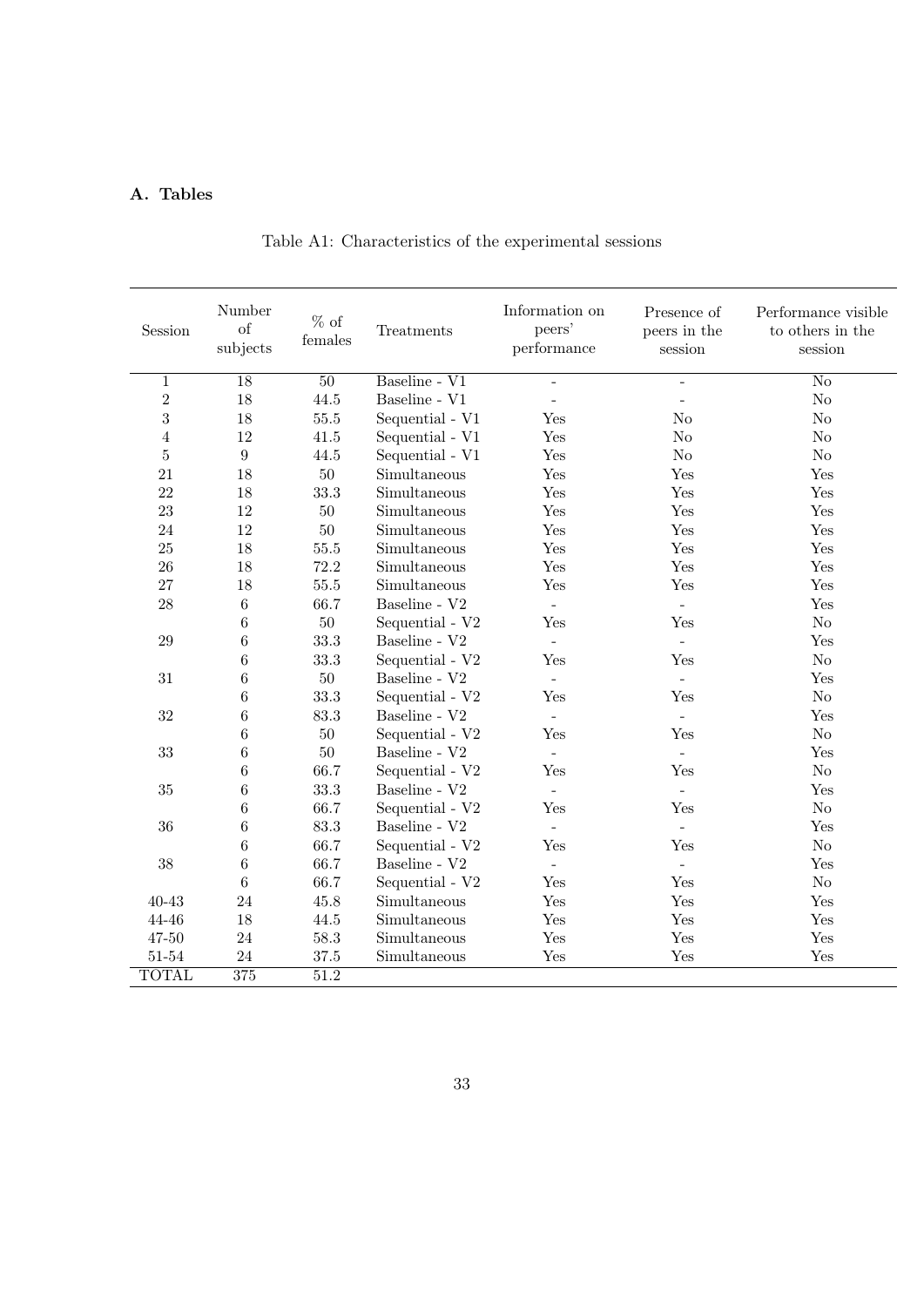## A. Tables

Table A1: Characteristics of the experimental sessions

| Session | Number of subjects | % of females | Treatments | Information on peers' performance | Presence of peers in the session | Performance visible to others in the session |
|---|---|---|---|---|---|---|
| 1 | 18 | 50 | Baseline - V1 | - | - | No |
| 2 | 18 | 44.5 | Baseline - V1 | - | - | No |
| 3 | 18 | 55.5 | Sequential - V1 | Yes | No | No |
| 4 | 12 | 41.5 | Sequential - V1 | Yes | No | No |
| 5 | 9 | 44.5 | Sequential - V1 | Yes | No | No |
| 21 | 18 | 50 | Simultaneous | Yes | Yes | Yes |
| 22 | 18 | 33.3 | Simultaneous | Yes | Yes | Yes |
| 23 | 12 | 50 | Simultaneous | Yes | Yes | Yes |
| 24 | 12 | 50 | Simultaneous | Yes | Yes | Yes |
| 25 | 18 | 55.5 | Simultaneous | Yes | Yes | Yes |
| 26 | 18 | 72.2 | Simultaneous | Yes | Yes | Yes |
| 27 | 18 | 55.5 | Simultaneous | Yes | Yes | Yes |
| 28 | 6 | 66.7 | Baseline - V2 | - | - | Yes |
| | 6 | 50 | Sequential - V2 | Yes | Yes | No |
| 29 | 6 | 33.3 | Baseline - V2 | - | - | Yes |
| | 6 | 33.3 | Sequential - V2 | Yes | Yes | No |
| 31 | 6 | 50 | Baseline - V2 | - | - | Yes |
| | 6 | 33.3 | Sequential - V2 | Yes | Yes | No |
| 32 | 6 | 83.3 | Baseline - V2 | - | - | Yes |
| | 6 | 50 | Sequential - V2 | Yes | Yes | No |
| 33 | 6 | 50 | Baseline - V2 | - | - | Yes |
| | 6 | 66.7 | Sequential - V2 | Yes | Yes | No |
| 35 | 6 | 33.3 | Baseline - V2 | - | - | Yes |
| | 6 | 66.7 | Sequential - V2 | Yes | Yes | No |
| 36 | 6 | 83.3 | Baseline - V2 | - | - | Yes |
| | 6 | 66.7 | Sequential - V2 | Yes | Yes | No |
| 38 | 6 | 66.7 | Baseline - V2 | - | - | Yes |
| | 6 | 66.7 | Sequential - V2 | Yes | Yes | No |
| 40-43 | 24 | 45.8 | Simultaneous | Yes | Yes | Yes |
| 44-46 | 18 | 44.5 | Simultaneous | Yes | Yes | Yes |
| 47-50 | 24 | 58.3 | Simultaneous | Yes | Yes | Yes |
| 51-54 | 24 | 37.5 | Simultaneous | Yes | Yes | Yes |
| TOTAL | 375 | 51.2 | | | | |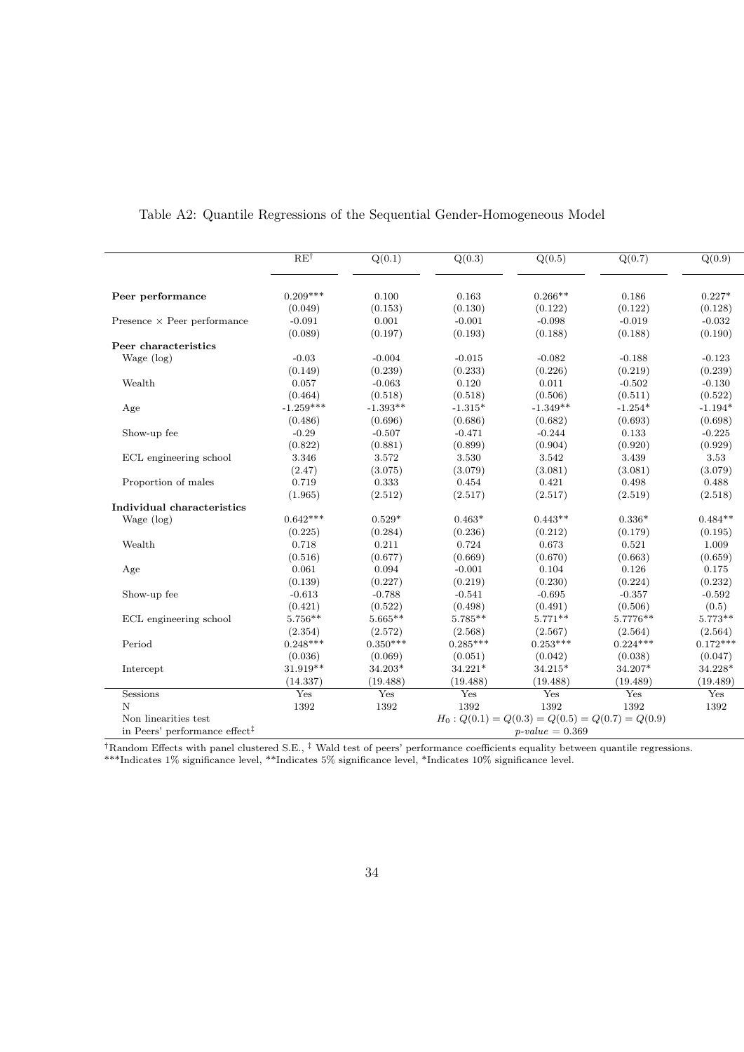Table A2: Quantile Regressions of the Sequential Gender-Homogeneous Model

| | RE† | Q(0.1) | Q(0.3) | Q(0.5) | Q(0.7) | Q(0.9) |
|---|---|---|---|---|---|---|
| **Peer performance** | 0.209*** | 0.100 | 0.163 | 0.266** | 0.186 | 0.227* |
| | (0.049) | (0.153) | (0.130) | (0.122) | (0.122) | (0.128) |
| Presence × Peer performance | -0.091 | 0.001 | -0.001 | -0.098 | -0.019 | -0.032 |
| | (0.089) | (0.197) | (0.193) | (0.188) | (0.188) | (0.190) |
| **Peer characteristics** | | | | | | |
| Wage (log) | -0.03 | -0.004 | -0.015 | -0.082 | -0.188 | -0.123 |
| | (0.149) | (0.239) | (0.233) | (0.226) | (0.219) | (0.239) |
| Wealth | 0.057 | -0.063 | 0.120 | 0.011 | -0.502 | -0.130 |
| | (0.464) | (0.518) | (0.518) | (0.506) | (0.511) | (0.522) |
| Age | -1.259*** | -1.393** | -1.315* | -1.349** | -1.254* | -1.194* |
| | (0.486) | (0.696) | (0.686) | (0.682) | (0.693) | (0.698) |
| Show-up fee | -0.29 | -0.507 | -0.471 | -0.244 | 0.133 | -0.225 |
| | (0.822) | (0.881) | (0.899) | (0.904) | (0.920) | (0.929) |
| ECL engineering school | 3.346 | 3.572 | 3.530 | 3.542 | 3.439 | 3.53 |
| | (2.47) | (3.075) | (3.079) | (3.081) | (3.081) | (3.079) |
| Proportion of males | 0.719 | 0.333 | 0.454 | 0.421 | 0.498 | 0.488 |
| | (1.965) | (2.512) | (2.517) | (2.517) | (2.519) | (2.518) |
| **Individual characteristics** | | | | | | |
| Wage (log) | 0.642*** | 0.529* | 0.463* | 0.443** | 0.336* | 0.484** |
| | (0.225) | (0.284) | (0.236) | (0.212) | (0.179) | (0.195) |
| Wealth | 0.718 | 0.211 | 0.724 | 0.673 | 0.521 | 1.009 |
| | (0.516) | (0.677) | (0.669) | (0.670) | (0.663) | (0.659) |
| Age | 0.061 | 0.094 | -0.001 | 0.104 | 0.126 | 0.175 |
| | (0.139) | (0.227) | (0.219) | (0.230) | (0.224) | (0.232) |
| Show-up fee | -0.613 | -0.788 | -0.541 | -0.695 | -0.357 | -0.592 |
| | (0.421) | (0.522) | (0.498) | (0.491) | (0.506) | (0.5) |
| ECL engineering school | 5.756** | 5.665** | 5.785** | 5.771** | 5.7776** | 5.773** |
| | (2.354) | (2.572) | (2.568) | (2.567) | (2.564) | (2.564) |
| Period | 0.248*** | 0.350*** | 0.285*** | 0.253*** | 0.224*** | 0.172*** |
| | (0.036) | (0.069) | (0.051) | (0.042) | (0.038) | (0.047) |
| Intercept | 31.919** | 34.203* | 34.221* | 34.215* | 34.207* | 34.228* |
| | (14.337) | (19.488) | (19.488) | (19.488) | (19.489) | (19.489) |
| Sessions | Yes | Yes | Yes | Yes | Yes | Yes |
| N | 1392 | 1392 | 1392 | 1392 | 1392 | 1392 |
| Non linearities test | | $H_0: Q(0.1) = Q(0.3) = Q(0.5) = Q(0.7) = Q(0.9)$ | | | | |
| in Peers' performance effect‡ | | *p-value* = 0.369 | | | | |

†Random Effects with panel clustered S.E., ‡ Wald test of peers' performance coefficients equality between quantile regressions.
***Indicates 1% significance level, **Indicates 5% significance level, *Indicates 10% significance level.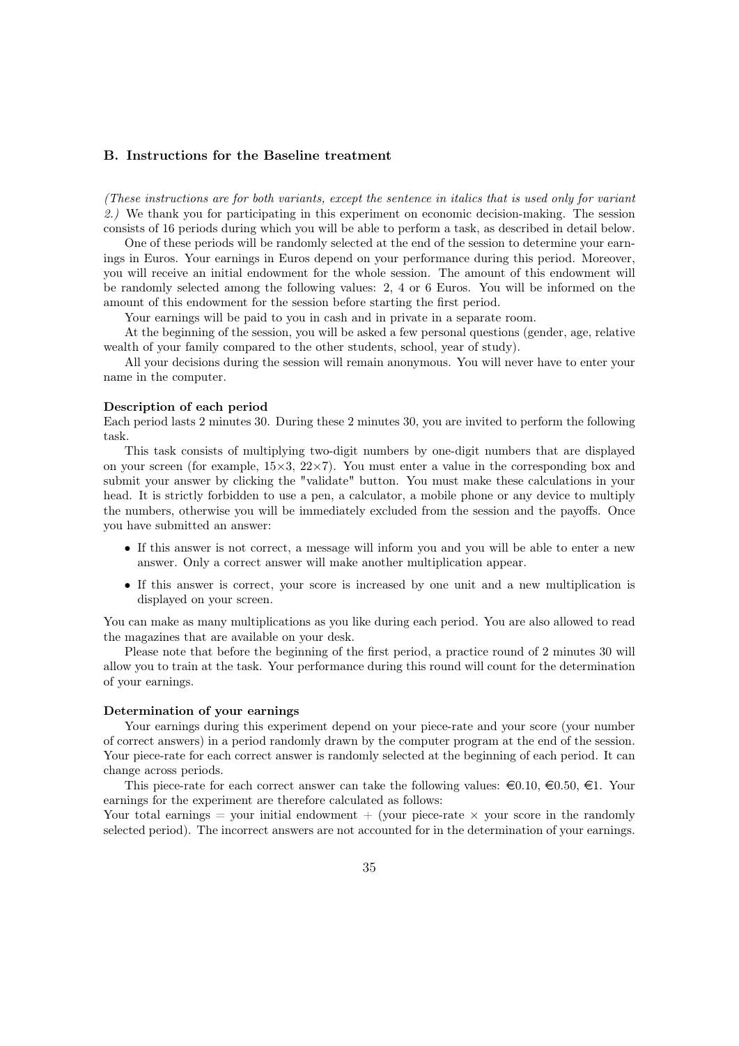### B. Instructions for the Baseline treatment

*(These instructions are for both variants, except the sentence in italics that is used only for variant 2.)* We thank you for participating in this experiment on economic decision-making. The session consists of 16 periods during which you will be able to perform a task, as described in detail below.

One of these periods will be randomly selected at the end of the session to determine your earnings in Euros. Your earnings in Euros depend on your performance during this period. Moreover, you will receive an initial endowment for the whole session. The amount of this endowment will be randomly selected among the following values: 2, 4 or 6 Euros. You will be informed on the amount of this endowment for the session before starting the first period.

Your earnings will be paid to you in cash and in private in a separate room.

At the beginning of the session, you will be asked a few personal questions (gender, age, relative wealth of your family compared to the other students, school, year of study).

All your decisions during the session will remain anonymous. You will never have to enter your name in the computer.

**Description of each period**

Each period lasts 2 minutes 30. During these 2 minutes 30, you are invited to perform the following task.

This task consists of multiplying two-digit numbers by one-digit numbers that are displayed on your screen (for example, 15×3, 22×7). You must enter a value in the corresponding box and submit your answer by clicking the "validate" button. You must make these calculations in your head. It is strictly forbidden to use a pen, a calculator, a mobile phone or any device to multiply the numbers, otherwise you will be immediately excluded from the session and the payoffs. Once you have submitted an answer:

- If this answer is not correct, a message will inform you and you will be able to enter a new answer. Only a correct answer will make another multiplication appear.
- If this answer is correct, your score is increased by one unit and a new multiplication is displayed on your screen.

You can make as many multiplications as you like during each period. You are also allowed to read the magazines that are available on your desk.

Please note that before the beginning of the first period, a practice round of 2 minutes 30 will allow you to train at the task. Your performance during this round will count for the determination of your earnings.

**Determination of your earnings**

Your earnings during this experiment depend on your piece-rate and your score (your number of correct answers) in a period randomly drawn by the computer program at the end of the session. Your piece-rate for each correct answer is randomly selected at the beginning of each period. It can change across periods.

This piece-rate for each correct answer can take the following values: €0.10, €0.50, €1. Your earnings for the experiment are therefore calculated as follows:

Your total earnings = your initial endowment + (your piece-rate × your score in the randomly selected period). The incorrect answers are not accounted for in the determination of your earnings.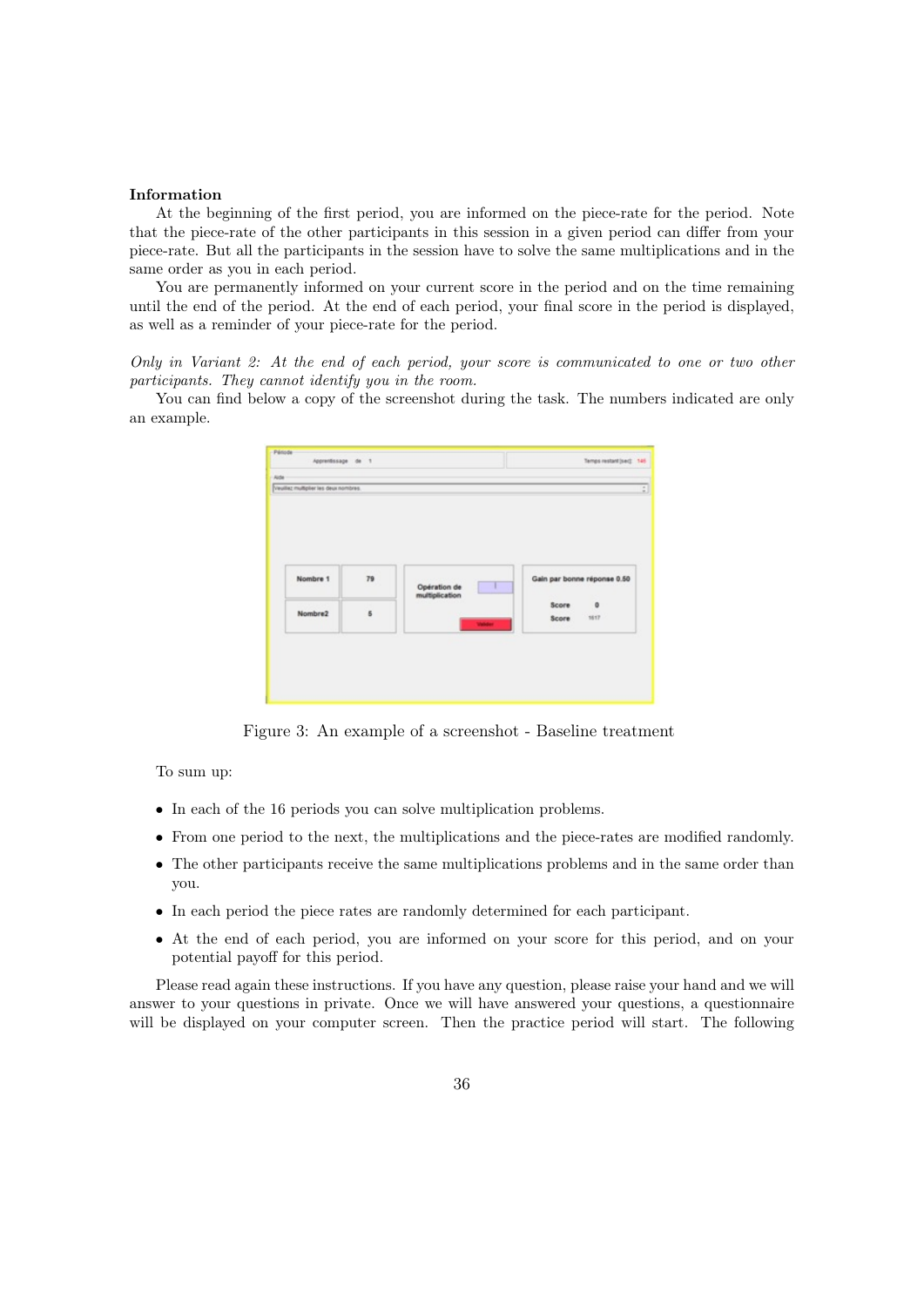**Information**

At the beginning of the first period, you are informed on the piece-rate for the period. Note that the piece-rate of the other participants in this session in a given period can differ from your piece-rate. But all the participants in the session have to solve the same multiplications and in the same order as you in each period.

You are permanently informed on your current score in the period and on the time remaining until the end of the period. At the end of each period, your final score in the period is displayed, as well as a reminder of your piece-rate for the period.

*Only in Variant 2: At the end of each period, your score is communicated to one or two other participants. They cannot identify you in the room.*

You can find below a copy of the screenshot during the task. The numbers indicated are only an example.

Figure 3: An example of a screenshot - Baseline treatment

To sum up:

- In each of the 16 periods you can solve multiplication problems.
- From one period to the next, the multiplications and the piece-rates are modified randomly.
- The other participants receive the same multiplications problems and in the same order than you.
- In each period the piece rates are randomly determined for each participant.
- At the end of each period, you are informed on your score for this period, and on your potential payoff for this period.

Please read again these instructions. If you have any question, please raise your hand and we will answer to your questions in private. Once we will have answered your questions, a questionnaire will be displayed on your computer screen. Then the practice period will start. The following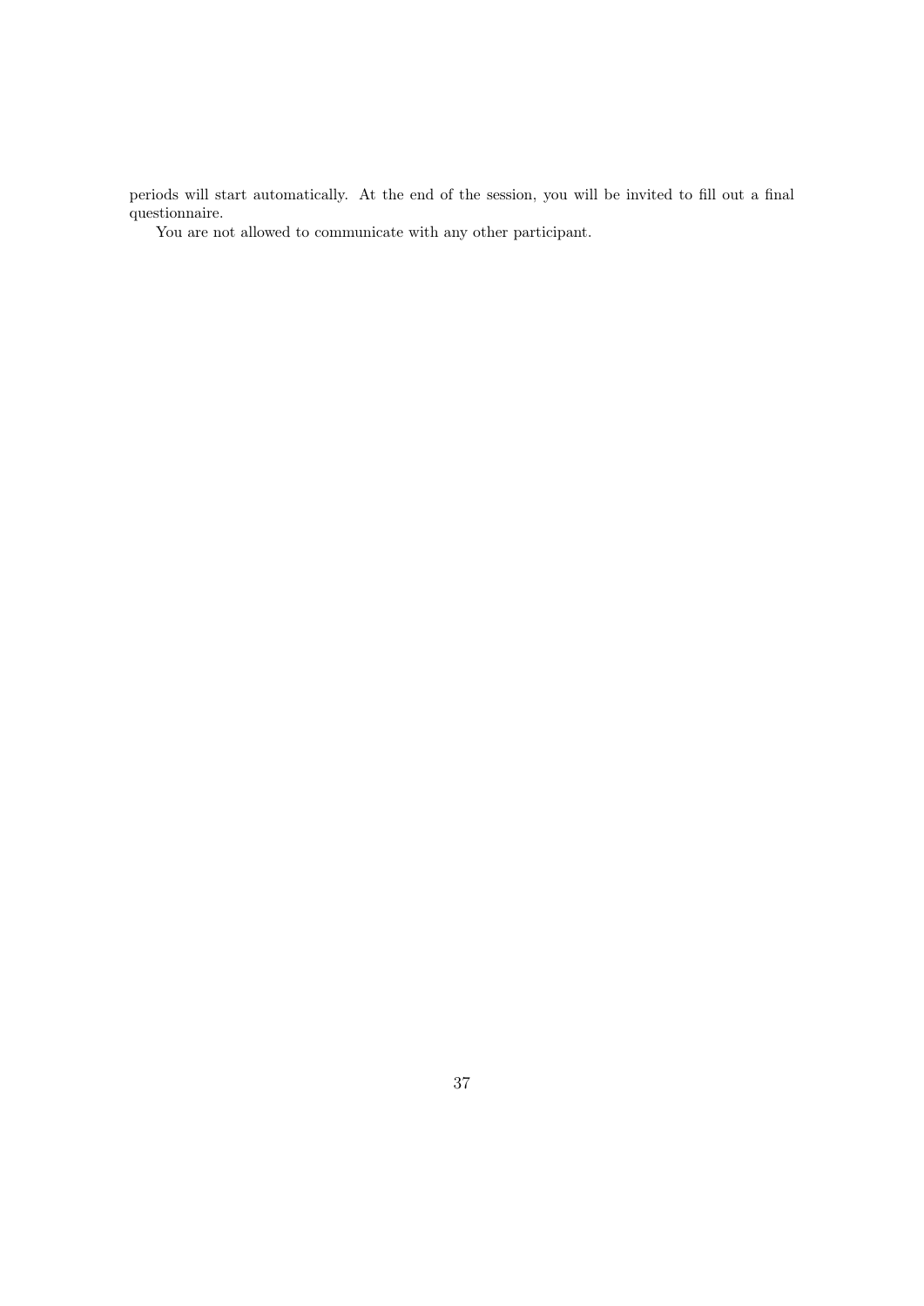periods will start automatically. At the end of the session, you will be invited to fill out a final questionnaire.

You are not allowed to communicate with any other participant.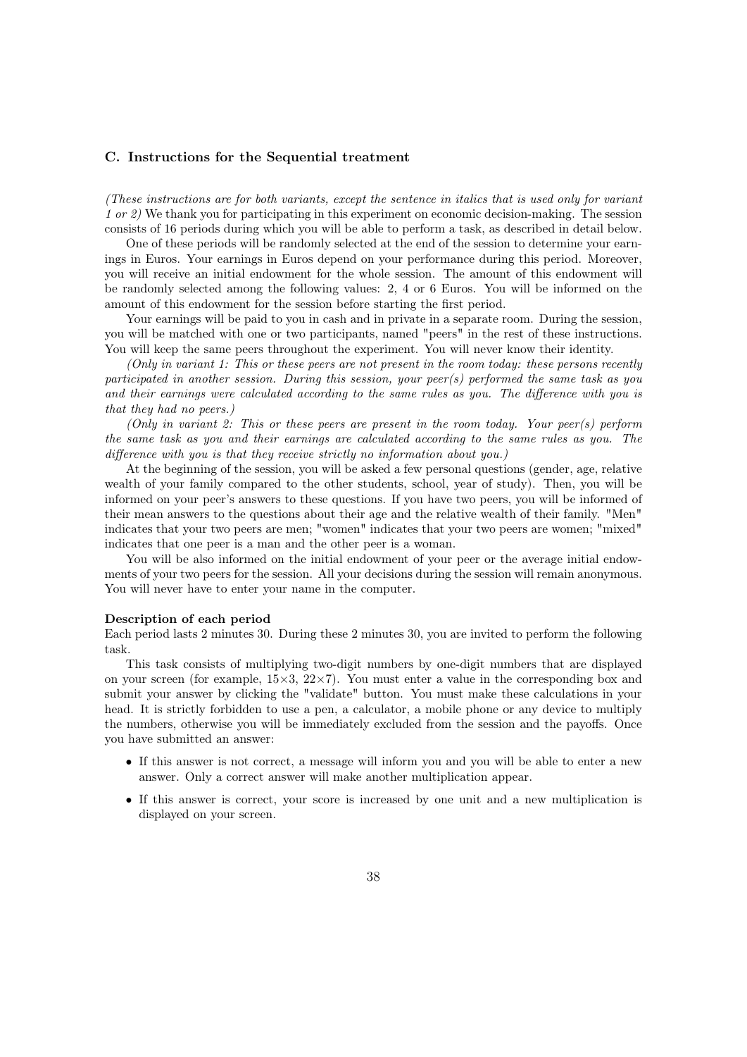### C. Instructions for the Sequential treatment

*(These instructions are for both variants, except the sentence in italics that is used only for variant 1 or 2)* We thank you for participating in this experiment on economic decision-making. The session consists of 16 periods during which you will be able to perform a task, as described in detail below.

One of these periods will be randomly selected at the end of the session to determine your earnings in Euros. Your earnings in Euros depend on your performance during this period. Moreover, you will receive an initial endowment for the whole session. The amount of this endowment will be randomly selected among the following values: 2, 4 or 6 Euros. You will be informed on the amount of this endowment for the session before starting the first period.

Your earnings will be paid to you in cash and in private in a separate room. During the session, you will be matched with one or two participants, named "peers" in the rest of these instructions. You will keep the same peers throughout the experiment. You will never know their identity.

*(Only in variant 1: This or these peers are not present in the room today: these persons recently participated in another session. During this session, your peer(s) performed the same task as you and their earnings were calculated according to the same rules as you. The difference with you is that they had no peers.)*

*(Only in variant 2: This or these peers are present in the room today. Your peer(s) perform the same task as you and their earnings are calculated according to the same rules as you. The difference with you is that they receive strictly no information about you.)*

At the beginning of the session, you will be asked a few personal questions (gender, age, relative wealth of your family compared to the other students, school, year of study). Then, you will be informed on your peer's answers to these questions. If you have two peers, you will be informed of their mean answers to the questions about their age and the relative wealth of their family. "Men" indicates that your two peers are men; "women" indicates that your two peers are women; "mixed" indicates that one peer is a man and the other peer is a woman.

You will be also informed on the initial endowment of your peer or the average initial endowments of your two peers for the session. All your decisions during the session will remain anonymous. You will never have to enter your name in the computer.

#### Description of each period

Each period lasts 2 minutes 30. During these 2 minutes 30, you are invited to perform the following task.

This task consists of multiplying two-digit numbers by one-digit numbers that are displayed on your screen (for example, $15\times3$, $22\times7$). You must enter a value in the corresponding box and submit your answer by clicking the "validate" button. You must make these calculations in your head. It is strictly forbidden to use a pen, a calculator, a mobile phone or any device to multiply the numbers, otherwise you will be immediately excluded from the session and the payoffs. Once you have submitted an answer:

- If this answer is not correct, a message will inform you and you will be able to enter a new answer. Only a correct answer will make another multiplication appear.
- If this answer is correct, your score is increased by one unit and a new multiplication is displayed on your screen.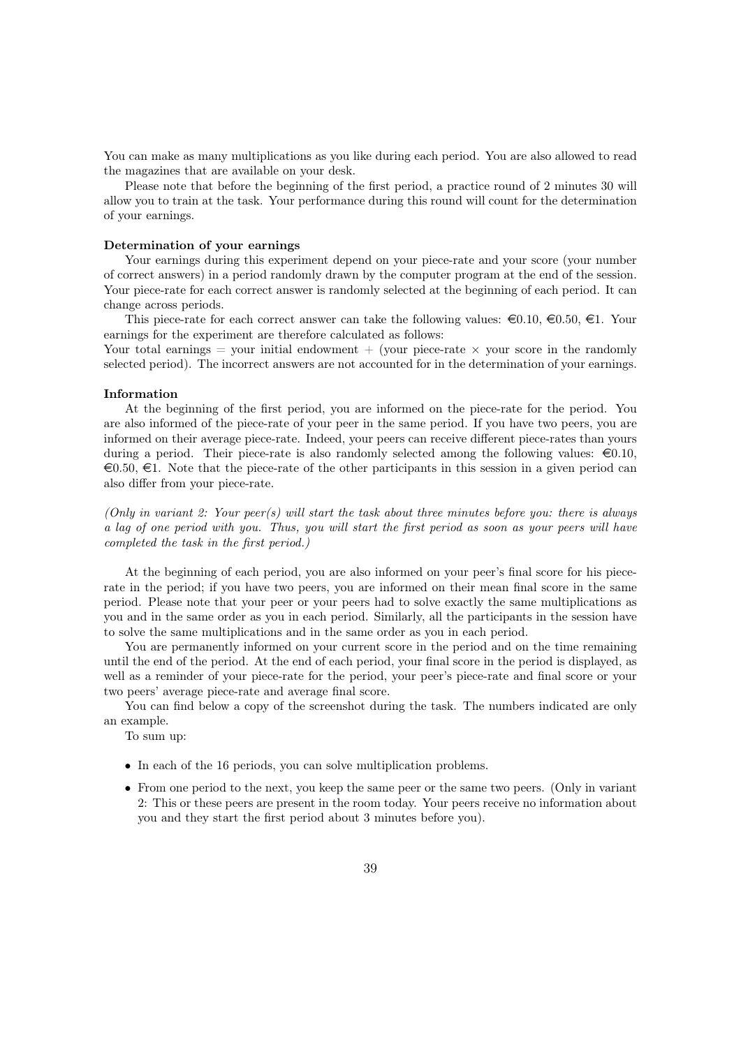You can make as many multiplications as you like during each period. You are also allowed to read the magazines that are available on your desk.

Please note that before the beginning of the first period, a practice round of 2 minutes 30 will allow you to train at the task. Your performance during this round will count for the determination of your earnings.

**Determination of your earnings**

Your earnings during this experiment depend on your piece-rate and your score (your number of correct answers) in a period randomly drawn by the computer program at the end of the session. Your piece-rate for each correct answer is randomly selected at the beginning of each period. It can change across periods.

This piece-rate for each correct answer can take the following values: €0.10, €0.50, €1. Your earnings for the experiment are therefore calculated as follows:

Your total earnings = your initial endowment + (your piece-rate × your score in the randomly selected period). The incorrect answers are not accounted for in the determination of your earnings.

**Information**

At the beginning of the first period, you are informed on the piece-rate for the period. You are also informed of the piece-rate of your peer in the same period. If you have two peers, you are informed on their average piece-rate. Indeed, your peers can receive different piece-rates than yours during a period. Their piece-rate is also randomly selected among the following values: €0.10, €0.50, €1. Note that the piece-rate of the other participants in this session in a given period can also differ from your piece-rate.

*(Only in variant 2: Your peer(s) will start the task about three minutes before you: there is always a lag of one period with you. Thus, you will start the first period as soon as your peers will have completed the task in the first period.)*

At the beginning of each period, you are also informed on your peer's final score for his piece-rate in the period; if you have two peers, you are informed on their mean final score in the same period. Please note that your peer or your peers had to solve exactly the same multiplications as you and in the same order as you in each period. Similarly, all the participants in the session have to solve the same multiplications and in the same order as you in each period.

You are permanently informed on your current score in the period and on the time remaining until the end of the period. At the end of each period, your final score in the period is displayed, as well as a reminder of your piece-rate for the period, your peer's piece-rate and final score or your two peers' average piece-rate and average final score.

You can find below a copy of the screenshot during the task. The numbers indicated are only an example.

To sum up:

- In each of the 16 periods, you can solve multiplication problems.
- From one period to the next, you keep the same peer or the same two peers. (Only in variant 2: This or these peers are present in the room today. Your peers receive no information about you and they start the first period about 3 minutes before you).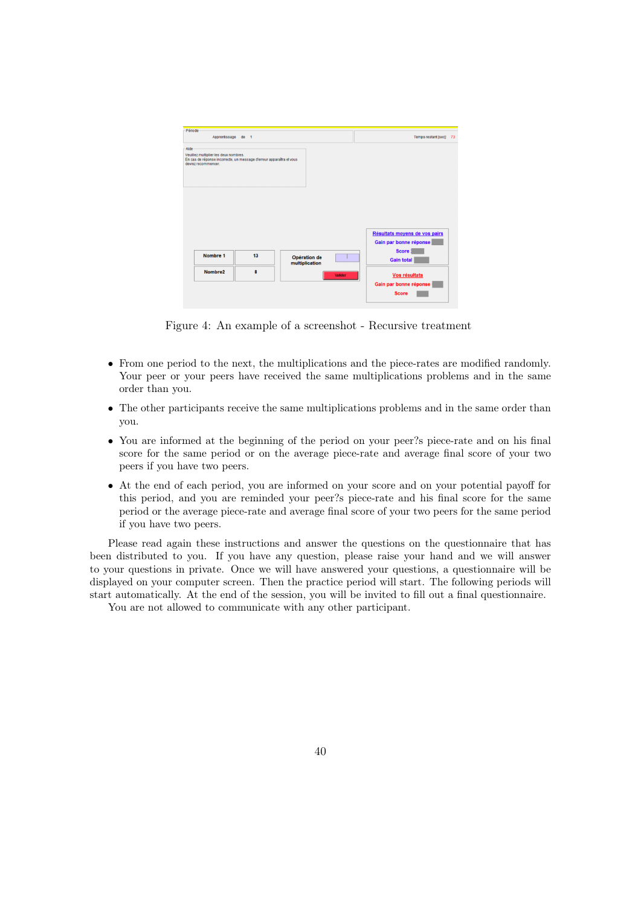Figure 4: An example of a screenshot - Recursive treatment

- From one period to the next, the multiplications and the piece-rates are modified randomly. Your peer or your peers have received the same multiplications problems and in the same order than you.
- The other participants receive the same multiplications problems and in the same order than you.
- You are informed at the beginning of the period on your peer?s piece-rate and on his final score for the same period or on the average piece-rate and average final score of your two peers if you have two peers.
- At the end of each period, you are informed on your score and on your potential payoff for this period, and you are reminded your peer?s piece-rate and his final score for the same period or the average piece-rate and average final score of your two peers for the same period if you have two peers.

Please read again these instructions and answer the questions on the questionnaire that has been distributed to you. If you have any question, please raise your hand and we will answer to your questions in private. Once we will have answered your questions, a questionnaire will be displayed on your computer screen. Then the practice period will start. The following periods will start automatically. At the end of the session, you will be invited to fill out a final questionnaire.

You are not allowed to communicate with any other participant.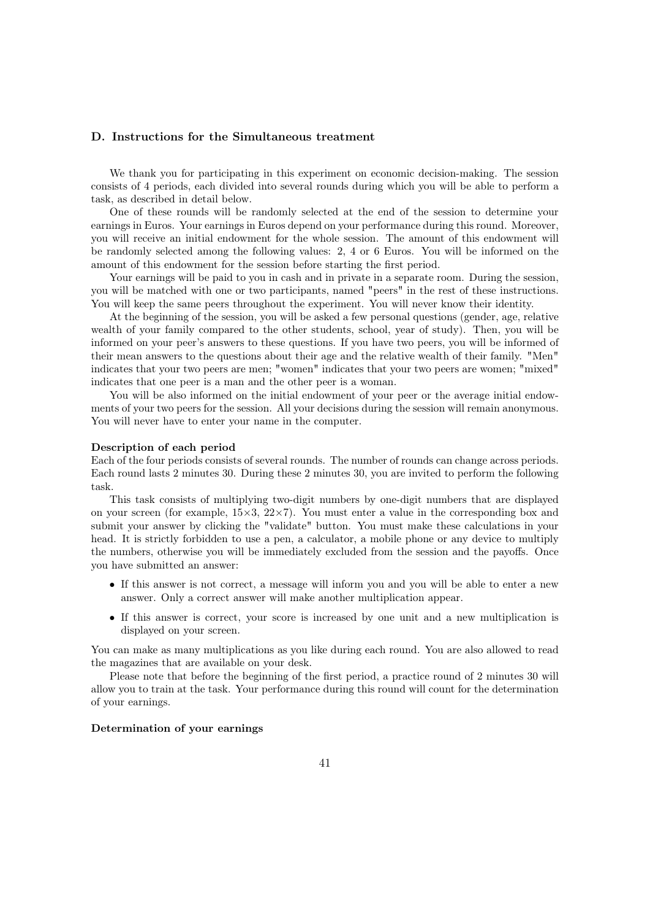## D. Instructions for the Simultaneous treatment

We thank you for participating in this experiment on economic decision-making. The session consists of 4 periods, each divided into several rounds during which you will be able to perform a task, as described in detail below.

One of these rounds will be randomly selected at the end of the session to determine your earnings in Euros. Your earnings in Euros depend on your performance during this round. Moreover, you will receive an initial endowment for the whole session. The amount of this endowment will be randomly selected among the following values: 2, 4 or 6 Euros. You will be informed on the amount of this endowment for the session before starting the first period.

Your earnings will be paid to you in cash and in private in a separate room. During the session, you will be matched with one or two participants, named "peers" in the rest of these instructions. You will keep the same peers throughout the experiment. You will never know their identity.

At the beginning of the session, you will be asked a few personal questions (gender, age, relative wealth of your family compared to the other students, school, year of study). Then, you will be informed on your peer's answers to these questions. If you have two peers, you will be informed of their mean answers to the questions about their age and the relative wealth of their family. "Men" indicates that your two peers are men; "women" indicates that your two peers are women; "mixed" indicates that one peer is a man and the other peer is a woman.

You will be also informed on the initial endowment of your peer or the average initial endowments of your two peers for the session. All your decisions during the session will remain anonymous. You will never have to enter your name in the computer.

**Description of each period**

Each of the four periods consists of several rounds. The number of rounds can change across periods. Each round lasts 2 minutes 30. During these 2 minutes 30, you are invited to perform the following task.

This task consists of multiplying two-digit numbers by one-digit numbers that are displayed on your screen (for example, $15\times3$, $22\times7$). You must enter a value in the corresponding box and submit your answer by clicking the "validate" button. You must make these calculations in your head. It is strictly forbidden to use a pen, a calculator, a mobile phone or any device to multiply the numbers, otherwise you will be immediately excluded from the session and the payoffs. Once you have submitted an answer:

- If this answer is not correct, a message will inform you and you will be able to enter a new answer. Only a correct answer will make another multiplication appear.
- If this answer is correct, your score is increased by one unit and a new multiplication is displayed on your screen.

You can make as many multiplications as you like during each round. You are also allowed to read the magazines that are available on your desk.

Please note that before the beginning of the first period, a practice round of 2 minutes 30 will allow you to train at the task. Your performance during this round will count for the determination of your earnings.

**Determination of your earnings**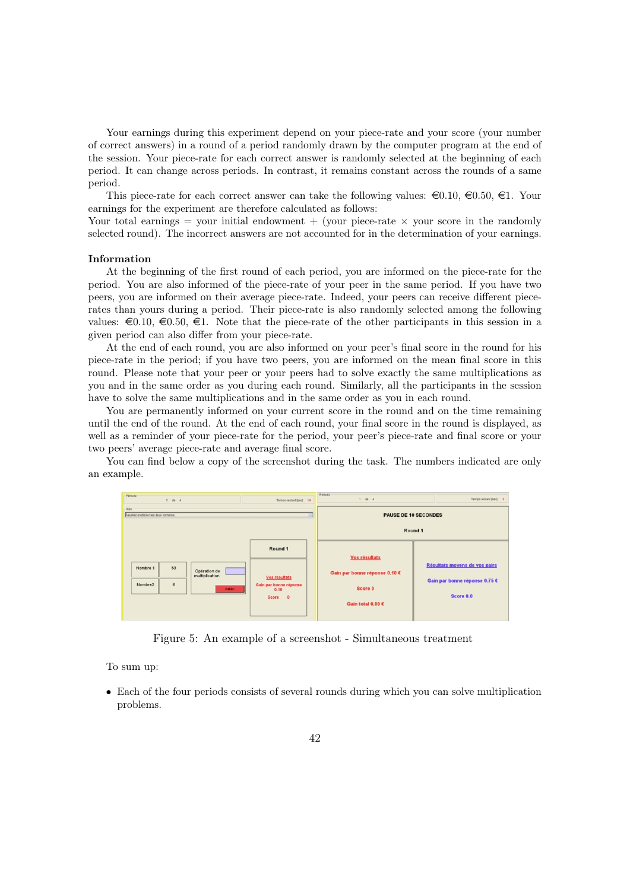Your earnings during this experiment depend on your piece-rate and your score (your number of correct answers) in a round of a period randomly drawn by the computer program at the end of the session. Your piece-rate for each correct answer is randomly selected at the beginning of each period. It can change across periods. In contrast, it remains constant across the rounds of a same period.

This piece-rate for each correct answer can take the following values: €0.10, €0.50, €1. Your earnings for the experiment are therefore calculated as follows:
Your total earnings = your initial endowment + (your piece-rate × your score in the randomly selected round). The incorrect answers are not accounted for in the determination of your earnings.

**Information**

At the beginning of the first round of each period, you are informed on the piece-rate for the period. You are also informed of the piece-rate of your peer in the same period. If you have two peers, you are informed on their average piece-rate. Indeed, your peers can receive different piece-rates than yours during a period. Their piece-rate is also randomly selected among the following values: €0.10, €0.50, €1. Note that the piece-rate of the other participants in this session in a given period can also differ from your piece-rate.

At the end of each round, you are also informed on your peer's final score in the round for his piece-rate in the period; if you have two peers, you are informed on the mean final score in this round. Please note that your peer or your peers had to solve exactly the same multiplications as you and in the same order as you during each round. Similarly, all the participants in the session have to solve the same multiplications and in the same order as you in each round.

You are permanently informed on your current score in the round and on the time remaining until the end of the round. At the end of each round, your final score in the round is displayed, as well as a reminder of your piece-rate for the period, your peer's piece-rate and final score or your two peers' average piece-rate and average final score.

You can find below a copy of the screenshot during the task. The numbers indicated are only an example.

Figure 5: An example of a screenshot - Simultaneous treatment

To sum up:

- Each of the four periods consists of several rounds during which you can solve multiplication problems.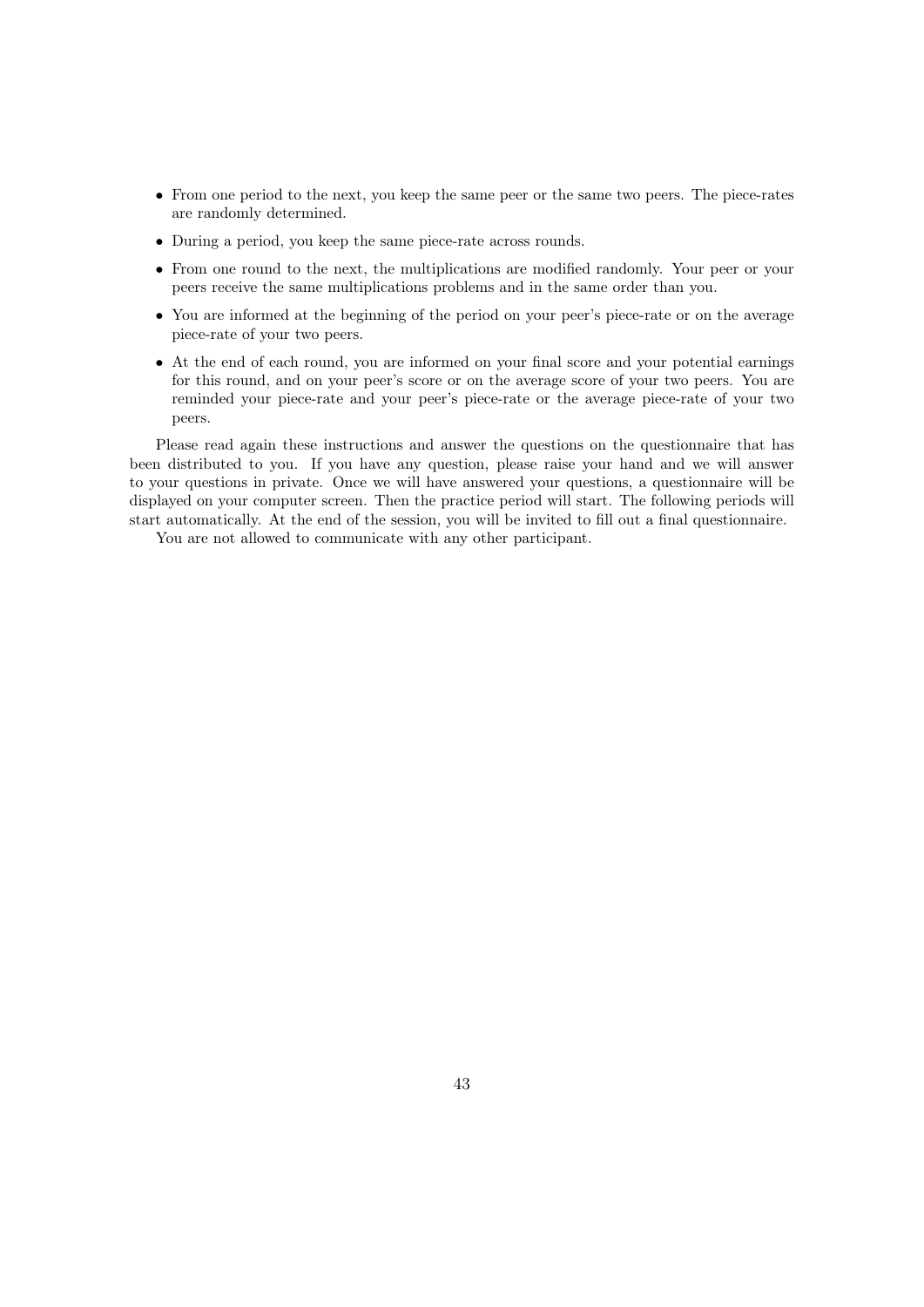- From one period to the next, you keep the same peer or the same two peers. The piece-rates are randomly determined.
- During a period, you keep the same piece-rate across rounds.
- From one round to the next, the multiplications are modified randomly. Your peer or your peers receive the same multiplications problems and in the same order than you.
- You are informed at the beginning of the period on your peer's piece-rate or on the average piece-rate of your two peers.
- At the end of each round, you are informed on your final score and your potential earnings for this round, and on your peer's score or on the average score of your two peers. You are reminded your piece-rate and your peer's piece-rate or the average piece-rate of your two peers.

Please read again these instructions and answer the questions on the questionnaire that has been distributed to you. If you have any question, please raise your hand and we will answer to your questions in private. Once we will have answered your questions, a questionnaire will be displayed on your computer screen. Then the practice period will start. The following periods will start automatically. At the end of the session, you will be invited to fill out a final questionnaire.

You are not allowed to communicate with any other participant.